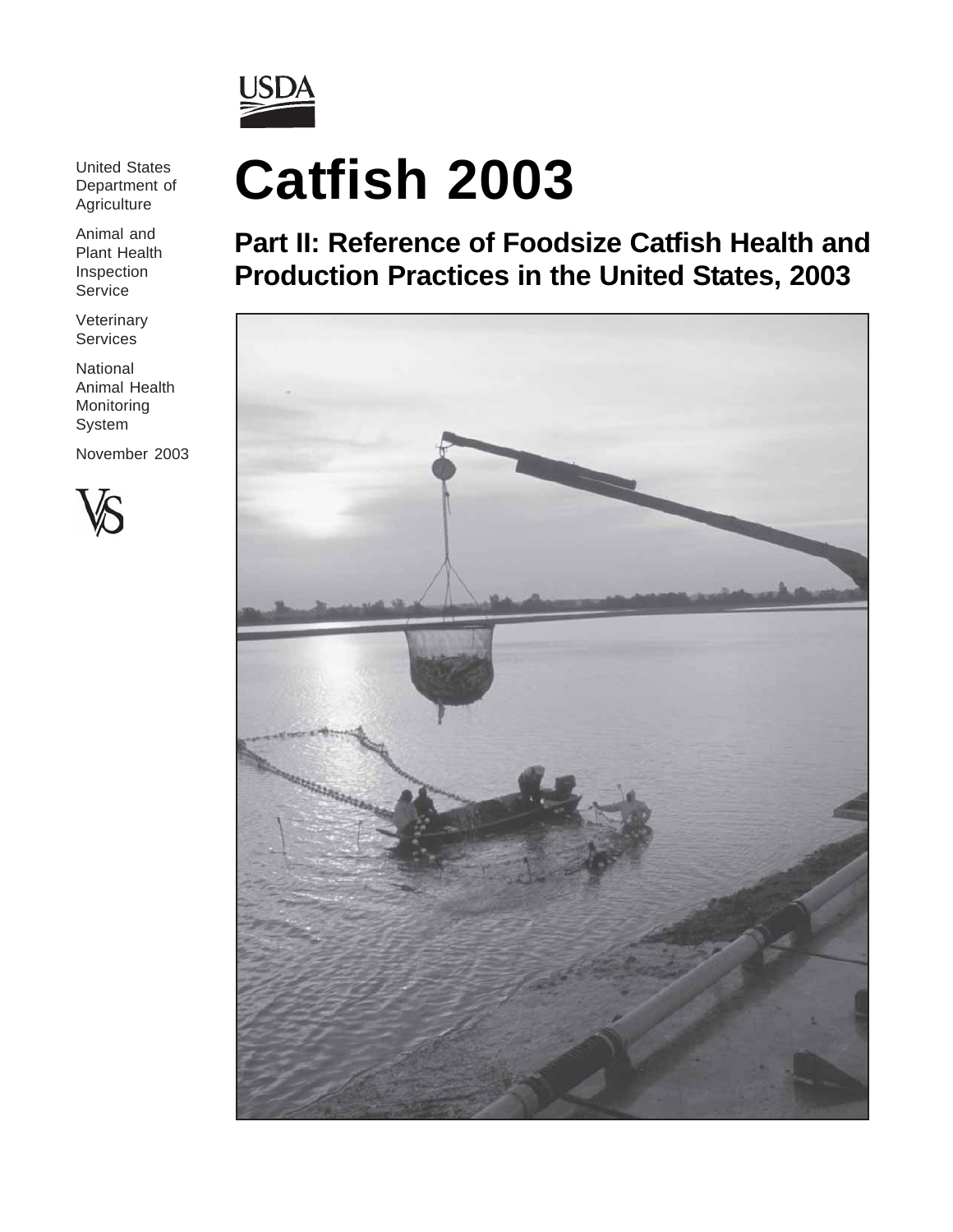USDA

United States Department of Agriculture

Animal and Plant Health Inspection Service

Veterinary Services

National Animal Health Monitoring System

November 2003

VS

# Catfish 2003

## Part II: Reference of Foodsize Catfish Health and Production Practices in the United States, 2003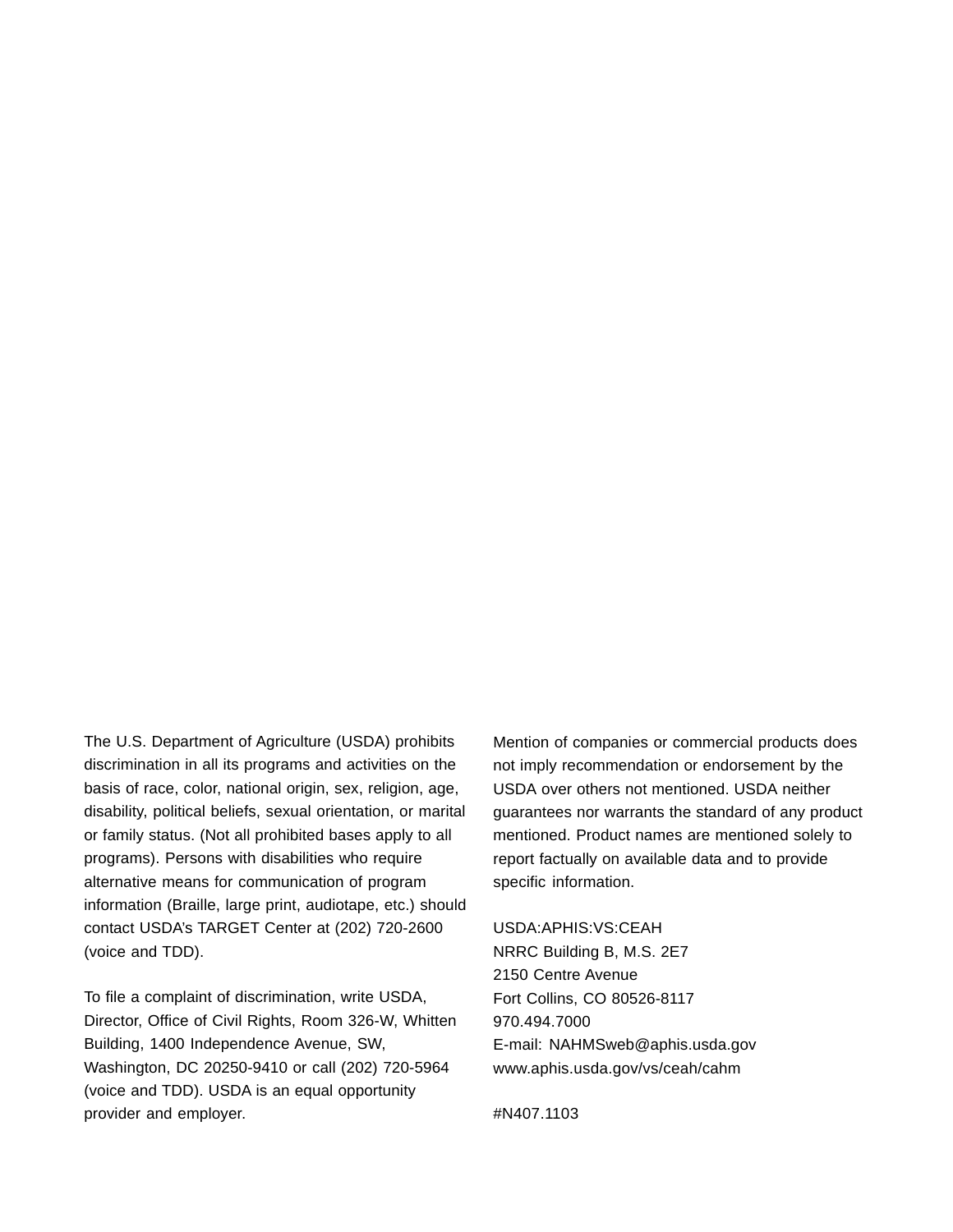The U.S. Department of Agriculture (USDA) prohibits discrimination in all its programs and activities on the basis of race, color, national origin, sex, religion, age, disability, political beliefs, sexual orientation, or marital or family status. (Not all prohibited bases apply to all programs). Persons with disabilities who require alternative means for communication of program information (Braille, large print, audiotape, etc.) should contact USDA's TARGET Center at (202) 720-2600 (voice and TDD).

To file a complaint of discrimination, write USDA, Director, Office of Civil Rights, Room 326-W, Whitten Building, 1400 Independence Avenue, SW, Washington, DC 20250-9410 or call (202) 720-5964 (voice and TDD). USDA is an equal opportunity provider and employer.

Mention of companies or commercial products does not imply recommendation or endorsement by the USDA over others not mentioned. USDA neither guarantees nor warrants the standard of any product mentioned. Product names are mentioned solely to report factually on available data and to provide specific information.

USDA:APHIS:VS:CEAH
NRRC Building B, M.S. 2E7
2150 Centre Avenue
Fort Collins, CO 80526-8117
970.494.7000
E-mail: NAHMSweb@aphis.usda.gov
www.aphis.usda.gov/vs/ceah/cahm

#N407.1103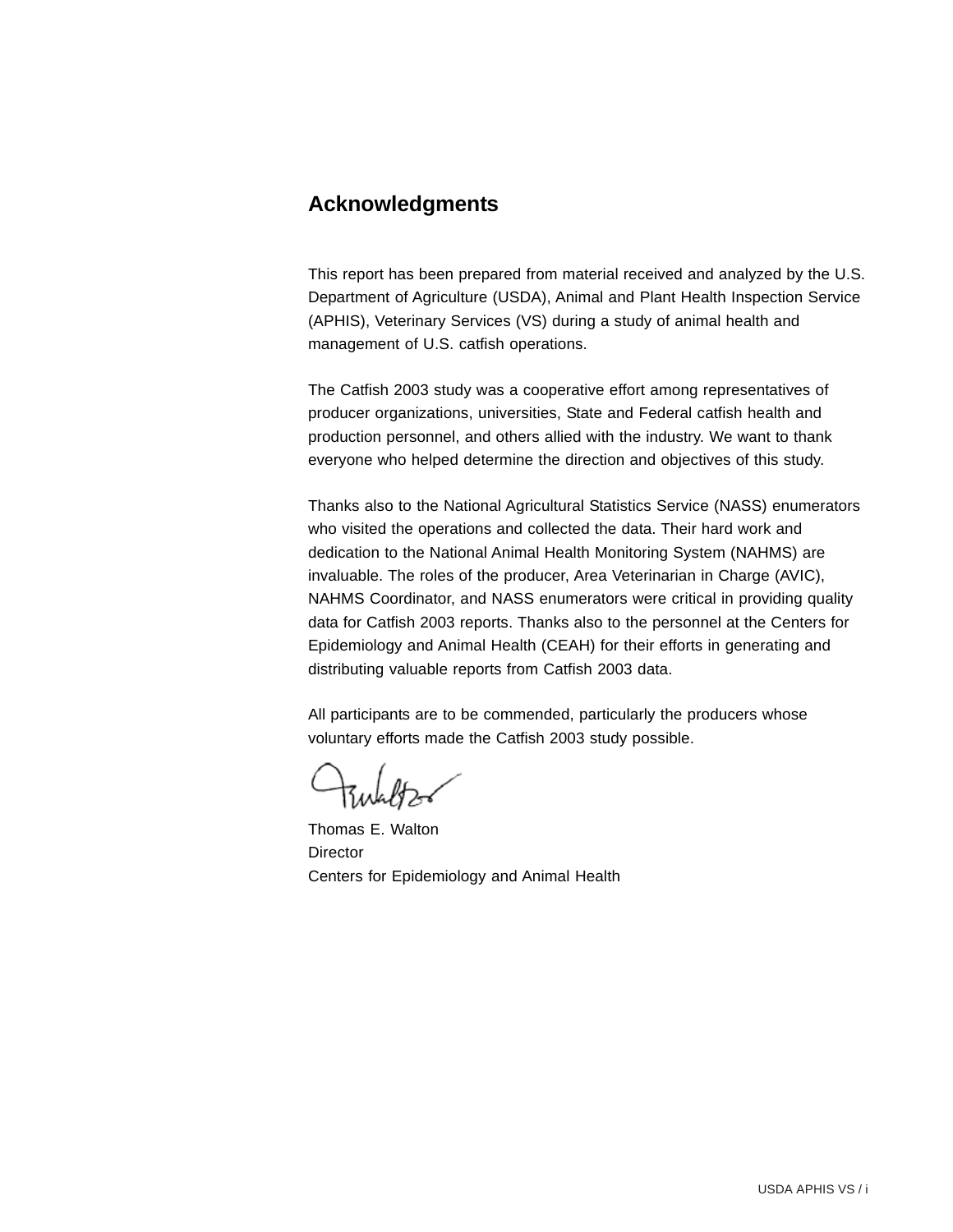## Acknowledgments

This report has been prepared from material received and analyzed by the U.S. Department of Agriculture (USDA), Animal and Plant Health Inspection Service (APHIS), Veterinary Services (VS) during a study of animal health and management of U.S. catfish operations.

The Catfish 2003 study was a cooperative effort among representatives of producer organizations, universities, State and Federal catfish health and production personnel, and others allied with the industry. We want to thank everyone who helped determine the direction and objectives of this study.

Thanks also to the National Agricultural Statistics Service (NASS) enumerators who visited the operations and collected the data. Their hard work and dedication to the National Animal Health Monitoring System (NAHMS) are invaluable. The roles of the producer, Area Veterinarian in Charge (AVIC), NAHMS Coordinator, and NASS enumerators were critical in providing quality data for Catfish 2003 reports. Thanks also to the personnel at the Centers for Epidemiology and Animal Health (CEAH) for their efforts in generating and distributing valuable reports from Catfish 2003 data.

All participants are to be commended, particularly the producers whose voluntary efforts made the Catfish 2003 study possible.

Thomas E. Walton
Director
Centers for Epidemiology and Animal Health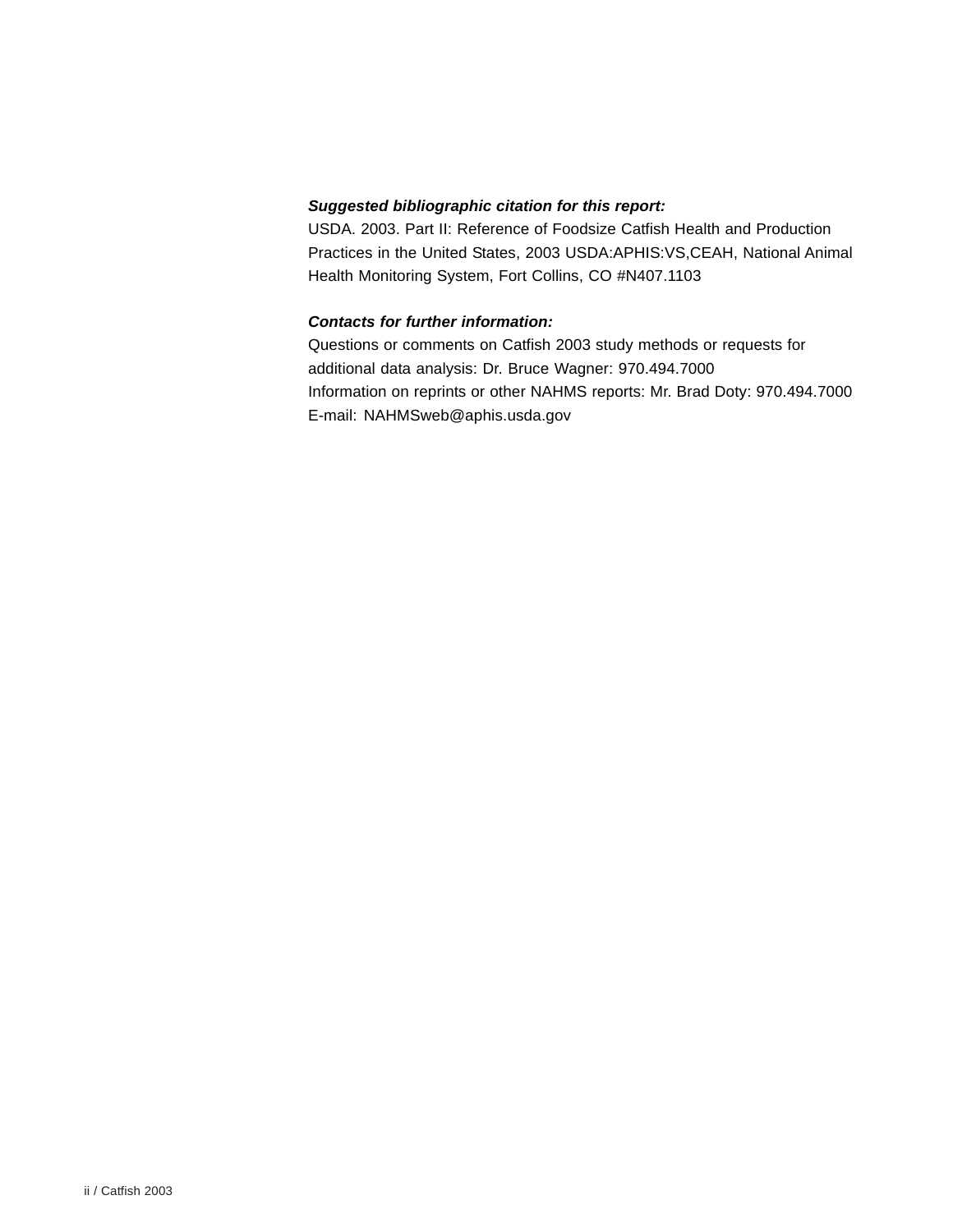***Suggested bibliographic citation for this report:***

USDA. 2003. Part II: Reference of Foodsize Catfish Health and Production Practices in the United States, 2003 USDA:APHIS:VS,CEAH, National Animal Health Monitoring System, Fort Collins, CO #N407.1103

***Contacts for further information:***

Questions or comments on Catfish 2003 study methods or requests for additional data analysis: Dr. Bruce Wagner: 970.494.7000

Information on reprints or other NAHMS reports: Mr. Brad Doty: 970.494.7000

E-mail: NAHMSweb@aphis.usda.gov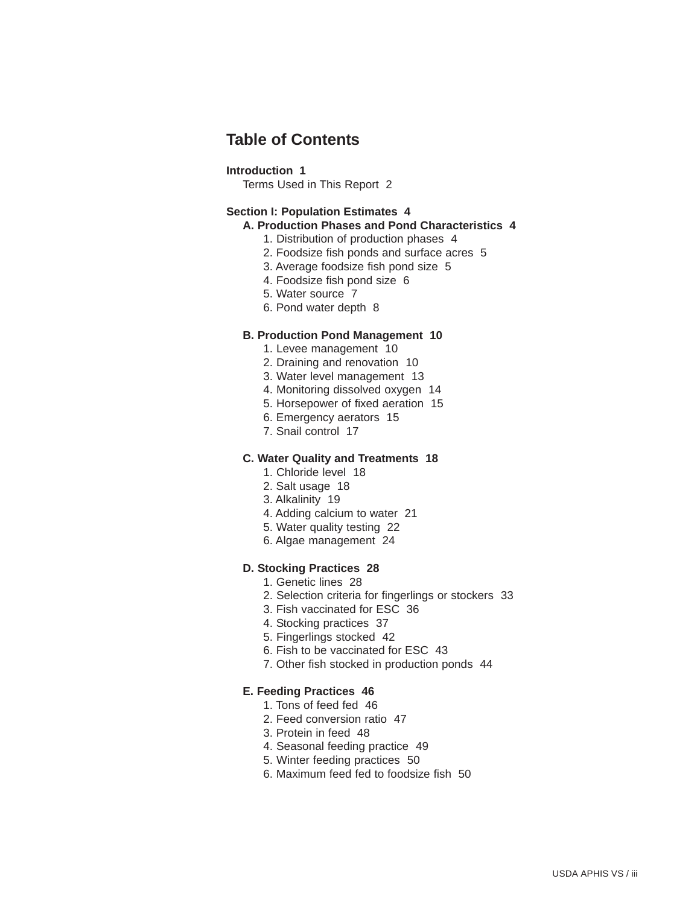# Table of Contents

**Introduction 1**

Terms Used in This Report 2

**Section I: Population Estimates 4**

**A. Production Phases and Pond Characteristics 4**

1. Distribution of production phases 4
2. Foodsize fish ponds and surface acres 5
3. Average foodsize fish pond size 5
4. Foodsize fish pond size 6
5. Water source 7
6. Pond water depth 8

**B. Production Pond Management 10**

1. Levee management 10
2. Draining and renovation 10
3. Water level management 13
4. Monitoring dissolved oxygen 14
5. Horsepower of fixed aeration 15
6. Emergency aerators 15
7. Snail control 17

**C. Water Quality and Treatments 18**

1. Chloride level 18
2. Salt usage 18
3. Alkalinity 19
4. Adding calcium to water 21
5. Water quality testing 22
6. Algae management 24

**D. Stocking Practices 28**

1. Genetic lines 28
2. Selection criteria for fingerlings or stockers 33
3. Fish vaccinated for ESC 36
4. Stocking practices 37
5. Fingerlings stocked 42
6. Fish to be vaccinated for ESC 43
7. Other fish stocked in production ponds 44

**E. Feeding Practices 46**

1. Tons of feed fed 46
2. Feed conversion ratio 47
3. Protein in feed 48
4. Seasonal feeding practice 49
5. Winter feeding practices 50
6. Maximum feed fed to foodsize fish 50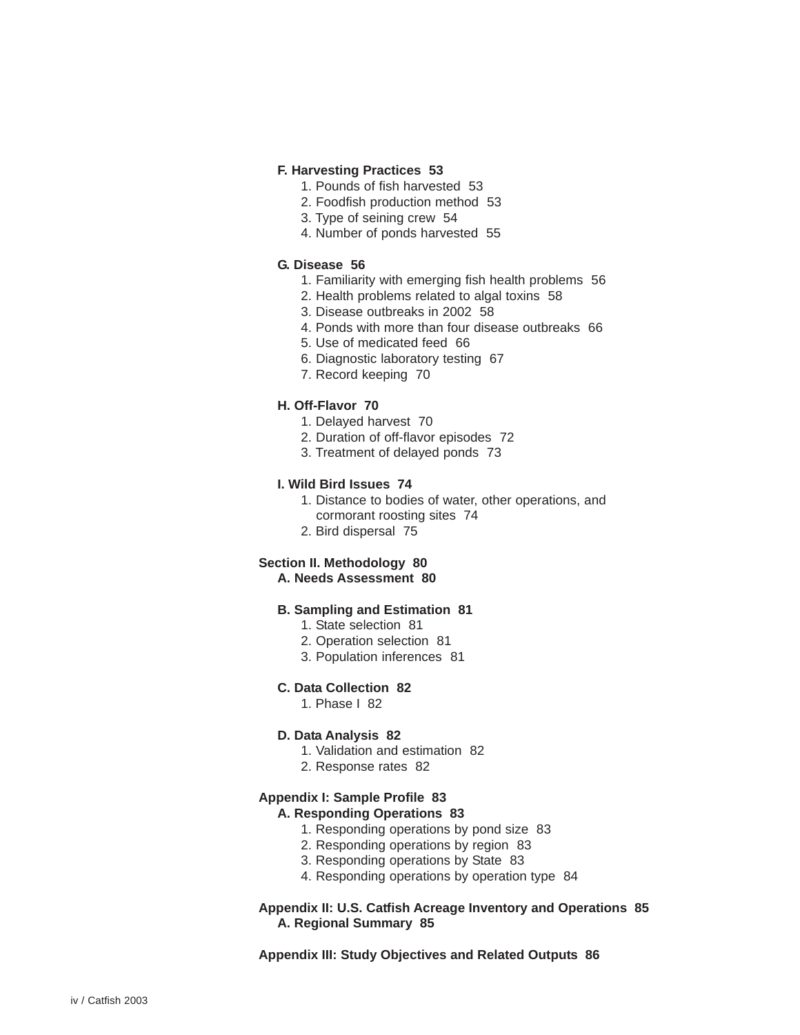**F. Harvesting Practices 53**

1. Pounds of fish harvested 53
2. Foodfish production method 53
3. Type of seining crew 54
4. Number of ponds harvested 55

**G. Disease 56**

1. Familiarity with emerging fish health problems 56
2. Health problems related to algal toxins 58
3. Disease outbreaks in 2002 58
4. Ponds with more than four disease outbreaks 66
5. Use of medicated feed 66
6. Diagnostic laboratory testing 67
7. Record keeping 70

**H. Off-Flavor 70**

1. Delayed harvest 70
2. Duration of off-flavor episodes 72
3. Treatment of delayed ponds 73

**I. Wild Bird Issues 74**

1. Distance to bodies of water, other operations, and cormorant roosting sites 74
2. Bird dispersal 75

**Section II. Methodology 80**

**A. Needs Assessment 80**

**B. Sampling and Estimation 81**

1. State selection 81
2. Operation selection 81
3. Population inferences 81

**C. Data Collection 82**

1. Phase I 82

**D. Data Analysis 82**

1. Validation and estimation 82
2. Response rates 82

**Appendix I: Sample Profile 83**

**A. Responding Operations 83**

1. Responding operations by pond size 83
2. Responding operations by region 83
3. Responding operations by State 83
4. Responding operations by operation type 84

**Appendix II: U.S. Catfish Acreage Inventory and Operations 85**

**A. Regional Summary 85**

**Appendix III: Study Objectives and Related Outputs 86**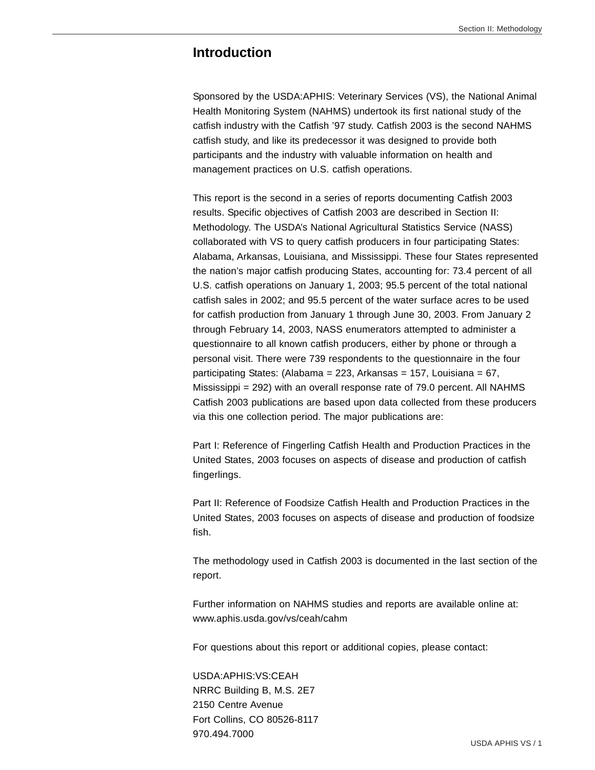# Introduction

Sponsored by the USDA:APHIS: Veterinary Services (VS), the National Animal Health Monitoring System (NAHMS) undertook its first national study of the catfish industry with the Catfish '97 study. Catfish 2003 is the second NAHMS catfish study, and like its predecessor it was designed to provide both participants and the industry with valuable information on health and management practices on U.S. catfish operations.

This report is the second in a series of reports documenting Catfish 2003 results. Specific objectives of Catfish 2003 are described in Section II: Methodology. The USDA's National Agricultural Statistics Service (NASS) collaborated with VS to query catfish producers in four participating States: Alabama, Arkansas, Louisiana, and Mississippi. These four States represented the nation's major catfish producing States, accounting for: 73.4 percent of all U.S. catfish operations on January 1, 2003; 95.5 percent of the total national catfish sales in 2002; and 95.5 percent of the water surface acres to be used for catfish production from January 1 through June 30, 2003. From January 2 through February 14, 2003, NASS enumerators attempted to administer a questionnaire to all known catfish producers, either by phone or through a personal visit. There were 739 respondents to the questionnaire in the four participating States: (Alabama = 223, Arkansas = 157, Louisiana = 67, Mississippi = 292) with an overall response rate of 79.0 percent. All NAHMS Catfish 2003 publications are based upon data collected from these producers via this one collection period. The major publications are:

Part I: Reference of Fingerling Catfish Health and Production Practices in the United States, 2003 focuses on aspects of disease and production of catfish fingerlings.

Part II: Reference of Foodsize Catfish Health and Production Practices in the United States, 2003 focuses on aspects of disease and production of foodsize fish.

The methodology used in Catfish 2003 is documented in the last section of the report.

Further information on NAHMS studies and reports are available online at: www.aphis.usda.gov/vs/ceah/cahm

For questions about this report or additional copies, please contact:

USDA:APHIS:VS:CEAH
NRRC Building B, M.S. 2E7
2150 Centre Avenue
Fort Collins, CO 80526-8117
970.494.7000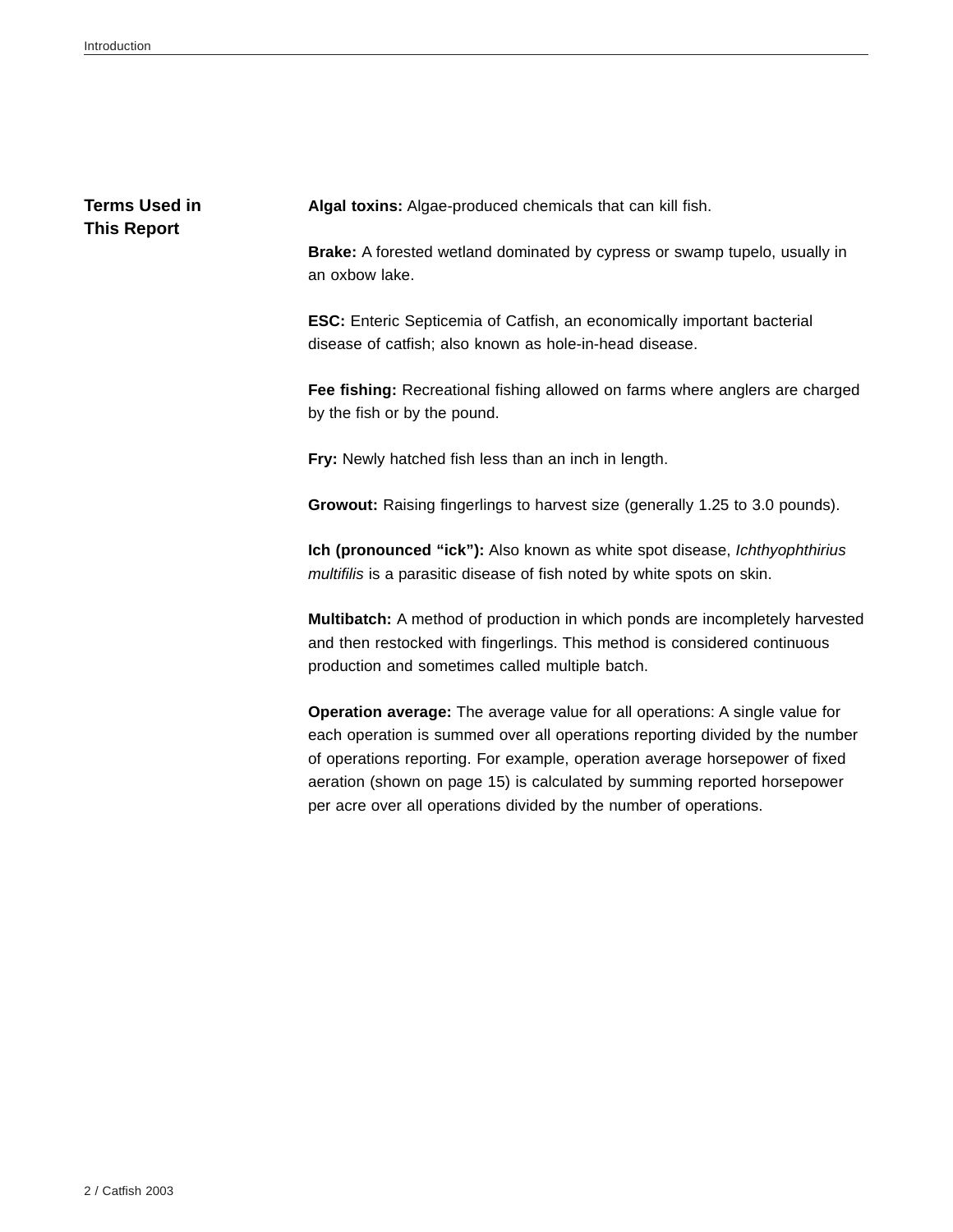## Terms Used in This Report

**Algal toxins:** Algae-produced chemicals that can kill fish.

**Brake:** A forested wetland dominated by cypress or swamp tupelo, usually in an oxbow lake.

**ESC:** Enteric Septicemia of Catfish, an economically important bacterial disease of catfish; also known as hole-in-head disease.

**Fee fishing:** Recreational fishing allowed on farms where anglers are charged by the fish or by the pound.

**Fry:** Newly hatched fish less than an inch in length.

**Growout:** Raising fingerlings to harvest size (generally 1.25 to 3.0 pounds).

**Ich (pronounced "ick"):** Also known as white spot disease, *Ichthyophthirius multifilis* is a parasitic disease of fish noted by white spots on skin.

**Multibatch:** A method of production in which ponds are incompletely harvested and then restocked with fingerlings. This method is considered continuous production and sometimes called multiple batch.

**Operation average:** The average value for all operations: A single value for each operation is summed over all operations reporting divided by the number of operations reporting. For example, operation average horsepower of fixed aeration (shown on page 15) is calculated by summing reported horsepower per acre over all operations divided by the number of operations.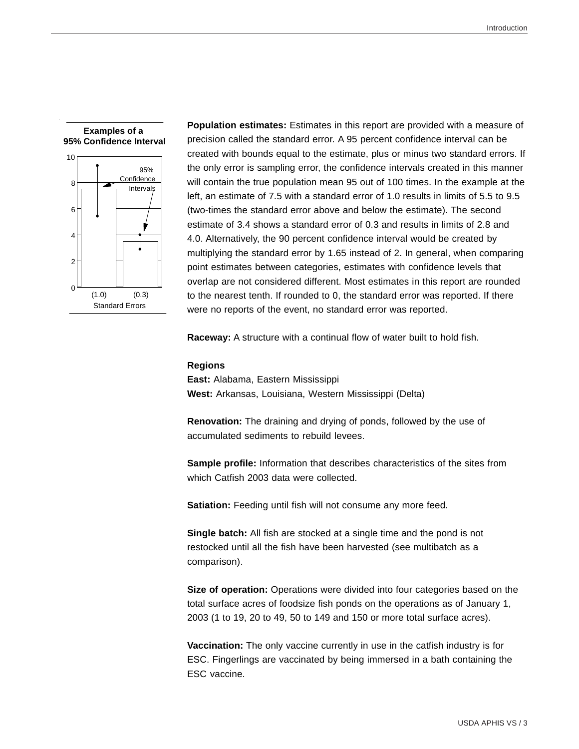**Examples of a 95% Confidence Interval**

**Population estimates:** Estimates in this report are provided with a measure of precision called the standard error. A 95 percent confidence interval can be created with bounds equal to the estimate, plus or minus two standard errors. If the only error is sampling error, the confidence intervals created in this manner will contain the true population mean 95 out of 100 times. In the example at the left, an estimate of 7.5 with a standard error of 1.0 results in limits of 5.5 to 9.5 (two-times the standard error above and below the estimate). The second estimate of 3.4 shows a standard error of 0.3 and results in limits of 2.8 and 4.0. Alternatively, the 90 percent confidence interval would be created by multiplying the standard error by 1.65 instead of 2. In general, when comparing point estimates between categories, estimates with confidence levels that overlap are not considered different. Most estimates in this report are rounded to the nearest tenth. If rounded to 0, the standard error was reported. If there were no reports of the event, no standard error was reported.

**Raceway:** A structure with a continual flow of water built to hold fish.

**Regions**
**East:** Alabama, Eastern Mississippi
**West:** Arkansas, Louisiana, Western Mississippi (Delta)

**Renovation:** The draining and drying of ponds, followed by the use of accumulated sediments to rebuild levees.

**Sample profile:** Information that describes characteristics of the sites from which Catfish 2003 data were collected.

**Satiation:** Feeding until fish will not consume any more feed.

**Single batch:** All fish are stocked at a single time and the pond is not restocked until all the fish have been harvested (see multibatch as a comparison).

**Size of operation:** Operations were divided into four categories based on the total surface acres of foodsize fish ponds on the operations as of January 1, 2003 (1 to 19, 20 to 49, 50 to 149 and 150 or more total surface acres).

**Vaccination:** The only vaccine currently in use in the catfish industry is for ESC. Fingerlings are vaccinated by being immersed in a bath containing the ESC vaccine.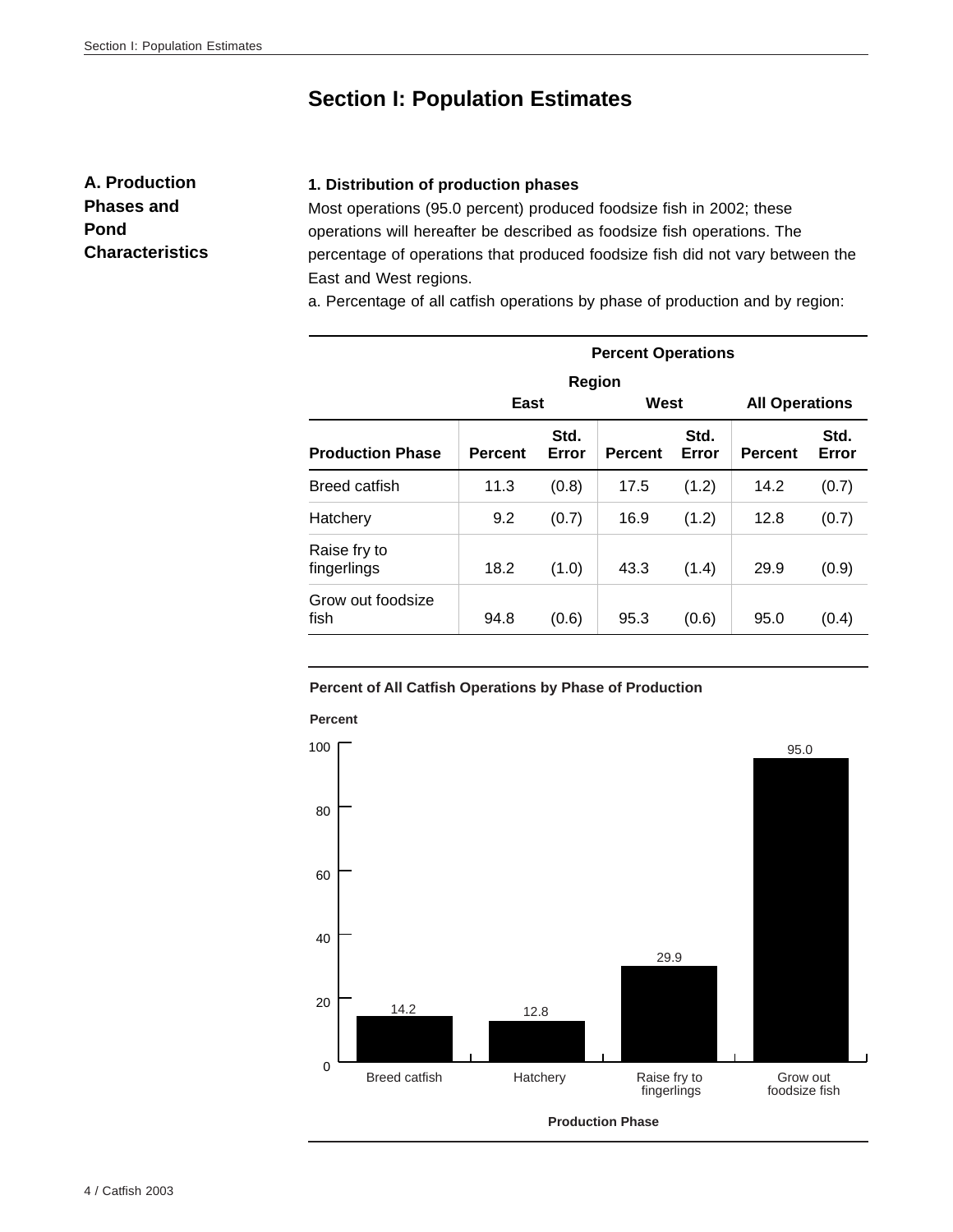# Section I: Population Estimates

## A. Production Phases and Pond Characteristics

### 1. Distribution of production phases

Most operations (95.0 percent) produced foodsize fish in 2002; these operations will hereafter be described as foodsize fish operations. The percentage of operations that produced foodsize fish did not vary between the East and West regions.

a. Percentage of all catfish operations by phase of production and by region:

| | Percent Operations | | | | | |
|---|---|---|---|---|---|---|
| | Region | | | | | |
| | East | | West | | All Operations | |
| Production Phase | Percent | Std. Error | Percent | Std. Error | Percent | Std. Error |
| Breed catfish | 11.3 | (0.8) | 17.5 | (1.2) | 14.2 | (0.7) |
| Hatchery | 9.2 | (0.7) | 16.9 | (1.2) | 12.8 | (0.7) |
| Raise fry to fingerlings | 18.2 | (1.0) | 43.3 | (1.4) | 29.9 | (0.9) |
| Grow out foodsize fish | 94.8 | (0.6) | 95.3 | (0.6) | 95.0 | (0.4) |

**Percent of All Catfish Operations by Phase of Production**

| Production Phase | Percent |
|---|---|
| Breed catfish | 14.2 |
| Hatchery | 12.8 |
| Raise fry to fingerlings | 29.9 |
| Grow out foodsize fish | 95.0 |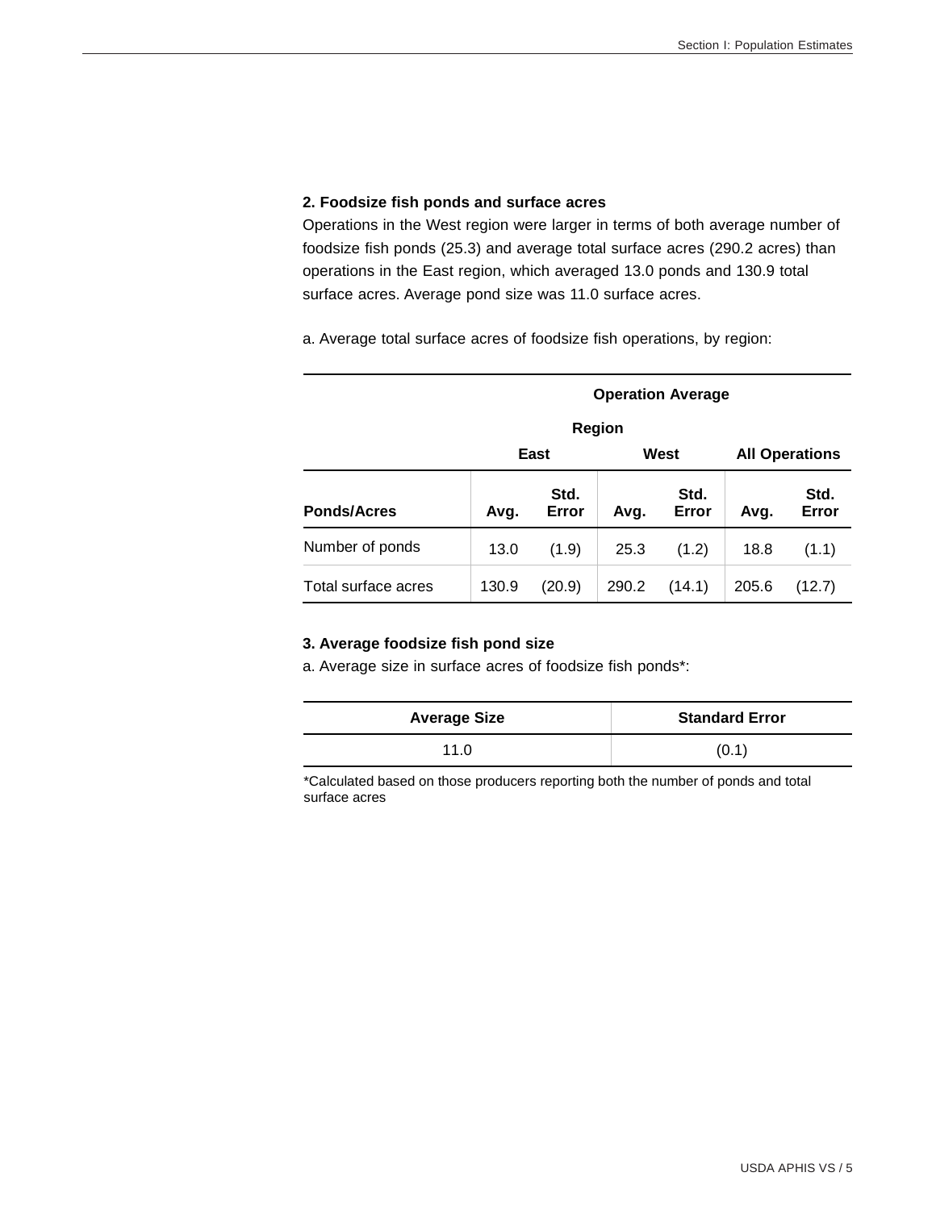**2. Foodsize fish ponds and surface acres**

Operations in the West region were larger in terms of both average number of foodsize fish ponds (25.3) and average total surface acres (290.2 acres) than operations in the East region, which averaged 13.0 ponds and 130.9 total surface acres. Average pond size was 11.0 surface acres.

a. Average total surface acres of foodsize fish operations, by region:

| | Operation Average | | | | | |
|---|---|---|---|---|---|---|
| | Region | | | | | |
| | East | | West | | All Operations | |
| **Ponds/Acres** | **Avg.** | **Std. Error** | **Avg.** | **Std. Error** | **Avg.** | **Std. Error** |
| Number of ponds | 13.0 | (1.9) | 25.3 | (1.2) | 18.8 | (1.1) |
| Total surface acres | 130.9 | (20.9) | 290.2 | (14.1) | 205.6 | (12.7) |

**3. Average foodsize fish pond size**

a. Average size in surface acres of foodsize fish ponds*:

| Average Size | Standard Error |
|---|---|
| 11.0 | (0.1) |

*Calculated based on those producers reporting both the number of ponds and total surface acres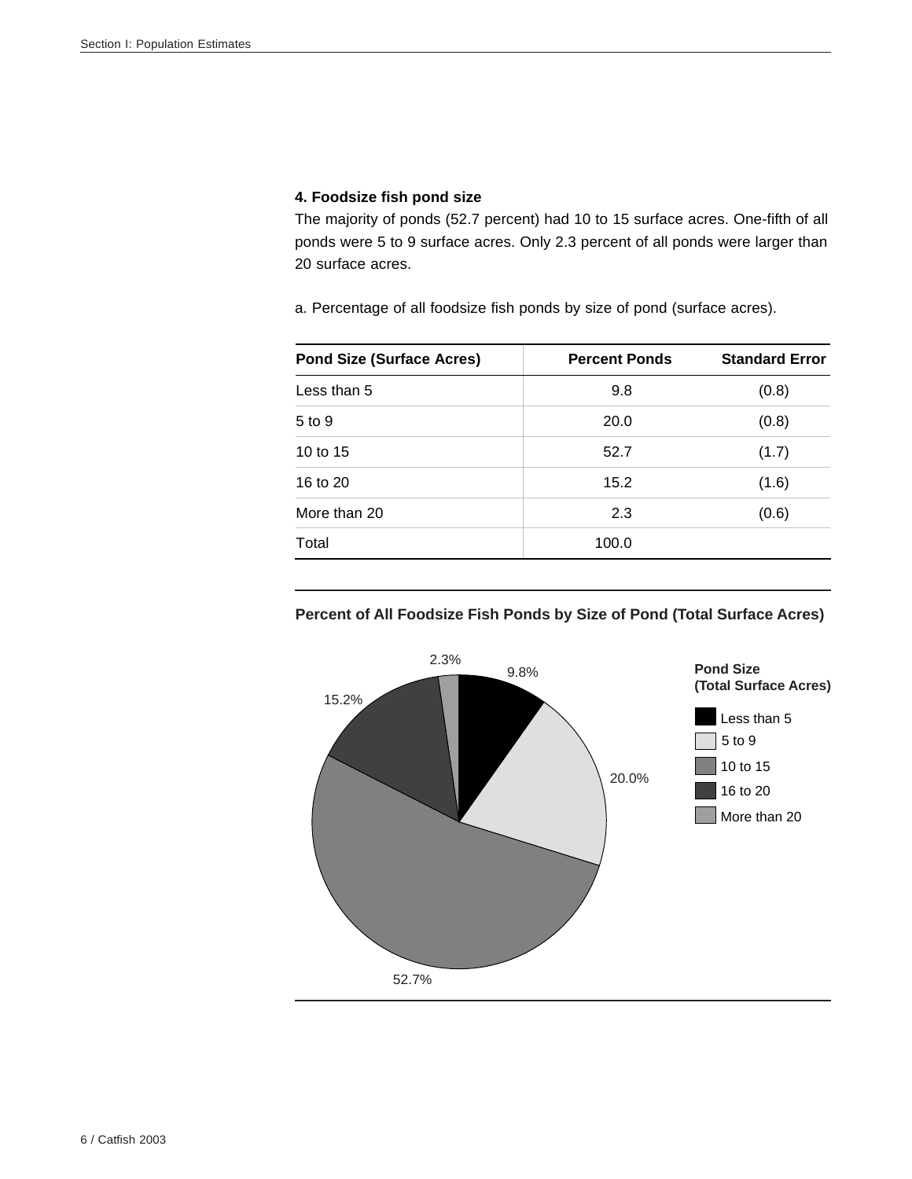### 4. Foodsize fish pond size

The majority of ponds (52.7 percent) had 10 to 15 surface acres. One-fifth of all ponds were 5 to 9 surface acres. Only 2.3 percent of all ponds were larger than 20 surface acres.

a. Percentage of all foodsize fish ponds by size of pond (surface acres).

| Pond Size (Surface Acres) | Percent Ponds | Standard Error |
|---|---|---|
| Less than 5 | 9.8 | (0.8) |
| 5 to 9 | 20.0 | (0.8) |
| 10 to 15 | 52.7 | (1.7) |
| 16 to 20 | 15.2 | (1.6) |
| More than 20 | 2.3 | (0.6) |
| Total | 100.0 | |

**Percent of All Foodsize Fish Ponds by Size of Pond (Total Surface Acres)**

Pond Size (Total Surface Acres)

- Less than 5: 9.8%
- 5 to 9: 20.0%
- 10 to 15: 52.7%
- 16 to 20: 15.2%
- More than 20: 2.3%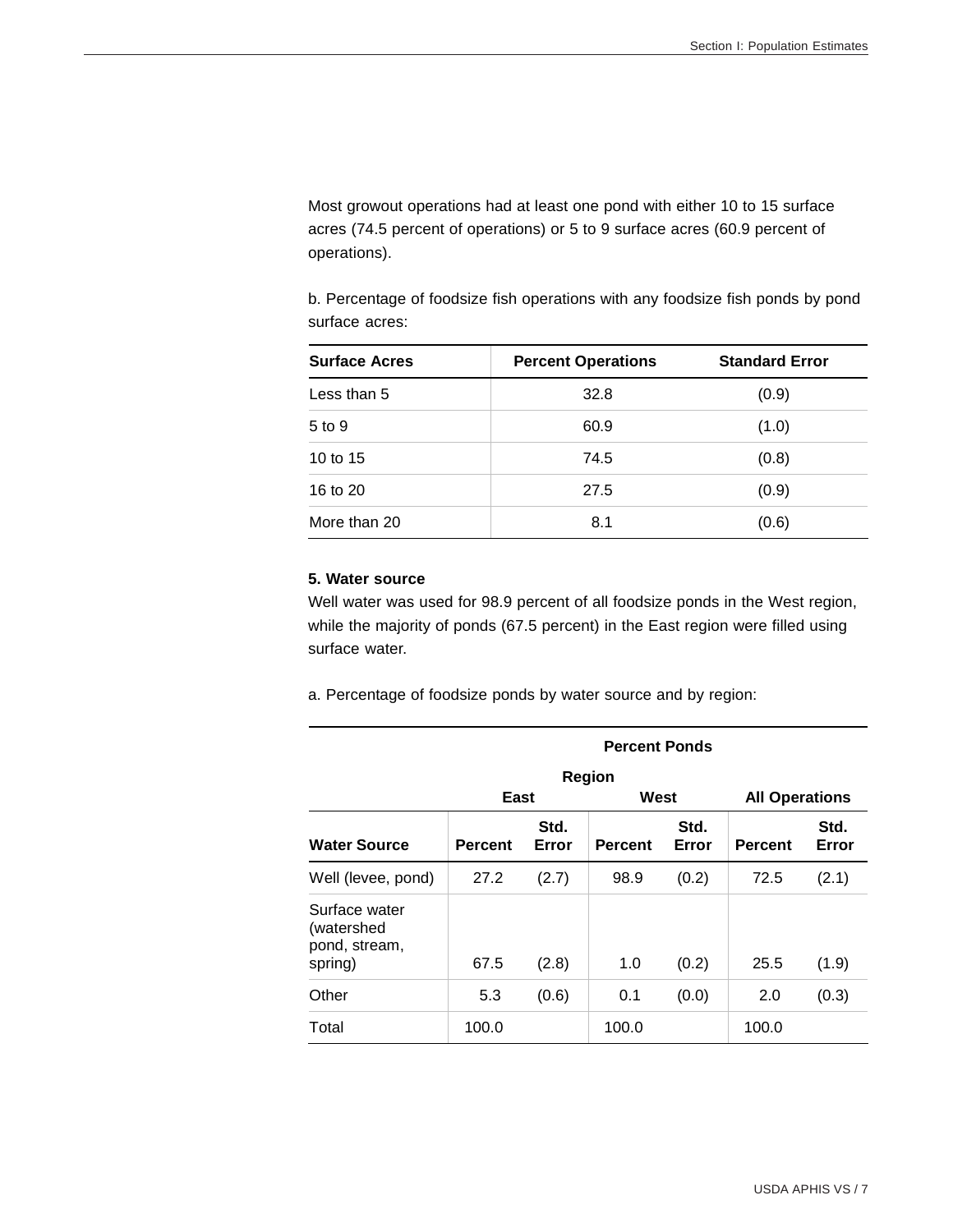Most growout operations had at least one pond with either 10 to 15 surface acres (74.5 percent of operations) or 5 to 9 surface acres (60.9 percent of operations).

b. Percentage of foodsize fish operations with any foodsize fish ponds by pond surface acres:

| Surface Acres | Percent Operations | Standard Error |
|---|---|---|
| Less than 5 | 32.8 | (0.9) |
| 5 to 9 | 60.9 | (1.0) |
| 10 to 15 | 74.5 | (0.8) |
| 16 to 20 | 27.5 | (0.9) |
| More than 20 | 8.1 | (0.6) |

**5. Water source**

Well water was used for 98.9 percent of all foodsize ponds in the West region, while the majority of ponds (67.5 percent) in the East region were filled using surface water.

a. Percentage of foodsize ponds by water source and by region:

| | Percent Ponds | | | | | |
|---|---|---|---|---|---|---|
| | Region | | | | | |
| | East | | West | | All Operations | |
| Water Source | Percent | Std. Error | Percent | Std. Error | Percent | Std. Error |
| Well (levee, pond) | 27.2 | (2.7) | 98.9 | (0.2) | 72.5 | (2.1) |
| Surface water (watershed pond, stream, spring) | 67.5 | (2.8) | 1.0 | (0.2) | 25.5 | (1.9) |
| Other | 5.3 | (0.6) | 0.1 | (0.0) | 2.0 | (0.3) |
| Total | 100.0 | | 100.0 | | 100.0 | |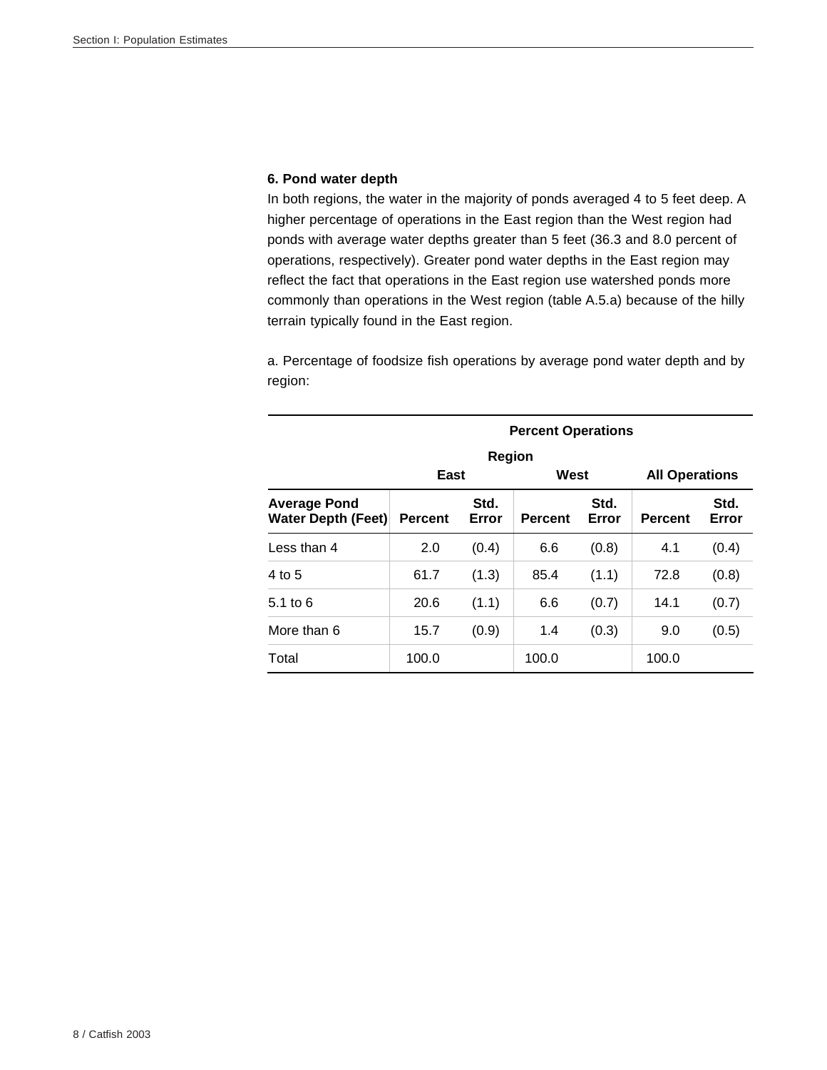### 6. Pond water depth

In both regions, the water in the majority of ponds averaged 4 to 5 feet deep. A higher percentage of operations in the East region than the West region had ponds with average water depths greater than 5 feet (36.3 and 8.0 percent of operations, respectively). Greater pond water depths in the East region may reflect the fact that operations in the East region use watershed ponds more commonly than operations in the West region (table A.5.a) because of the hilly terrain typically found in the East region.

a. Percentage of foodsize fish operations by average pond water depth and by region:

| | Percent Operations | | | | | |
|---|---|---|---|---|---|---|
| | Region | | | | | |
| | East | | West | | All Operations | |
| Average Pond Water Depth (Feet) | Percent | Std. Error | Percent | Std. Error | Percent | Std. Error |
| Less than 4 | 2.0 | (0.4) | 6.6 | (0.8) | 4.1 | (0.4) |
| 4 to 5 | 61.7 | (1.3) | 85.4 | (1.1) | 72.8 | (0.8) |
| 5.1 to 6 | 20.6 | (1.1) | 6.6 | (0.7) | 14.1 | (0.7) |
| More than 6 | 15.7 | (0.9) | 1.4 | (0.3) | 9.0 | (0.5) |
| Total | 100.0 | | 100.0 | | 100.0 | |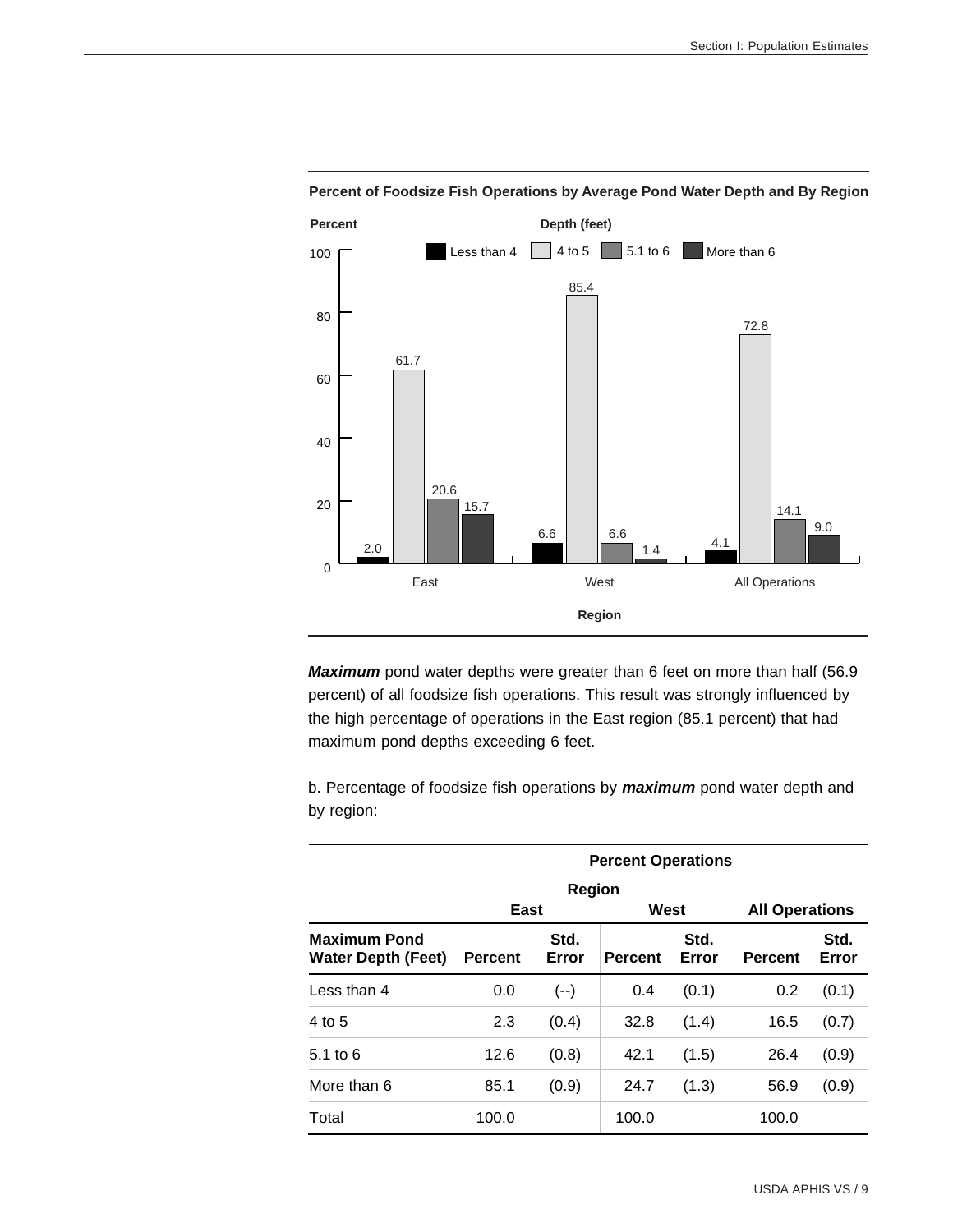**Percent of Foodsize Fish Operations by Average Pond Water Depth and By Region**

| Region | Less than 4 | 4 to 5 | 5.1 to 6 | More than 6 |
|---|---|---|---|---|
| East | 2.0 | 61.7 | 20.6 | 15.7 |
| West | 6.6 | 85.4 | 6.6 | 1.4 |
| All Operations | 4.1 | 72.8 | 14.1 | 9.0 |

***Maximum*** pond water depths were greater than 6 feet on more than half (56.9 percent) of all foodsize fish operations. This result was strongly influenced by the high percentage of operations in the East region (85.1 percent) that had maximum pond depths exceeding 6 feet.

b. Percentage of foodsize fish operations by ***maximum*** pond water depth and by region:

| | **Percent Operations** | | | | | |
|---|---|---|---|---|---|---|
| | **Region** | | | | | |
| | **East** | | **West** | | **All Operations** | |
| **Maximum Pond Water Depth (Feet)** | **Percent** | **Std. Error** | **Percent** | **Std. Error** | **Percent** | **Std. Error** |
| Less than 4 | 0.0 | (--) | 0.4 | (0.1) | 0.2 | (0.1) |
| 4 to 5 | 2.3 | (0.4) | 32.8 | (1.4) | 16.5 | (0.7) |
| 5.1 to 6 | 12.6 | (0.8) | 42.1 | (1.5) | 26.4 | (0.9) |
| More than 6 | 85.1 | (0.9) | 24.7 | (1.3) | 56.9 | (0.9) |
| Total | 100.0 | | 100.0 | | 100.0 | |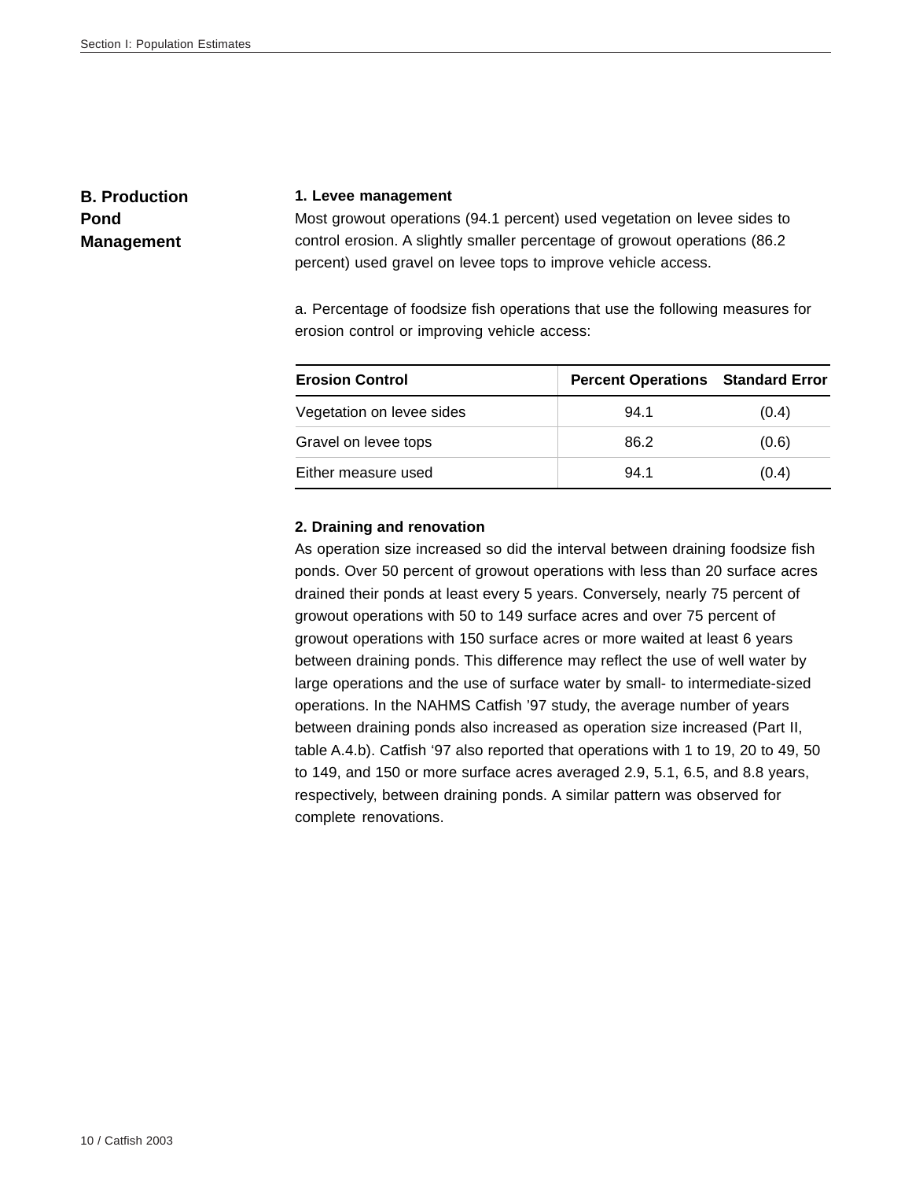## B. Production Pond Management

### 1. Levee management

Most growout operations (94.1 percent) used vegetation on levee sides to control erosion. A slightly smaller percentage of growout operations (86.2 percent) used gravel on levee tops to improve vehicle access.

a. Percentage of foodsize fish operations that use the following measures for erosion control or improving vehicle access:

| Erosion Control | Percent Operations | Standard Error |
|---|---|---|
| Vegetation on levee sides | 94.1 | (0.4) |
| Gravel on levee tops | 86.2 | (0.6) |
| Either measure used | 94.1 | (0.4) |

### 2. Draining and renovation

As operation size increased so did the interval between draining foodsize fish ponds. Over 50 percent of growout operations with less than 20 surface acres drained their ponds at least every 5 years. Conversely, nearly 75 percent of growout operations with 50 to 149 surface acres and over 75 percent of growout operations with 150 surface acres or more waited at least 6 years between draining ponds. This difference may reflect the use of well water by large operations and the use of surface water by small- to intermediate-sized operations. In the NAHMS Catfish '97 study, the average number of years between draining ponds also increased as operation size increased (Part II, table A.4.b). Catfish '97 also reported that operations with 1 to 19, 20 to 49, 50 to 149, and 150 or more surface acres averaged 2.9, 5.1, 6.5, and 8.8 years, respectively, between draining ponds. A similar pattern was observed for complete renovations.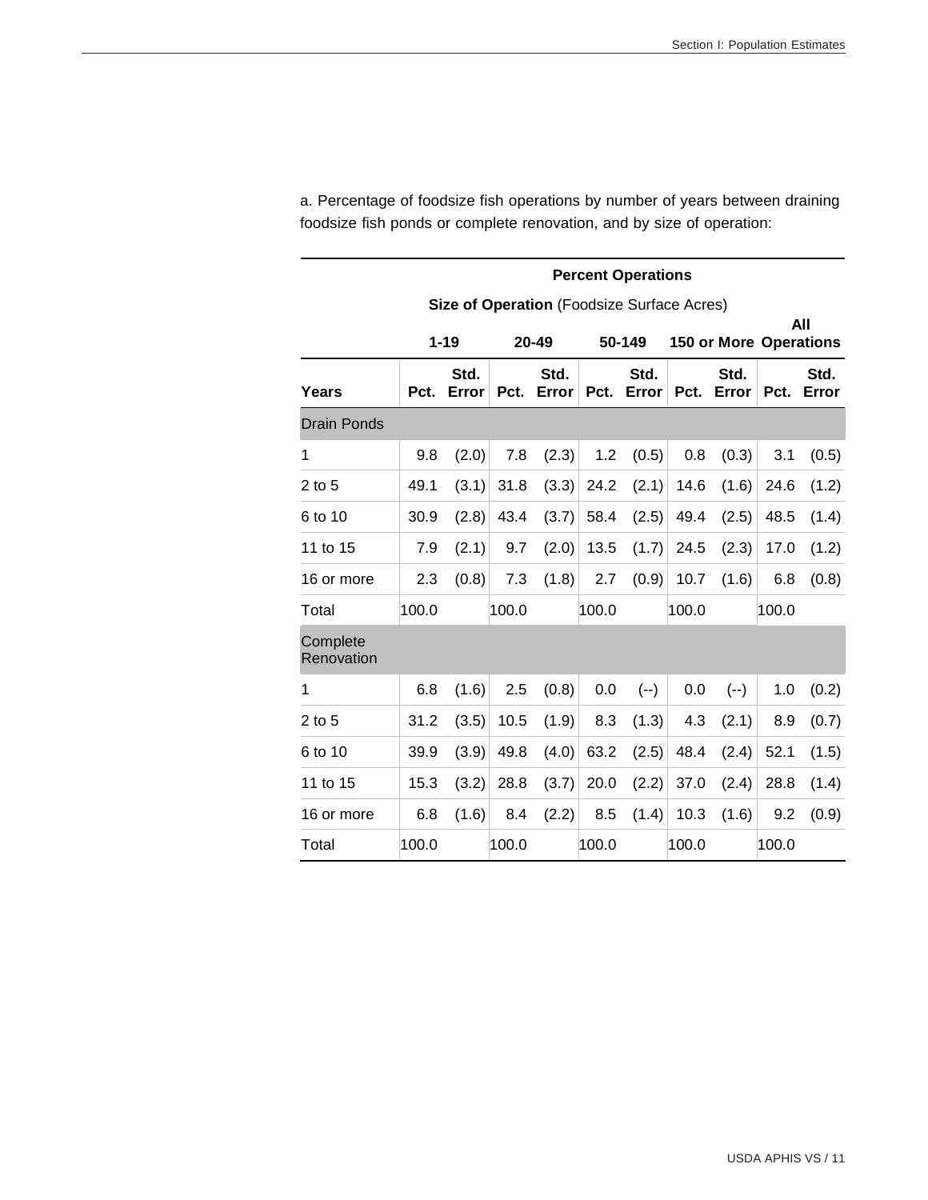a. Percentage of foodsize fish operations by number of years between draining foodsize fish ponds or complete renovation, and by size of operation:

| | **Percent Operations** | | | | | | | | | |
|---|---|---|---|---|---|---|---|---|---|---|
| | **Size of Operation** (Foodsize Surface Acres) | | | | | | | | | |
| | **1-19** | | **20-49** | | **50-149** | | **150 or More** | | **All Operations** | |
| **Years** | **Pct.** | **Std. Error** | **Pct.** | **Std. Error** | **Pct.** | **Std. Error** | **Pct.** | **Std. Error** | **Pct.** | **Std. Error** |
| Drain Ponds | | | | | | | | | | |
| 1 | 9.8 | (2.0) | 7.8 | (2.3) | 1.2 | (0.5) | 0.8 | (0.3) | 3.1 | (0.5) |
| 2 to 5 | 49.1 | (3.1) | 31.8 | (3.3) | 24.2 | (2.1) | 14.6 | (1.6) | 24.6 | (1.2) |
| 6 to 10 | 30.9 | (2.8) | 43.4 | (3.7) | 58.4 | (2.5) | 49.4 | (2.5) | 48.5 | (1.4) |
| 11 to 15 | 7.9 | (2.1) | 9.7 | (2.0) | 13.5 | (1.7) | 24.5 | (2.3) | 17.0 | (1.2) |
| 16 or more | 2.3 | (0.8) | 7.3 | (1.8) | 2.7 | (0.9) | 10.7 | (1.6) | 6.8 | (0.8) |
| Total | 100.0 | | 100.0 | | 100.0 | | 100.0 | | 100.0 | |
| Complete Renovation | | | | | | | | | | |
| 1 | 6.8 | (1.6) | 2.5 | (0.8) | 0.0 | (--) | 0.0 | (--) | 1.0 | (0.2) |
| 2 to 5 | 31.2 | (3.5) | 10.5 | (1.9) | 8.3 | (1.3) | 4.3 | (2.1) | 8.9 | (0.7) |
| 6 to 10 | 39.9 | (3.9) | 49.8 | (4.0) | 63.2 | (2.5) | 48.4 | (2.4) | 52.1 | (1.5) |
| 11 to 15 | 15.3 | (3.2) | 28.8 | (3.7) | 20.0 | (2.2) | 37.0 | (2.4) | 28.8 | (1.4) |
| 16 or more | 6.8 | (1.6) | 8.4 | (2.2) | 8.5 | (1.4) | 10.3 | (1.6) | 9.2 | (0.9) |
| Total | 100.0 | | 100.0 | | 100.0 | | 100.0 | | 100.0 | |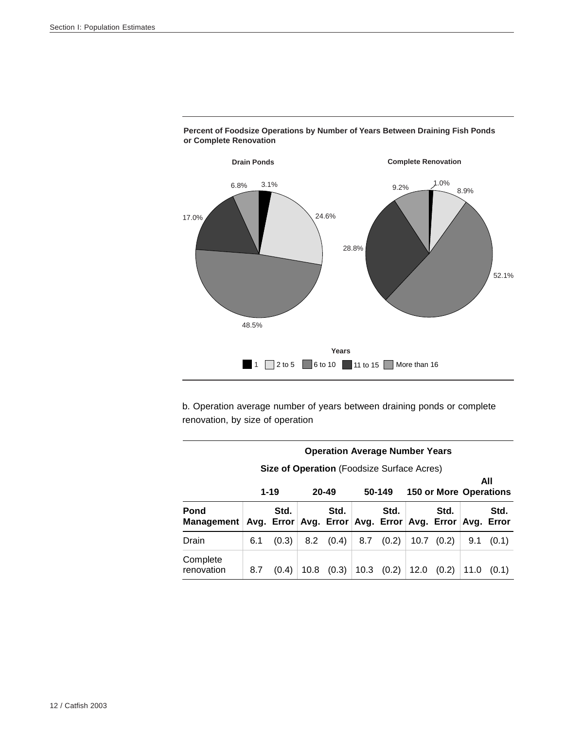**Percent of Foodsize Operations by Number of Years Between Draining Fish Ponds or Complete Renovation**

**Drain Ponds**

| Years | Percent |
|---|---|
| 1 | 3.1% |
| 2 to 5 | 24.6% |
| 6 to 10 | 48.5% |
| 11 to 15 | 17.0% |
| More than 16 | 6.8% |

**Complete Renovation**

| Years | Percent |
|---|---|
| 1 | 1.0% |
| 2 to 5 | 8.9% |
| 6 to 10 | 52.1% |
| 11 to 15 | 28.8% |
| More than 16 | 9.2% |

b. Operation average number of years between draining ponds or complete renovation, by size of operation

| | **Operation Average Number Years** | | | | | | | | | |
|---|---|---|---|---|---|---|---|---|---|---|
| | **Size of Operation** (Foodsize Surface Acres) | | | | | | | | | |
| | **1-19** | | **20-49** | | **50-149** | | **150 or More** | | **All Operations** | |
| **Pond Management** | **Avg.** | **Std. Error** | **Avg.** | **Std. Error** | **Avg.** | **Std. Error** | **Avg.** | **Std. Error** | **Avg.** | **Std. Error** |
| Drain | 6.1 | (0.3) | 8.2 | (0.4) | 8.7 | (0.2) | 10.7 | (0.2) | 9.1 | (0.1) |
| Complete renovation | 8.7 | (0.4) | 10.8 | (0.3) | 10.3 | (0.2) | 12.0 | (0.2) | 11.0 | (0.1) |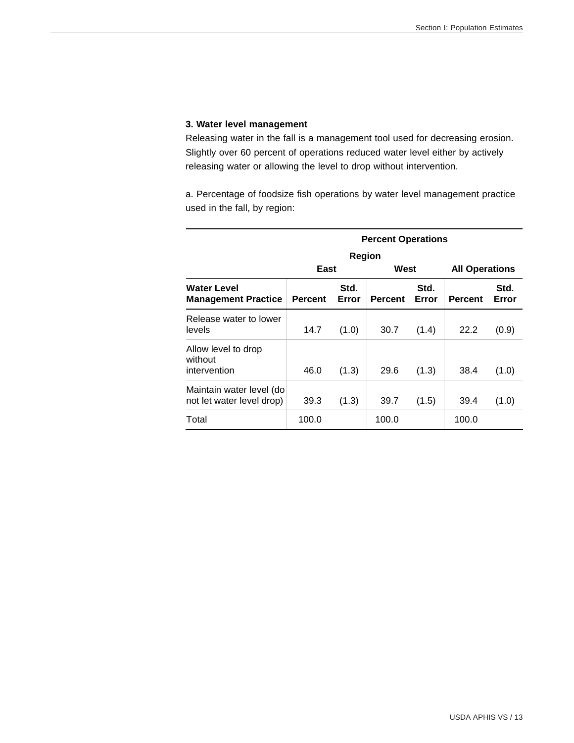### 3. Water level management

Releasing water in the fall is a management tool used for decreasing erosion. Slightly over 60 percent of operations reduced water level either by actively releasing water or allowing the level to drop without intervention.

a. Percentage of foodsize fish operations by water level management practice used in the fall, by region:

| | Percent Operations | | | | | |
|---|---|---|---|---|---|---|
| | Region | | | | | |
| | East | | West | | All Operations | |
| Water Level Management Practice | Percent | Std. Error | Percent | Std. Error | Percent | Std. Error |
| Release water to lower levels | 14.7 | (1.0) | 30.7 | (1.4) | 22.2 | (0.9) |
| Allow level to drop without intervention | 46.0 | (1.3) | 29.6 | (1.3) | 38.4 | (1.0) |
| Maintain water level (do not let water level drop) | 39.3 | (1.3) | 39.7 | (1.5) | 39.4 | (1.0) |
| Total | 100.0 | | 100.0 | | 100.0 | |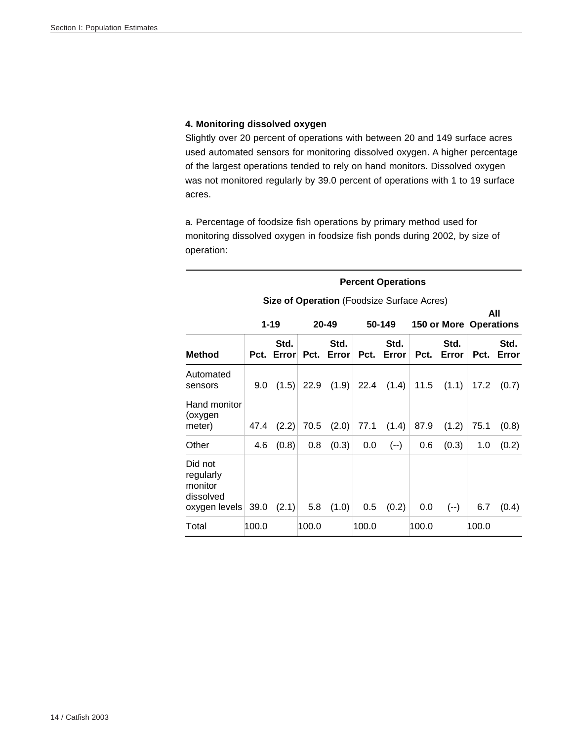#### 4. Monitoring dissolved oxygen

Slightly over 20 percent of operations with between 20 and 149 surface acres used automated sensors for monitoring dissolved oxygen. A higher percentage of the largest operations tended to rely on hand monitors. Dissolved oxygen was not monitored regularly by 39.0 percent of operations with 1 to 19 surface acres.

a. Percentage of foodsize fish operations by primary method used for monitoring dissolved oxygen in foodsize fish ponds during 2002, by size of operation:

| | **Percent Operations** | | | | | | | | | |
|---|---|---|---|---|---|---|---|---|---|---|
| | **Size of Operation** (Foodsize Surface Acres) | | | | | | | | | |
| | **1-19** | | **20-49** | | **50-149** | | **150 or More** | | **All Operations** | |
| **Method** | **Pct.** | **Std. Error** | **Pct.** | **Std. Error** | **Pct.** | **Std. Error** | **Pct.** | **Std. Error** | **Pct.** | **Std. Error** |
| Automated sensors | 9.0 | (1.5) | 22.9 | (1.9) | 22.4 | (1.4) | 11.5 | (1.1) | 17.2 | (0.7) |
| Hand monitor (oxygen meter) | 47.4 | (2.2) | 70.5 | (2.0) | 77.1 | (1.4) | 87.9 | (1.2) | 75.1 | (0.8) |
| Other | 4.6 | (0.8) | 0.8 | (0.3) | 0.0 | (--) | 0.6 | (0.3) | 1.0 | (0.2) |
| Did not regularly monitor dissolved oxygen levels | 39.0 | (2.1) | 5.8 | (1.0) | 0.5 | (0.2) | 0.0 | (--) | 6.7 | (0.4) |
| Total | 100.0 | | 100.0 | | 100.0 | | 100.0 | | 100.0 | |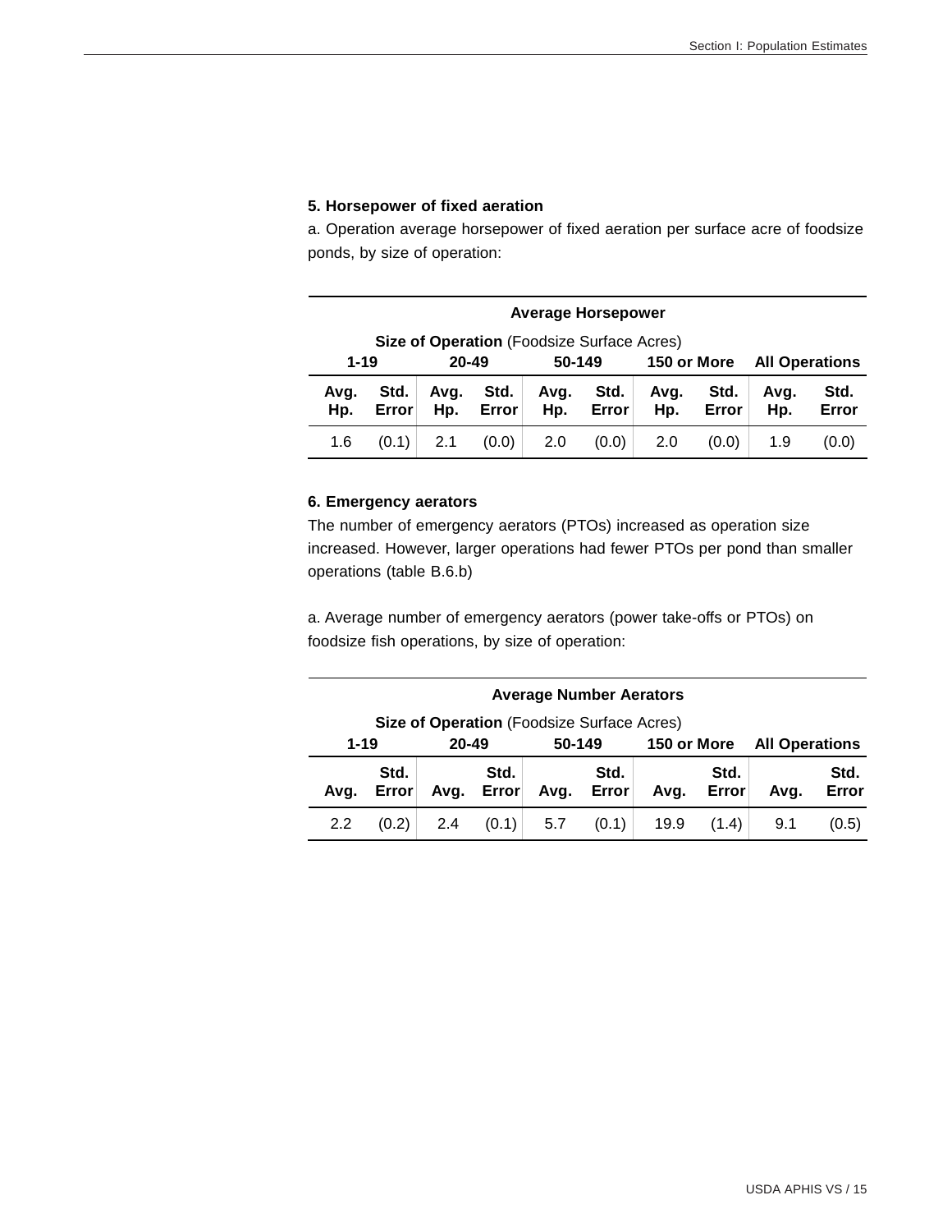**5. Horsepower of fixed aeration**

a. Operation average horsepower of fixed aeration per surface acre of foodsize ponds, by size of operation:

| Average Horsepower | | | | | | | | | |
|---|---|---|---|---|---|---|---|---|---|
| **Size of Operation** (Foodsize Surface Acres) | | | | | | | | | |
| **1-19** | | **20-49** | | **50-149** | | **150 or More** | | **All Operations** | |
| **Avg. Hp.** | **Std. Error** | **Avg. Hp.** | **Std. Error** | **Avg. Hp.** | **Std. Error** | **Avg. Hp.** | **Std. Error** | **Avg. Hp.** | **Std. Error** |
| 1.6 | (0.1) | 2.1 | (0.0) | 2.0 | (0.0) | 2.0 | (0.0) | 1.9 | (0.0) |

**6. Emergency aerators**

The number of emergency aerators (PTOs) increased as operation size increased. However, larger operations had fewer PTOs per pond than smaller operations (table B.6.b)

a. Average number of emergency aerators (power take-offs or PTOs) on foodsize fish operations, by size of operation:

| Average Number Aerators | | | | | | | | | |
|---|---|---|---|---|---|---|---|---|---|
| **Size of Operation** (Foodsize Surface Acres) | | | | | | | | | |
| **1-19** | | **20-49** | | **50-149** | | **150 or More** | | **All Operations** | |
| **Avg.** | **Std. Error** | **Avg.** | **Std. Error** | **Avg.** | **Std. Error** | **Avg.** | **Std. Error** | **Avg.** | **Std. Error** |
| 2.2 | (0.2) | 2.4 | (0.1) | 5.7 | (0.1) | 19.9 | (1.4) | 9.1 | (0.5) |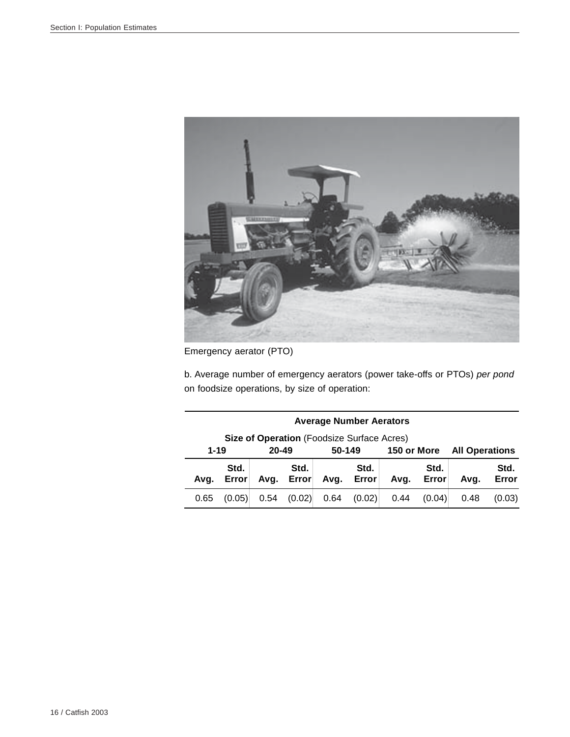Emergency aerator (PTO)

b. Average number of emergency aerators (power take-offs or PTOs) *per pond* on foodsize operations, by size of operation:

| Average Number Aerators | | | | | | | | | |
|---|---|---|---|---|---|---|---|---|---|
| **Size of Operation** (Foodsize Surface Acres) | | | | | | | | | |
| **1-19** | | **20-49** | | **50-149** | | **150 or More** | | **All Operations** | |
| **Avg.** | **Std. Error** | **Avg.** | **Std. Error** | **Avg.** | **Std. Error** | **Avg.** | **Std. Error** | **Avg.** | **Std. Error** |
| 0.65 | (0.05) | 0.54 | (0.02) | 0.64 | (0.02) | 0.44 | (0.04) | 0.48 | (0.03) |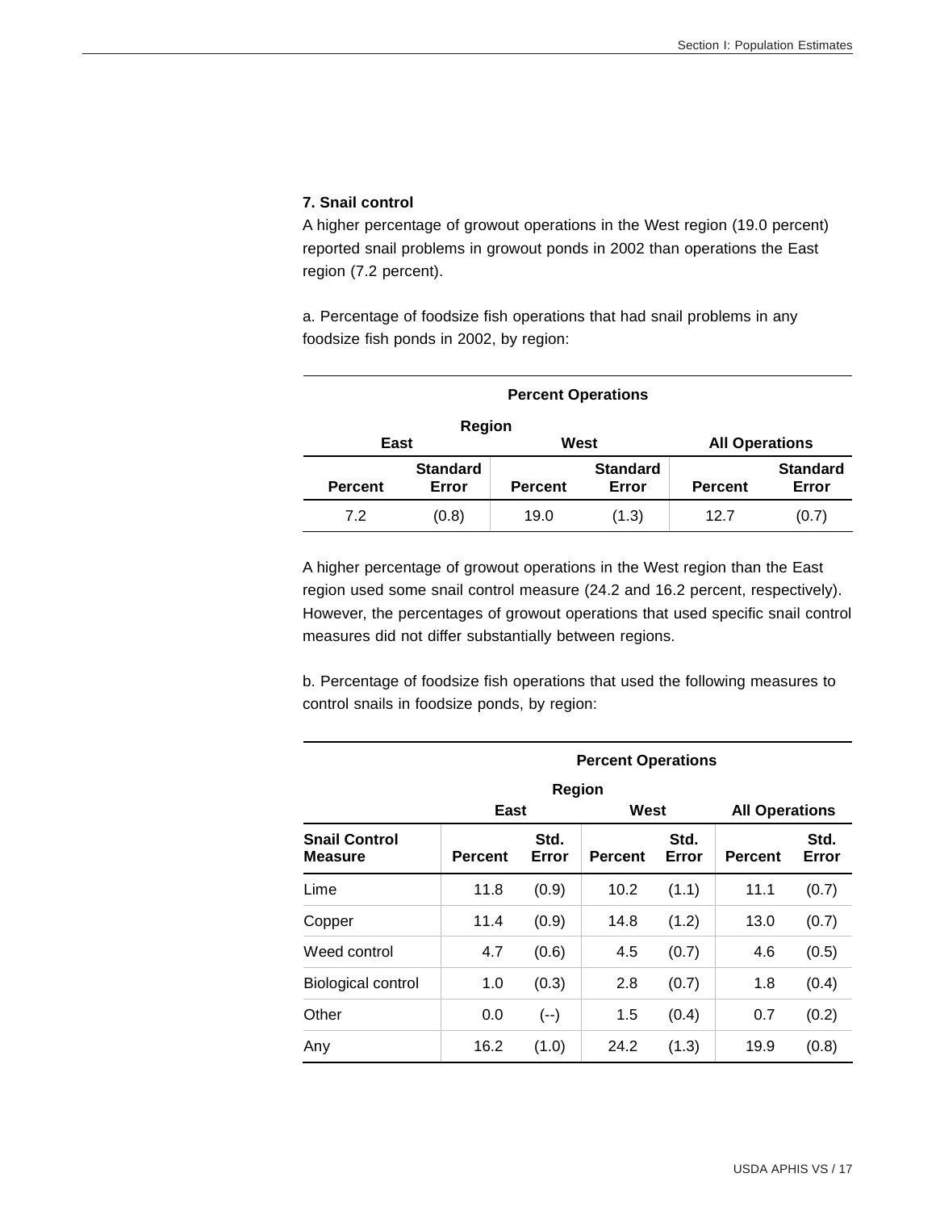### 7. Snail control

A higher percentage of growout operations in the West region (19.0 percent) reported snail problems in growout ponds in 2002 than operations the East region (7.2 percent).

a. Percentage of foodsize fish operations that had snail problems in any foodsize fish ponds in 2002, by region:

| Percent Operations | | | | | |
|---|---|---|---|---|---|
| Region | | | | | |
| East | | West | | All Operations | |
| Percent | Standard Error | Percent | Standard Error | Percent | Standard Error |
| 7.2 | (0.8) | 19.0 | (1.3) | 12.7 | (0.7) |

A higher percentage of growout operations in the West region than the East region used some snail control measure (24.2 and 16.2 percent, respectively). However, the percentages of growout operations that used specific snail control measures did not differ substantially between regions.

b. Percentage of foodsize fish operations that used the following measures to control snails in foodsize ponds, by region:

| | Percent Operations | | | | | |
|---|---|---|---|---|---|---|
| | Region | | | | | |
| | East | | West | | All Operations | |
| Snail Control Measure | Percent | Std. Error | Percent | Std. Error | Percent | Std. Error |
| Lime | 11.8 | (0.9) | 10.2 | (1.1) | 11.1 | (0.7) |
| Copper | 11.4 | (0.9) | 14.8 | (1.2) | 13.0 | (0.7) |
| Weed control | 4.7 | (0.6) | 4.5 | (0.7) | 4.6 | (0.5) |
| Biological control | 1.0 | (0.3) | 2.8 | (0.7) | 1.8 | (0.4) |
| Other | 0.0 | (--) | 1.5 | (0.4) | 0.7 | (0.2) |
| Any | 16.2 | (1.0) | 24.2 | (1.3) | 19.9 | (0.8) |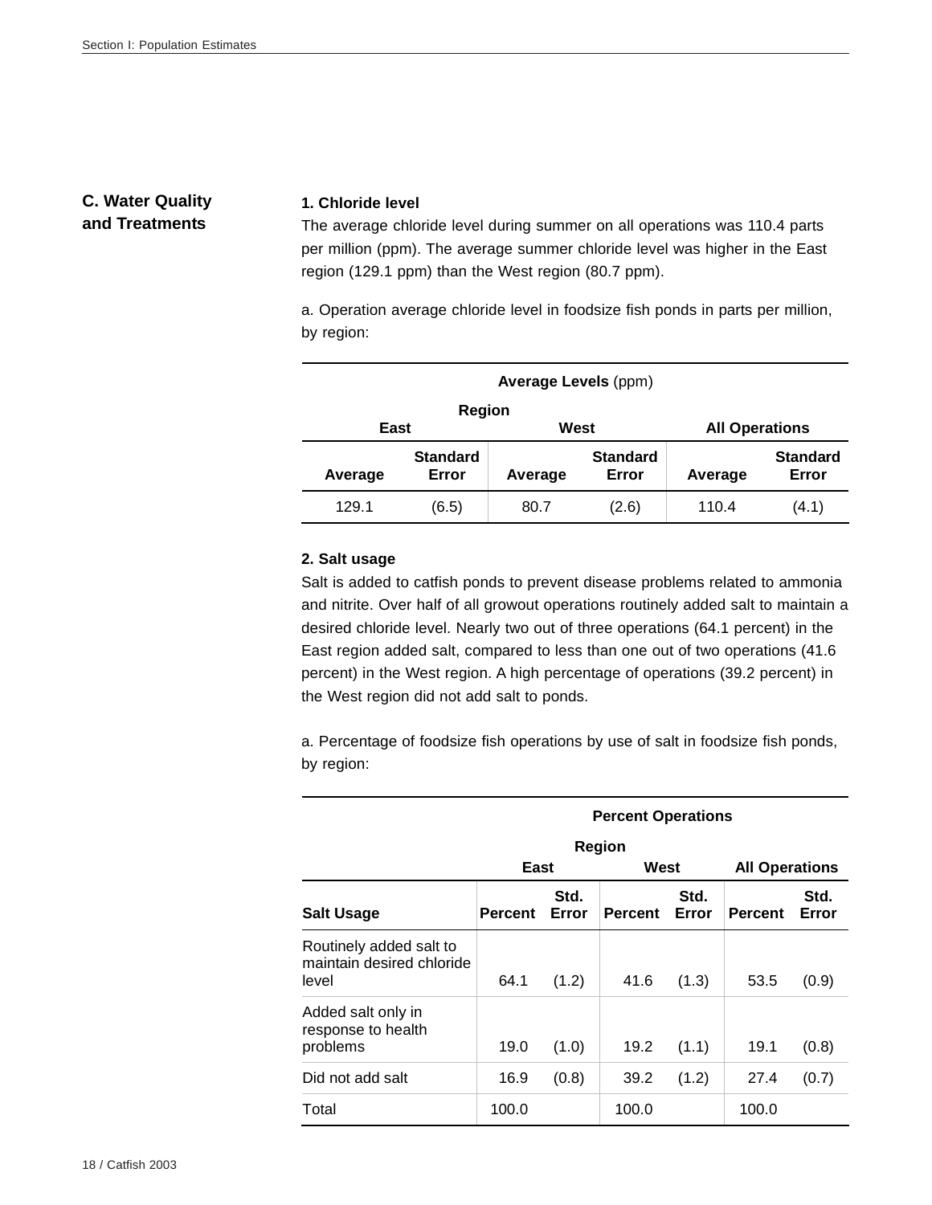## C. Water Quality and Treatments

### 1. Chloride level

The average chloride level during summer on all operations was 110.4 parts per million (ppm). The average summer chloride level was higher in the East region (129.1 ppm) than the West region (80.7 ppm).

a. Operation average chloride level in foodsize fish ponds in parts per million, by region:

| **Average Levels** (ppm) | | | | | |
|---|---|---|---|---|---|
| **Region** | | | | | |
| **East** | | **West** | | **All Operations** | |
| **Average** | **Standard Error** | **Average** | **Standard Error** | **Average** | **Standard Error** |
| 129.1 | (6.5) | 80.7 | (2.6) | 110.4 | (4.1) |

### 2. Salt usage

Salt is added to catfish ponds to prevent disease problems related to ammonia and nitrite. Over half of all growout operations routinely added salt to maintain a desired chloride level. Nearly two out of three operations (64.1 percent) in the East region added salt, compared to less than one out of two operations (41.6 percent) in the West region. A high percentage of operations (39.2 percent) in the West region did not add salt to ponds.

a. Percentage of foodsize fish operations by use of salt in foodsize fish ponds, by region:

| | **Percent Operations** | | | | | |
|---|---|---|---|---|---|---|
| | **Region** | | | | | |
| | **East** | | **West** | | **All Operations** | |
| **Salt Usage** | **Percent** | **Std. Error** | **Percent** | **Std. Error** | **Percent** | **Std. Error** |
| Routinely added salt to maintain desired chloride level | 64.1 | (1.2) | 41.6 | (1.3) | 53.5 | (0.9) |
| Added salt only in response to health problems | 19.0 | (1.0) | 19.2 | (1.1) | 19.1 | (0.8) |
| Did not add salt | 16.9 | (0.8) | 39.2 | (1.2) | 27.4 | (0.7) |
| Total | 100.0 | | 100.0 | | 100.0 | |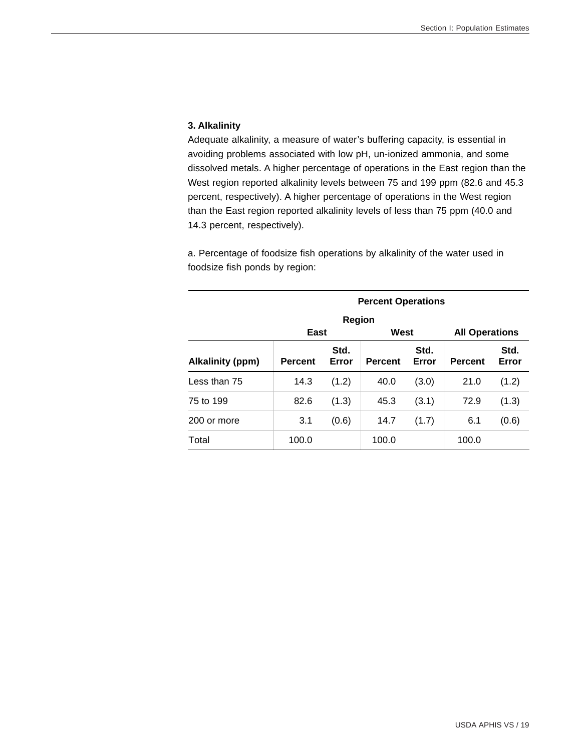### 3. Alkalinity

Adequate alkalinity, a measure of water's buffering capacity, is essential in avoiding problems associated with low pH, un-ionized ammonia, and some dissolved metals. A higher percentage of operations in the East region than the West region reported alkalinity levels between 75 and 199 ppm (82.6 and 45.3 percent, respectively). A higher percentage of operations in the West region than the East region reported alkalinity levels of less than 75 ppm (40.0 and 14.3 percent, respectively).

a. Percentage of foodsize fish operations by alkalinity of the water used in foodsize fish ponds by region:

| | Percent Operations | | | | | |
|---|---|---|---|---|---|---|
| | Region | | | | | |
| | East | | West | | All Operations | |
| Alkalinity (ppm) | Percent | Std. Error | Percent | Std. Error | Percent | Std. Error |
| Less than 75 | 14.3 | (1.2) | 40.0 | (3.0) | 21.0 | (1.2) |
| 75 to 199 | 82.6 | (1.3) | 45.3 | (3.1) | 72.9 | (1.3) |
| 200 or more | 3.1 | (0.6) | 14.7 | (1.7) | 6.1 | (0.6) |
| Total | 100.0 | | 100.0 | | 100.0 | |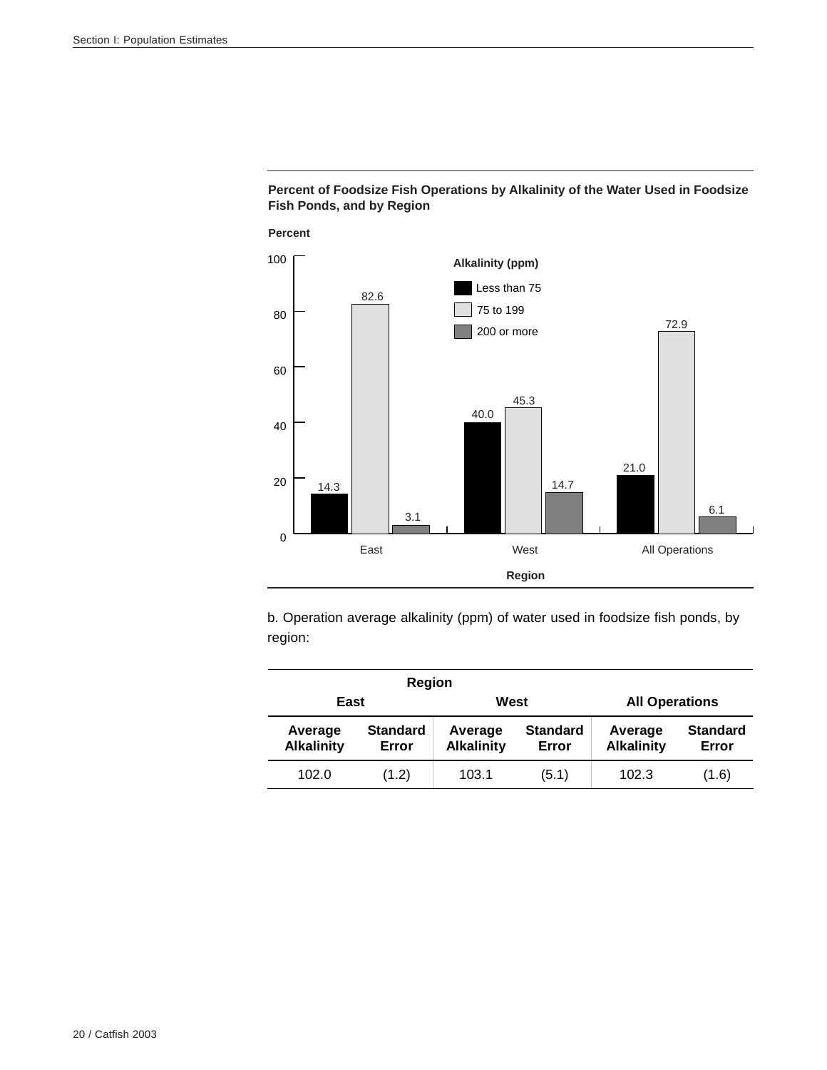**Percent of Foodsize Fish Operations by Alkalinity of the Water Used in Foodsize Fish Ponds, and by Region**

| Region | Less than 75 | 75 to 199 | 200 or more |
|---|---|---|---|
| East | 14.3 | 82.6 | 3.1 |
| West | 40.0 | 45.3 | 14.7 |
| All Operations | 21.0 | 72.9 | 6.1 |

b. Operation average alkalinity (ppm) of water used in foodsize fish ponds, by region:

| Region | | | | | |
|---|---|---|---|---|---|
| East | | West | | All Operations | |
| Average Alkalinity | Standard Error | Average Alkalinity | Standard Error | Average Alkalinity | Standard Error |
| 102.0 | (1.2) | 103.1 | (5.1) | 102.3 | (1.6) |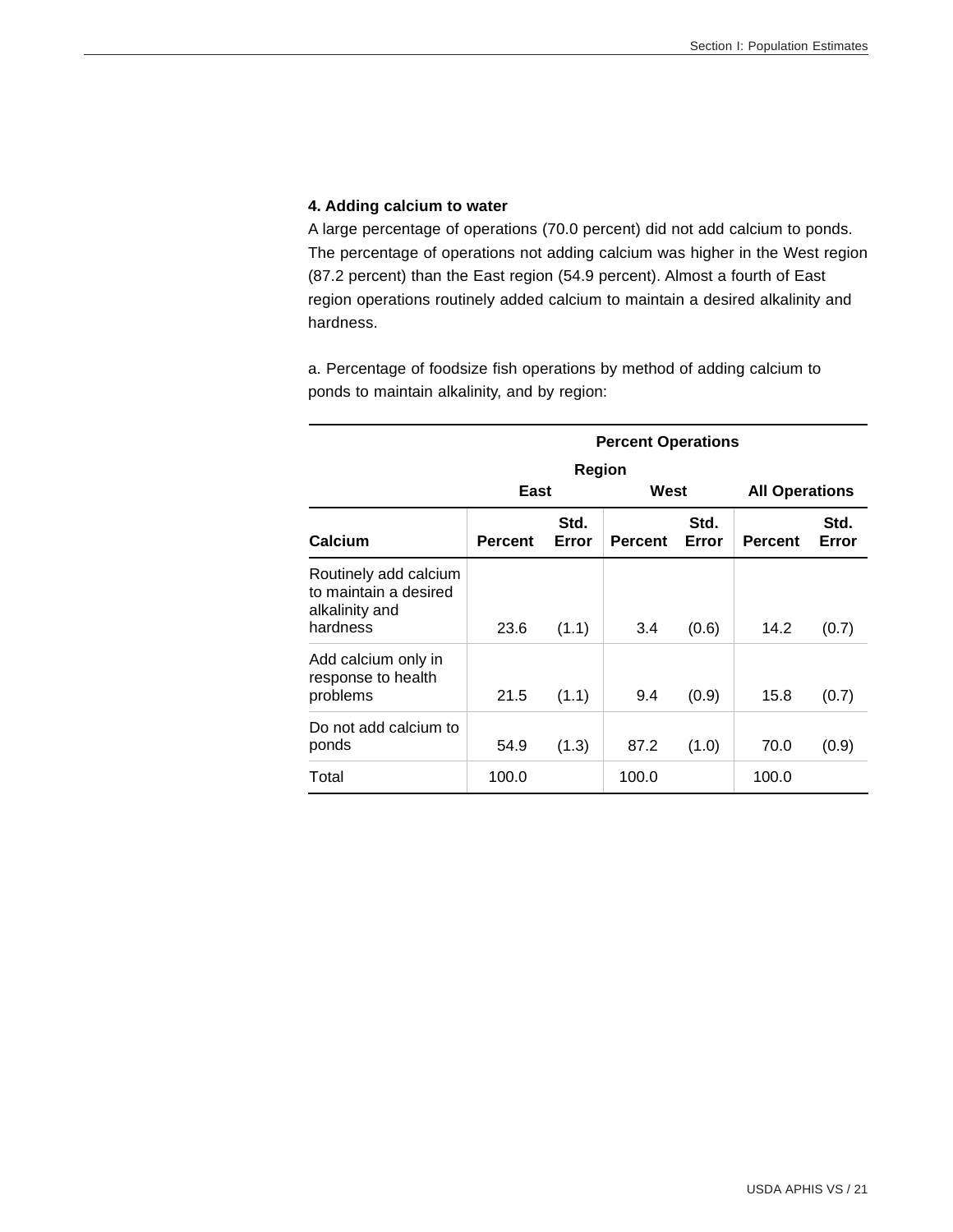#### 4. Adding calcium to water

A large percentage of operations (70.0 percent) did not add calcium to ponds. The percentage of operations not adding calcium was higher in the West region (87.2 percent) than the East region (54.9 percent). Almost a fourth of East region operations routinely added calcium to maintain a desired alkalinity and hardness.

a. Percentage of foodsize fish operations by method of adding calcium to ponds to maintain alkalinity, and by region:

| | Percent Operations | | | | | |
|---|---|---|---|---|---|---|
| | Region | | | | | |
| | East | | West | | All Operations | |
| Calcium | Percent | Std. Error | Percent | Std. Error | Percent | Std. Error |
| Routinely add calcium to maintain a desired alkalinity and hardness | 23.6 | (1.1) | 3.4 | (0.6) | 14.2 | (0.7) |
| Add calcium only in response to health problems | 21.5 | (1.1) | 9.4 | (0.9) | 15.8 | (0.7) |
| Do not add calcium to ponds | 54.9 | (1.3) | 87.2 | (1.0) | 70.0 | (0.9) |
| Total | 100.0 | | 100.0 | | 100.0 | |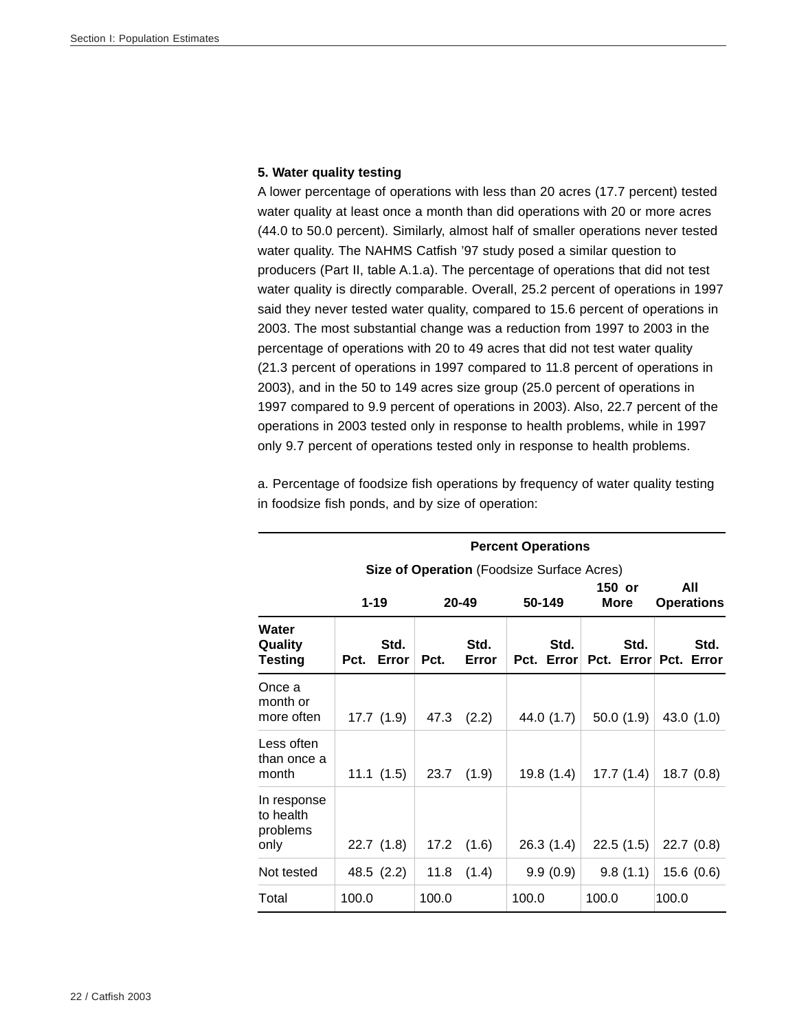### 5. Water quality testing

A lower percentage of operations with less than 20 acres (17.7 percent) tested water quality at least once a month than did operations with 20 or more acres (44.0 to 50.0 percent). Similarly, almost half of smaller operations never tested water quality. The NAHMS Catfish '97 study posed a similar question to producers (Part II, table A.1.a). The percentage of operations that did not test water quality is directly comparable. Overall, 25.2 percent of operations in 1997 said they never tested water quality, compared to 15.6 percent of operations in 2003. The most substantial change was a reduction from 1997 to 2003 in the percentage of operations with 20 to 49 acres that did not test water quality (21.3 percent of operations in 1997 compared to 11.8 percent of operations in 2003), and in the 50 to 149 acres size group (25.0 percent of operations in 1997 compared to 9.9 percent of operations in 2003). Also, 22.7 percent of the operations in 2003 tested only in response to health problems, while in 1997 only 9.7 percent of operations tested only in response to health problems.

a. Percentage of foodsize fish operations by frequency of water quality testing in foodsize fish ponds, and by size of operation:

| | **Percent Operations** | | | | | | | | | |
|---|---|---|---|---|---|---|---|---|---|---|
| | **Size of Operation** (Foodsize Surface Acres) | | | | | | | | | |
| | **1-19** | | **20-49** | | **50-149** | | **150 or More** | | **All Operations** | |
| **Water Quality Testing** | **Pct.** | **Std. Error** | **Pct.** | **Std. Error** | **Pct.** | **Std. Error** | **Pct.** | **Std. Error** | **Pct.** | **Std. Error** |
| Once a month or more often | 17.7 | (1.9) | 47.3 | (2.2) | 44.0 | (1.7) | 50.0 | (1.9) | 43.0 | (1.0) |
| Less often than once a month | 11.1 | (1.5) | 23.7 | (1.9) | 19.8 | (1.4) | 17.7 | (1.4) | 18.7 | (0.8) |
| In response to health problems only | 22.7 | (1.8) | 17.2 | (1.6) | 26.3 | (1.4) | 22.5 | (1.5) | 22.7 | (0.8) |
| Not tested | 48.5 | (2.2) | 11.8 | (1.4) | 9.9 | (0.9) | 9.8 | (1.1) | 15.6 | (0.6) |
| Total | 100.0 | | 100.0 | | 100.0 | | 100.0 | | 100.0 | |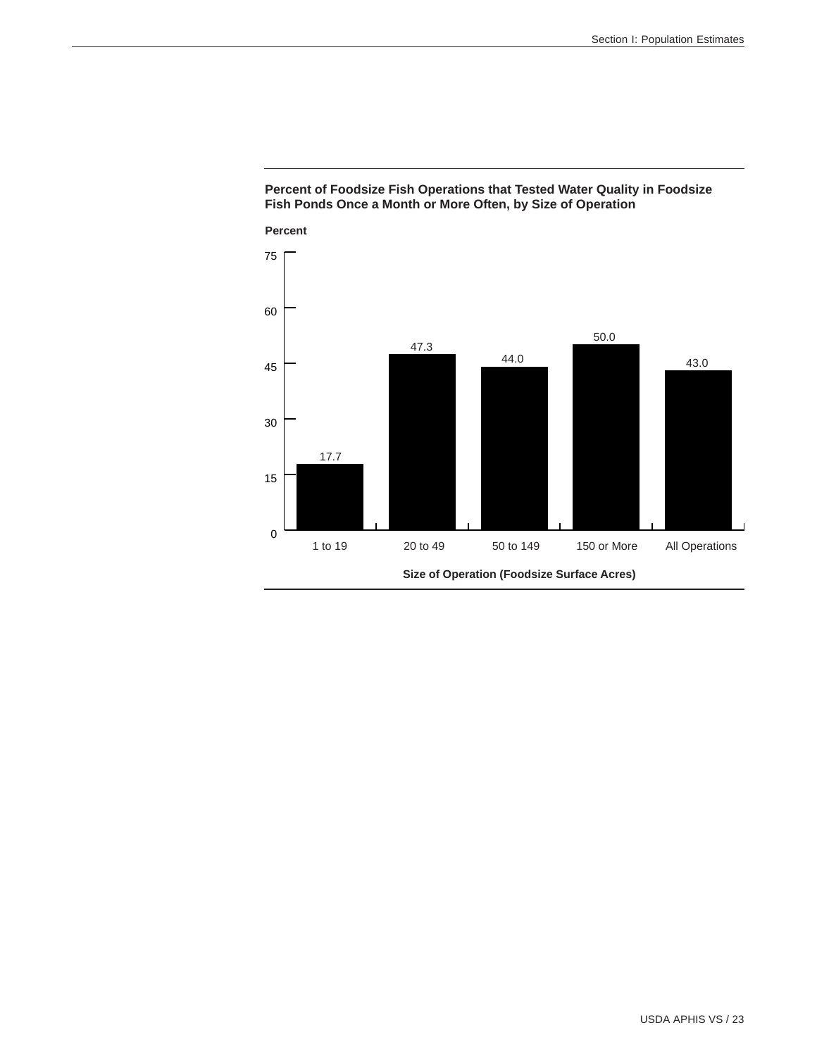**Percent of Foodsize Fish Operations that Tested Water Quality in Foodsize Fish Ponds Once a Month or More Often, by Size of Operation**

| Size of Operation (Foodsize Surface Acres) | Percent |
| --- | --- |
| 1 to 19 | 17.7 |
| 20 to 49 | 47.3 |
| 50 to 149 | 44.0 |
| 150 or More | 50.0 |
| All Operations | 43.0 |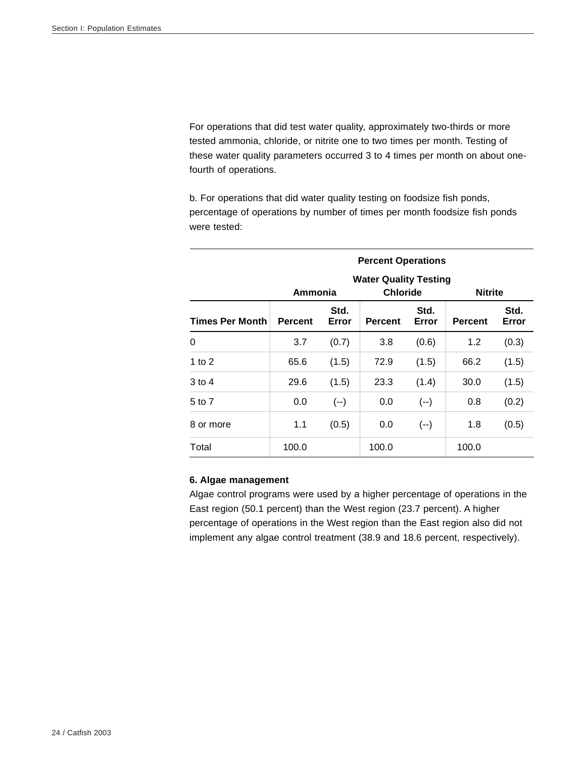For operations that did test water quality, approximately two-thirds or more tested ammonia, chloride, or nitrite one to two times per month. Testing of these water quality parameters occurred 3 to 4 times per month on about one-fourth of operations.

b. For operations that did water quality testing on foodsize fish ponds, percentage of operations by number of times per month foodsize fish ponds were tested:

| | Percent Operations | | | | | |
|---|---|---|---|---|---|---|
| | Water Quality Testing | | | | | |
| | Ammonia | | Chloride | | Nitrite | |
| **Times Per Month** | **Percent** | **Std. Error** | **Percent** | **Std. Error** | **Percent** | **Std. Error** |
| 0 | 3.7 | (0.7) | 3.8 | (0.6) | 1.2 | (0.3) |
| 1 to 2 | 65.6 | (1.5) | 72.9 | (1.5) | 66.2 | (1.5) |
| 3 to 4 | 29.6 | (1.5) | 23.3 | (1.4) | 30.0 | (1.5) |
| 5 to 7 | 0.0 | (--) | 0.0 | (--) | 0.8 | (0.2) |
| 8 or more | 1.1 | (0.5) | 0.0 | (--) | 1.8 | (0.5) |
| Total | 100.0 | | 100.0 | | 100.0 | |

**6. Algae management**

Algae control programs were used by a higher percentage of operations in the East region (50.1 percent) than the West region (23.7 percent). A higher percentage of operations in the West region than the East region also did not implement any algae control treatment (38.9 and 18.6 percent, respectively).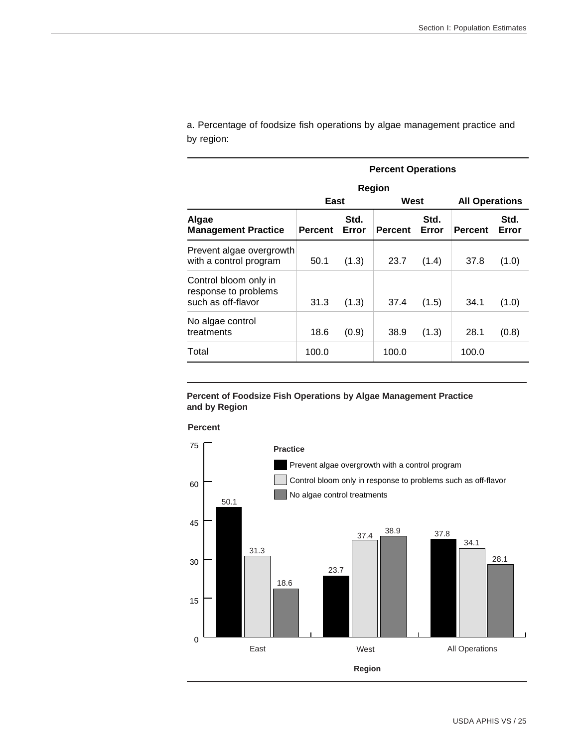a. Percentage of foodsize fish operations by algae management practice and by region:

| | Percent Operations | | | | | |
|---|---|---|---|---|---|---|
| | Region | | | | | |
| | East | | West | | All Operations | |
| **Algae Management Practice** | **Percent** | **Std. Error** | **Percent** | **Std. Error** | **Percent** | **Std. Error** |
| Prevent algae overgrowth with a control program | 50.1 | (1.3) | 23.7 | (1.4) | 37.8 | (1.0) |
| Control bloom only in response to problems such as off-flavor | 31.3 | (1.3) | 37.4 | (1.5) | 34.1 | (1.0) |
| No algae control treatments | 18.6 | (0.9) | 38.9 | (1.3) | 28.1 | (0.8) |
| Total | 100.0 | | 100.0 | | 100.0 | |

**Percent of Foodsize Fish Operations by Algae Management Practice and by Region**

| Region | Prevent algae overgrowth with a control program | Control bloom only in response to problems such as off-flavor | No algae control treatments |
|---|---|---|---|
| East | 50.1 | 31.3 | 18.6 |
| West | 23.7 | 37.4 | 38.9 |
| All Operations | 37.8 | 34.1 | 28.1 |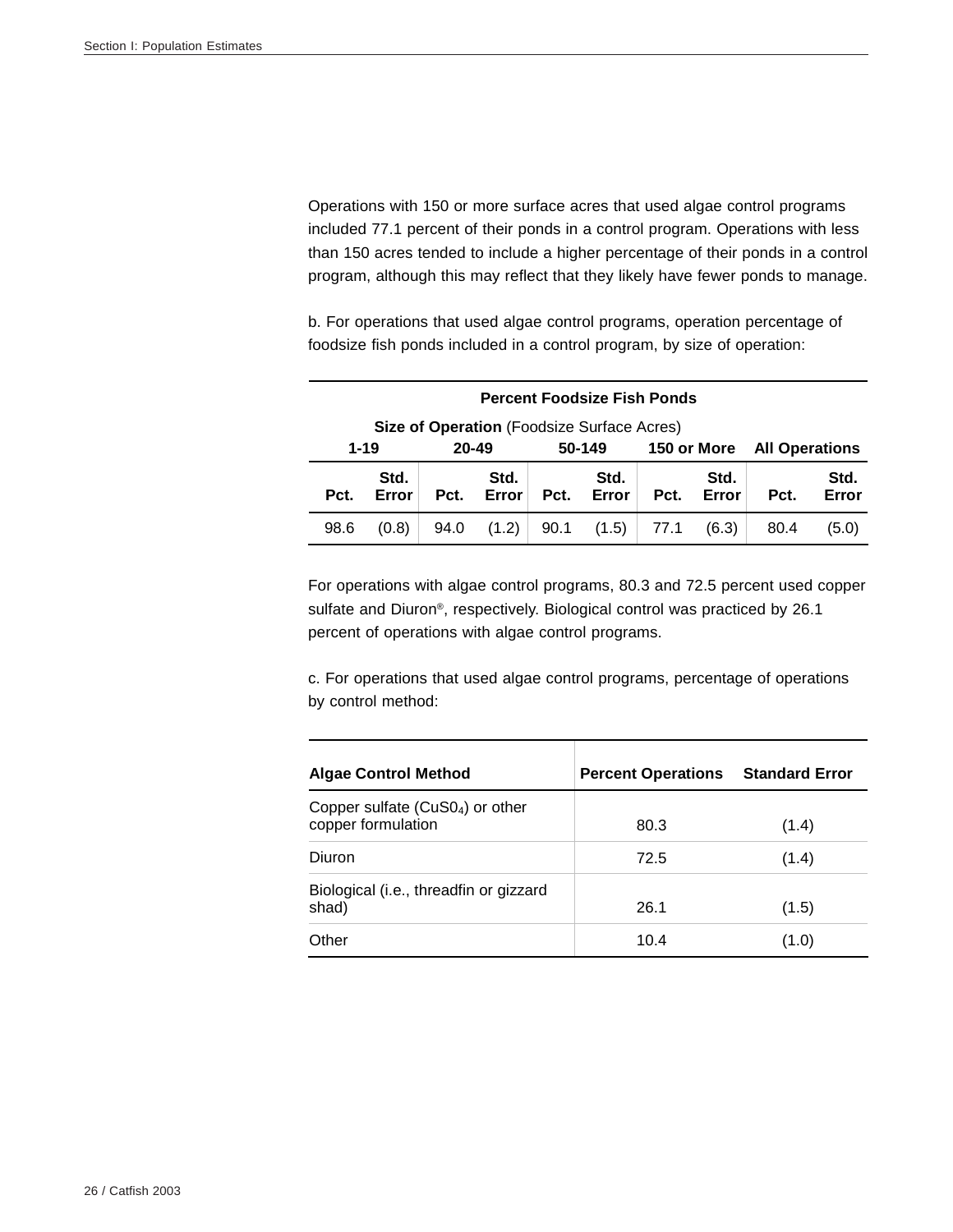Operations with 150 or more surface acres that used algae control programs included 77.1 percent of their ponds in a control program. Operations with less than 150 acres tended to include a higher percentage of their ponds in a control program, although this may reflect that they likely have fewer ponds to manage.

b. For operations that used algae control programs, operation percentage of foodsize fish ponds included in a control program, by size of operation:

| **Percent Foodsize Fish Ponds** | | | | | | | | | |
|---|---|---|---|---|---|---|---|---|---|
| **Size of Operation** (Foodsize Surface Acres) | | | | | | | | | |
| **1-19** | | **20-49** | | **50-149** | | **150 or More** | | **All Operations** | |
| **Pct.** | **Std. Error** | **Pct.** | **Std. Error** | **Pct.** | **Std. Error** | **Pct.** | **Std. Error** | **Pct.** | **Std. Error** |
| 98.6 | (0.8) | 94.0 | (1.2) | 90.1 | (1.5) | 77.1 | (6.3) | 80.4 | (5.0) |

For operations with algae control programs, 80.3 and 72.5 percent used copper sulfate and Diuron®, respectively. Biological control was practiced by 26.1 percent of operations with algae control programs.

c. For operations that used algae control programs, percentage of operations by control method:

| **Algae Control Method** | **Percent Operations** | **Standard Error** |
|---|---|---|
| Copper sulfate ($CuSO_4$) or other copper formulation | 80.3 | (1.4) |
| Diuron | 72.5 | (1.4) |
| Biological (i.e., threadfin or gizzard shad) | 26.1 | (1.5) |
| Other | 10.4 | (1.0) |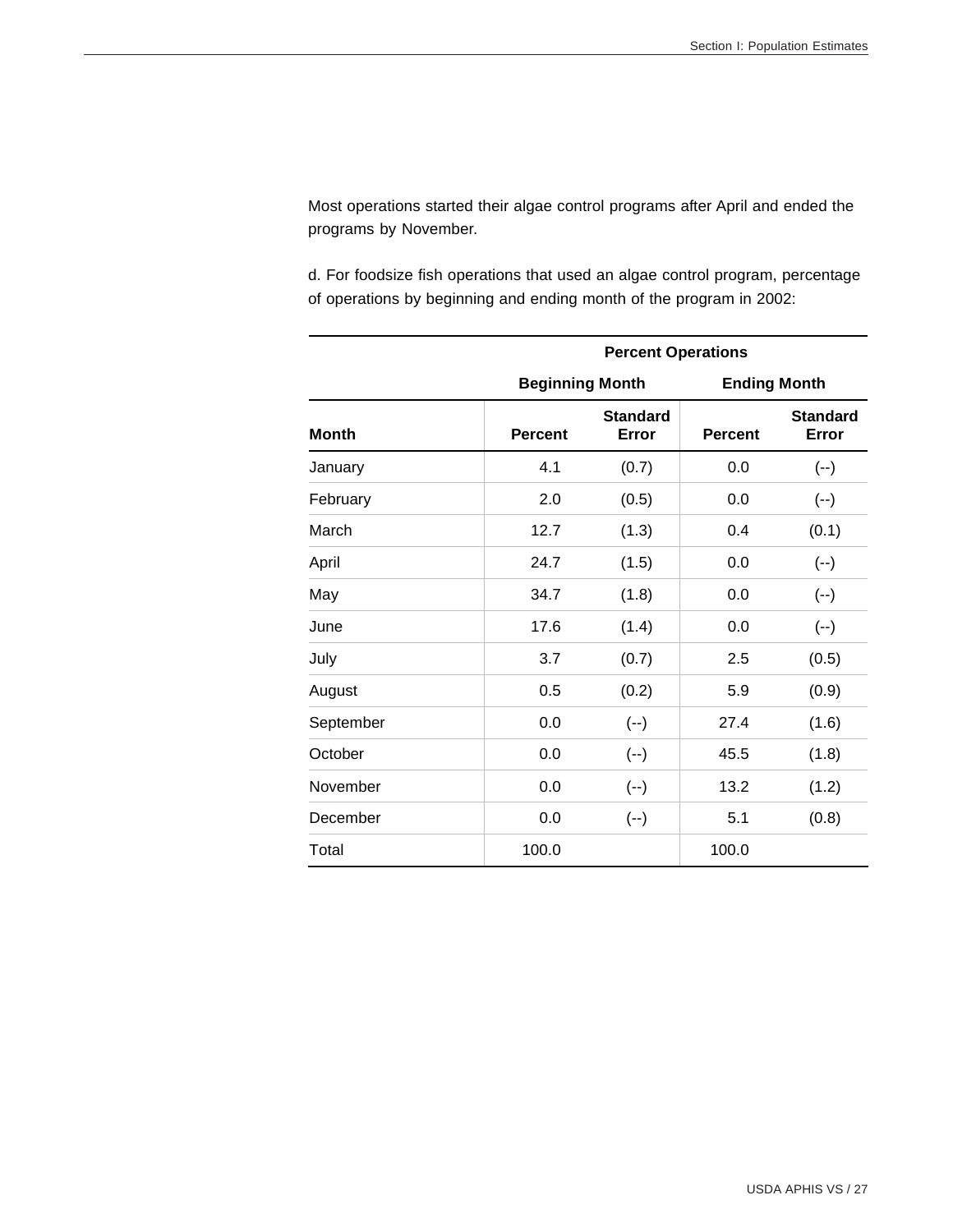Most operations started their algae control programs after April and ended the programs by November.

d. For foodsize fish operations that used an algae control program, percentage of operations by beginning and ending month of the program in 2002:

| | Percent Operations | | | |
|---|---|---|---|---|
| | Beginning Month | | Ending Month | |
| **Month** | **Percent** | **Standard Error** | **Percent** | **Standard Error** |
| January | 4.1 | (0.7) | 0.0 | (--) |
| February | 2.0 | (0.5) | 0.0 | (--) |
| March | 12.7 | (1.3) | 0.4 | (0.1) |
| April | 24.7 | (1.5) | 0.0 | (--) |
| May | 34.7 | (1.8) | 0.0 | (--) |
| June | 17.6 | (1.4) | 0.0 | (--) |
| July | 3.7 | (0.7) | 2.5 | (0.5) |
| August | 0.5 | (0.2) | 5.9 | (0.9) |
| September | 0.0 | (--) | 27.4 | (1.6) |
| October | 0.0 | (--) | 45.5 | (1.8) |
| November | 0.0 | (--) | 13.2 | (1.2) |
| December | 0.0 | (--) | 5.1 | (0.8) |
| Total | 100.0 | | 100.0 | |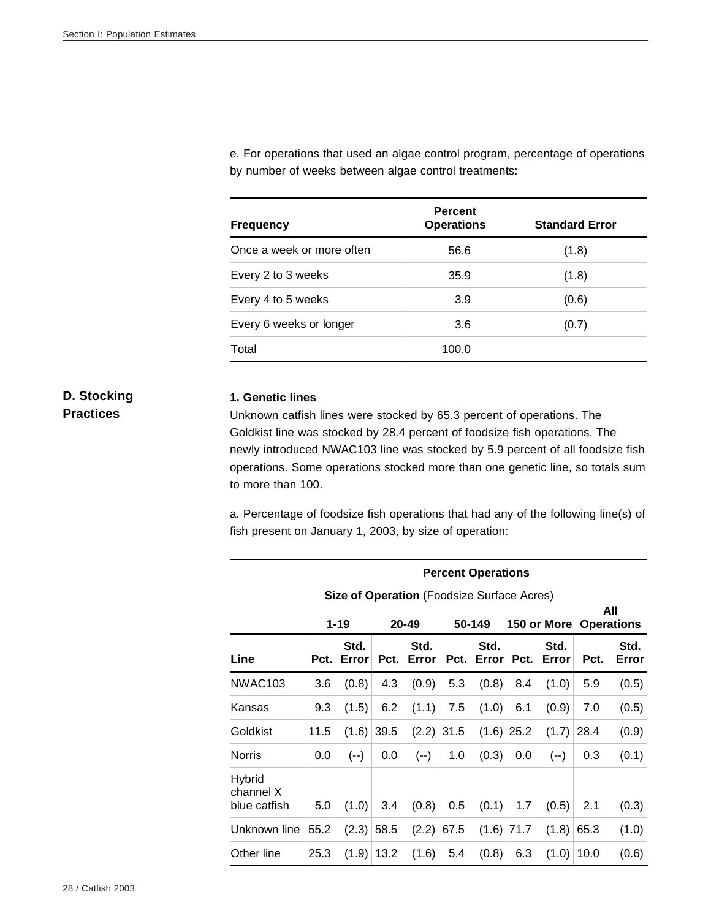e. For operations that used an algae control program, percentage of operations by number of weeks between algae control treatments:

| Frequency | Percent Operations | Standard Error |
|---|---|---|
| Once a week or more often | 56.6 | (1.8) |
| Every 2 to 3 weeks | 35.9 | (1.8) |
| Every 4 to 5 weeks | 3.9 | (0.6) |
| Every 6 weeks or longer | 3.6 | (0.7) |
| Total | 100.0 | |

## D. Stocking Practices

### 1. Genetic lines

Unknown catfish lines were stocked by 65.3 percent of operations. The Goldkist line was stocked by 28.4 percent of foodsize fish operations. The newly introduced NWAC103 line was stocked by 5.9 percent of all foodsize fish operations. Some operations stocked more than one genetic line, so totals sum to more than 100.

a. Percentage of foodsize fish operations that had any of the following line(s) of fish present on January 1, 2003, by size of operation:

| | Percent Operations | | | | | | | | | |
|---|---|---|---|---|---|---|---|---|---|---|
| | Size of Operation (Foodsize Surface Acres) | | | | | | | | | |
| | 1-19 | | 20-49 | | 50-149 | | 150 or More | | All Operations | |
| Line | Pct. | Std. Error | Pct. | Std. Error | Pct. | Std. Error | Pct. | Std. Error | Pct. | Std. Error |
| NWAC103 | 3.6 | (0.8) | 4.3 | (0.9) | 5.3 | (0.8) | 8.4 | (1.0) | 5.9 | (0.5) |
| Kansas | 9.3 | (1.5) | 6.2 | (1.1) | 7.5 | (1.0) | 6.1 | (0.9) | 7.0 | (0.5) |
| Goldkist | 11.5 | (1.6) | 39.5 | (2.2) | 31.5 | (1.6) | 25.2 | (1.7) | 28.4 | (0.9) |
| Norris | 0.0 | (--) | 0.0 | (--) | 1.0 | (0.3) | 0.0 | (--) | 0.3 | (0.1) |
| Hybrid channel X blue catfish | 5.0 | (1.0) | 3.4 | (0.8) | 0.5 | (0.1) | 1.7 | (0.5) | 2.1 | (0.3) |
| Unknown line | 55.2 | (2.3) | 58.5 | (2.2) | 67.5 | (1.6) | 71.7 | (1.8) | 65.3 | (1.0) |
| Other line | 25.3 | (1.9) | 13.2 | (1.6) | 5.4 | (0.8) | 6.3 | (1.0) | 10.0 | (0.6) |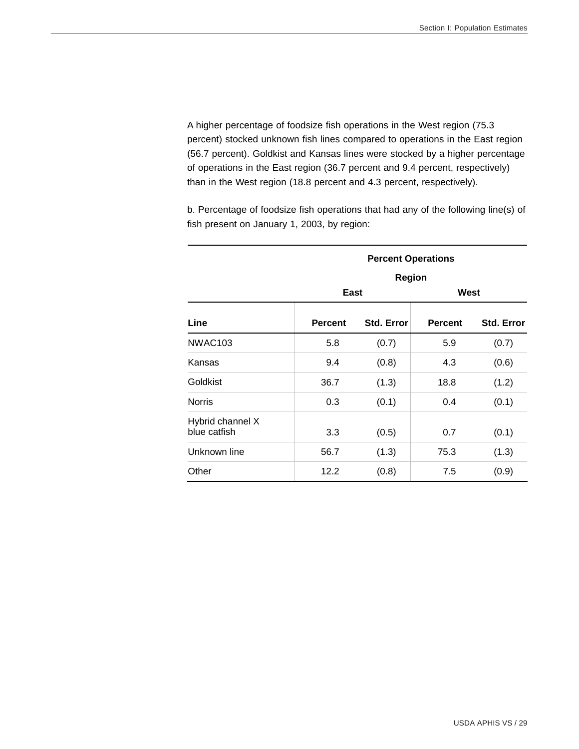A higher percentage of foodsize fish operations in the West region (75.3 percent) stocked unknown fish lines compared to operations in the East region (56.7 percent). Goldkist and Kansas lines were stocked by a higher percentage of operations in the East region (36.7 percent and 9.4 percent, respectively) than in the West region (18.8 percent and 4.3 percent, respectively).

b. Percentage of foodsize fish operations that had any of the following line(s) of fish present on January 1, 2003, by region:

| | Percent Operations | | | |
|---|---|---|---|---|
| | Region | | | |
| | East | | West | |
| Line | Percent | Std. Error | Percent | Std. Error |
| NWAC103 | 5.8 | (0.7) | 5.9 | (0.7) |
| Kansas | 9.4 | (0.8) | 4.3 | (0.6) |
| Goldkist | 36.7 | (1.3) | 18.8 | (1.2) |
| Norris | 0.3 | (0.1) | 0.4 | (0.1) |
| Hybrid channel X blue catfish | 3.3 | (0.5) | 0.7 | (0.1) |
| Unknown line | 56.7 | (1.3) | 75.3 | (1.3) |
| Other | 12.2 | (0.8) | 7.5 | (0.9) |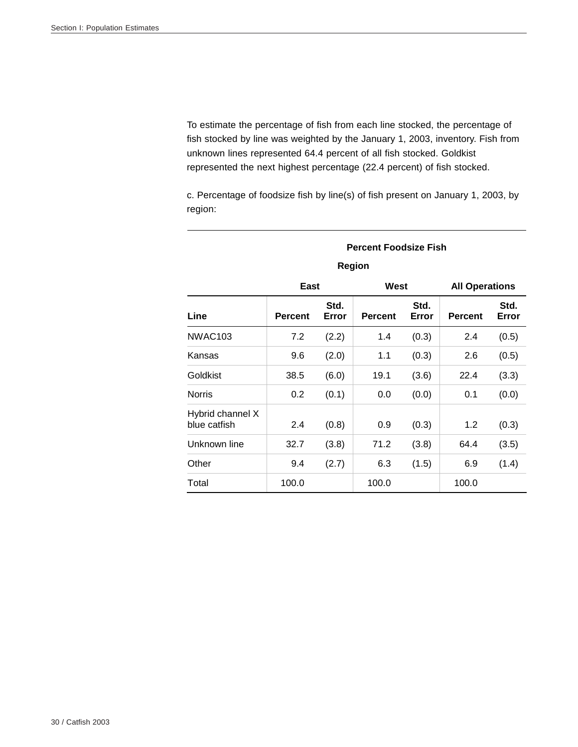To estimate the percentage of fish from each line stocked, the percentage of fish stocked by line was weighted by the January 1, 2003, inventory. Fish from unknown lines represented 64.4 percent of all fish stocked. Goldkist represented the next highest percentage (22.4 percent) of fish stocked.

c. Percentage of foodsize fish by line(s) of fish present on January 1, 2003, by region:

| | Percent Foodsize Fish | | | | | |
|---|---|---|---|---|---|---|
| | Region | | | | | |
| | East | | West | | All Operations | |
| **Line** | **Percent** | **Std. Error** | **Percent** | **Std. Error** | **Percent** | **Std. Error** |
| NWAC103 | 7.2 | (2.2) | 1.4 | (0.3) | 2.4 | (0.5) |
| Kansas | 9.6 | (2.0) | 1.1 | (0.3) | 2.6 | (0.5) |
| Goldkist | 38.5 | (6.0) | 19.1 | (3.6) | 22.4 | (3.3) |
| Norris | 0.2 | (0.1) | 0.0 | (0.0) | 0.1 | (0.0) |
| Hybrid channel X blue catfish | 2.4 | (0.8) | 0.9 | (0.3) | 1.2 | (0.3) |
| Unknown line | 32.7 | (3.8) | 71.2 | (3.8) | 64.4 | (3.5) |
| Other | 9.4 | (2.7) | 6.3 | (1.5) | 6.9 | (1.4) |
| Total | 100.0 | | 100.0 | | 100.0 | |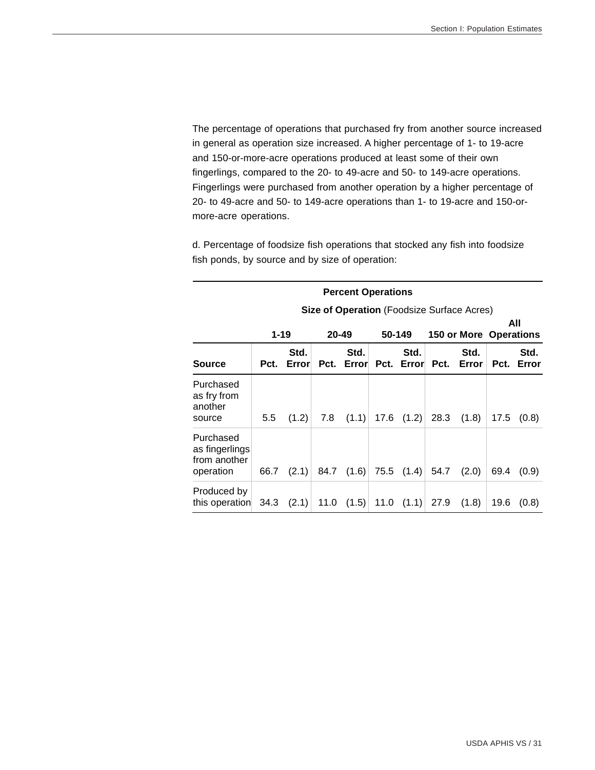The percentage of operations that purchased fry from another source increased in general as operation size increased. A higher percentage of 1- to 19-acre and 150-or-more-acre operations produced at least some of their own fingerlings, compared to the 20- to 49-acre and 50- to 149-acre operations. Fingerlings were purchased from another operation by a higher percentage of 20- to 49-acre and 50- to 149-acre operations than 1- to 19-acre and 150-or-more-acre operations.

d. Percentage of foodsize fish operations that stocked any fish into foodsize fish ponds, by source and by size of operation:

| | **Percent Operations** | | | | | | | | | |
|---|---|---|---|---|---|---|---|---|---|---|
| | **Size of Operation** (Foodsize Surface Acres) | | | | | | | | | |
| | **1-19** | | **20-49** | | **50-149** | | **150 or More** | | **All Operations** | |
| **Source** | **Pct.** | **Std. Error** | **Pct.** | **Std. Error** | **Pct.** | **Std. Error** | **Pct.** | **Std. Error** | **Pct.** | **Std. Error** |
| Purchased as fry from another source | 5.5 | (1.2) | 7.8 | (1.1) | 17.6 | (1.2) | 28.3 | (1.8) | 17.5 | (0.8) |
| Purchased as fingerlings from another operation | 66.7 | (2.1) | 84.7 | (1.6) | 75.5 | (1.4) | 54.7 | (2.0) | 69.4 | (0.9) |
| Produced by this operation | 34.3 | (2.1) | 11.0 | (1.5) | 11.0 | (1.1) | 27.9 | (1.8) | 19.6 | (0.8) |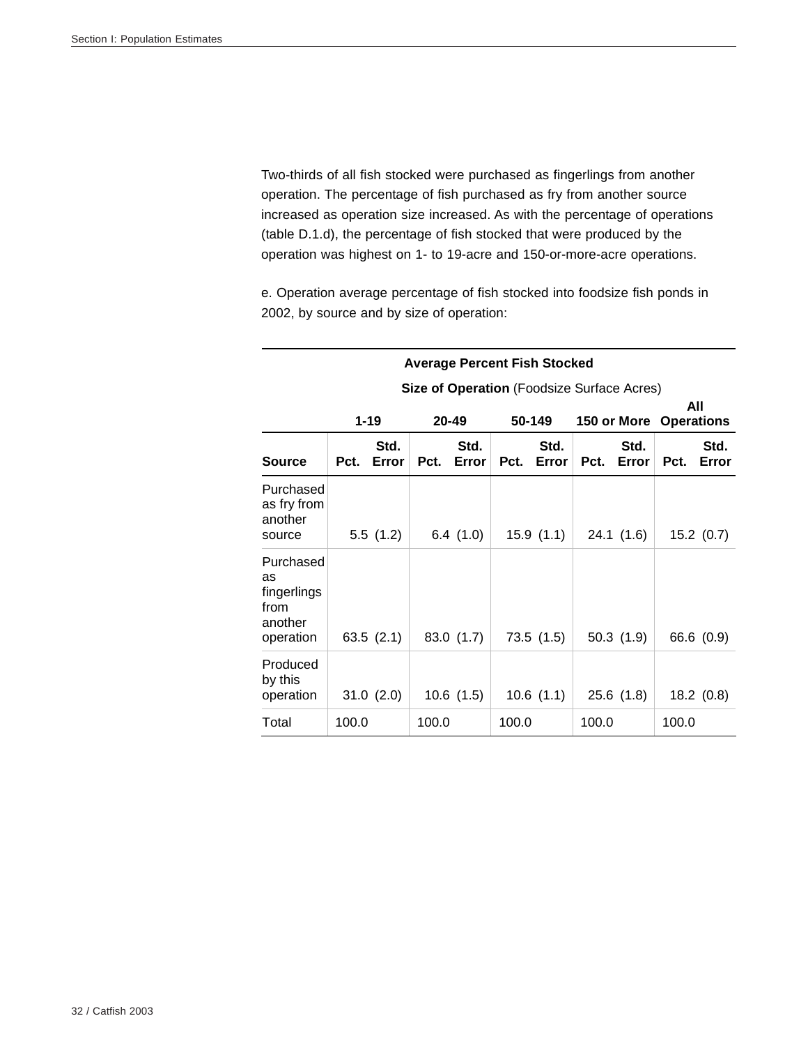Two-thirds of all fish stocked were purchased as fingerlings from another operation. The percentage of fish purchased as fry from another source increased as operation size increased. As with the percentage of operations (table D.1.d), the percentage of fish stocked that were produced by the operation was highest on 1- to 19-acre and 150-or-more-acre operations.

e. Operation average percentage of fish stocked into foodsize fish ponds in 2002, by source and by size of operation:

| | **Average Percent Fish Stocked** | | | | | | | | | |
|---|---|---|---|---|---|---|---|---|---|---|
| | **Size of Operation** (Foodsize Surface Acres) | | | | | | | | | |
| | **1-19** | | **20-49** | | **50-149** | | **150 or More** | | **All Operations** | |
| **Source** | **Pct.** | **Std. Error** | **Pct.** | **Std. Error** | **Pct.** | **Std. Error** | **Pct.** | **Std. Error** | **Pct.** | **Std. Error** |
| Purchased as fry from another source | 5.5 | (1.2) | 6.4 | (1.0) | 15.9 | (1.1) | 24.1 | (1.6) | 15.2 | (0.7) |
| Purchased as fingerlings from another operation | 63.5 | (2.1) | 83.0 | (1.7) | 73.5 | (1.5) | 50.3 | (1.9) | 66.6 | (0.9) |
| Produced by this operation | 31.0 | (2.0) | 10.6 | (1.5) | 10.6 | (1.1) | 25.6 | (1.8) | 18.2 | (0.8) |
| Total | 100.0 | | 100.0 | | 100.0 | | 100.0 | | 100.0 | |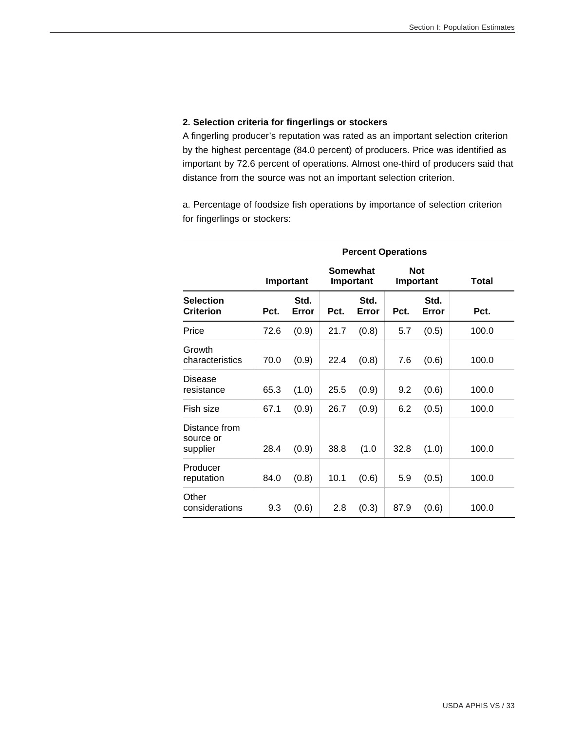**2. Selection criteria for fingerlings or stockers**

A fingerling producer's reputation was rated as an important selection criterion by the highest percentage (84.0 percent) of producers. Price was identified as important by 72.6 percent of operations. Almost one-third of producers said that distance from the source was not an important selection criterion.

a. Percentage of foodsize fish operations by importance of selection criterion for fingerlings or stockers:

| | Percent Operations | | | | | | |
|---|---|---|---|---|---|---|---|
| | Important | | Somewhat Important | | Not Important | | Total |
| Selection Criterion | Pct. | Std. Error | Pct. | Std. Error | Pct. | Std. Error | Pct. |
| Price | 72.6 | (0.9) | 21.7 | (0.8) | 5.7 | (0.5) | 100.0 |
| Growth characteristics | 70.0 | (0.9) | 22.4 | (0.8) | 7.6 | (0.6) | 100.0 |
| Disease resistance | 65.3 | (1.0) | 25.5 | (0.9) | 9.2 | (0.6) | 100.0 |
| Fish size | 67.1 | (0.9) | 26.7 | (0.9) | 6.2 | (0.5) | 100.0 |
| Distance from source or supplier | 28.4 | (0.9) | 38.8 | (1.0 | 32.8 | (1.0) | 100.0 |
| Producer reputation | 84.0 | (0.8) | 10.1 | (0.6) | 5.9 | (0.5) | 100.0 |
| Other considerations | 9.3 | (0.6) | 2.8 | (0.3) | 87.9 | (0.6) | 100.0 |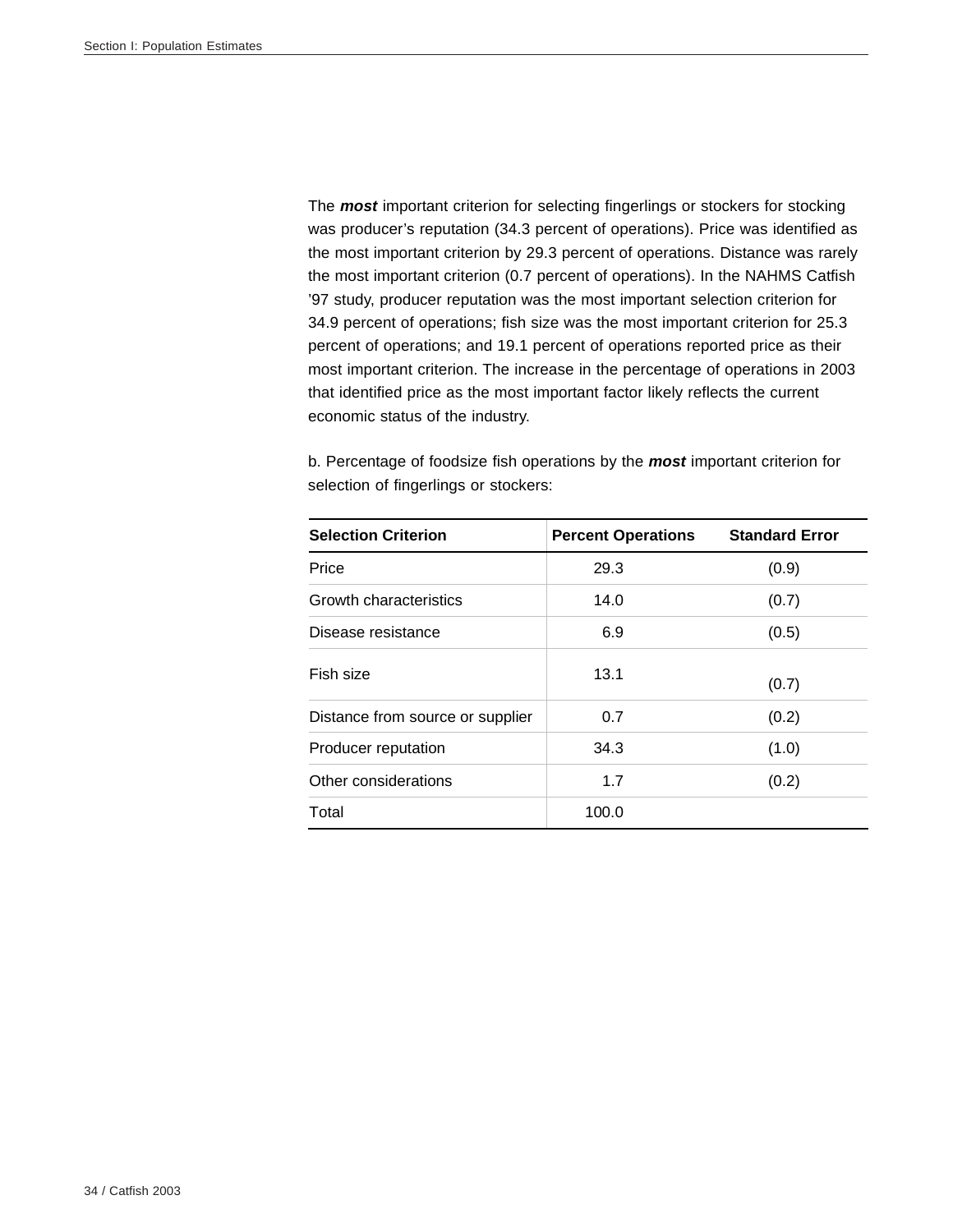The ***most*** important criterion for selecting fingerlings or stockers for stocking was producer's reputation (34.3 percent of operations). Price was identified as the most important criterion by 29.3 percent of operations. Distance was rarely the most important criterion (0.7 percent of operations). In the NAHMS Catfish '97 study, producer reputation was the most important selection criterion for 34.9 percent of operations; fish size was the most important criterion for 25.3 percent of operations; and 19.1 percent of operations reported price as their most important criterion. The increase in the percentage of operations in 2003 that identified price as the most important factor likely reflects the current economic status of the industry.

b. Percentage of foodsize fish operations by the ***most*** important criterion for selection of fingerlings or stockers:

| Selection Criterion | Percent Operations | Standard Error |
|---|---|---|
| Price | 29.3 | (0.9) |
| Growth characteristics | 14.0 | (0.7) |
| Disease resistance | 6.9 | (0.5) |
| Fish size | 13.1 | (0.7) |
| Distance from source or supplier | 0.7 | (0.2) |
| Producer reputation | 34.3 | (1.0) |
| Other considerations | 1.7 | (0.2) |
| Total | 100.0 | |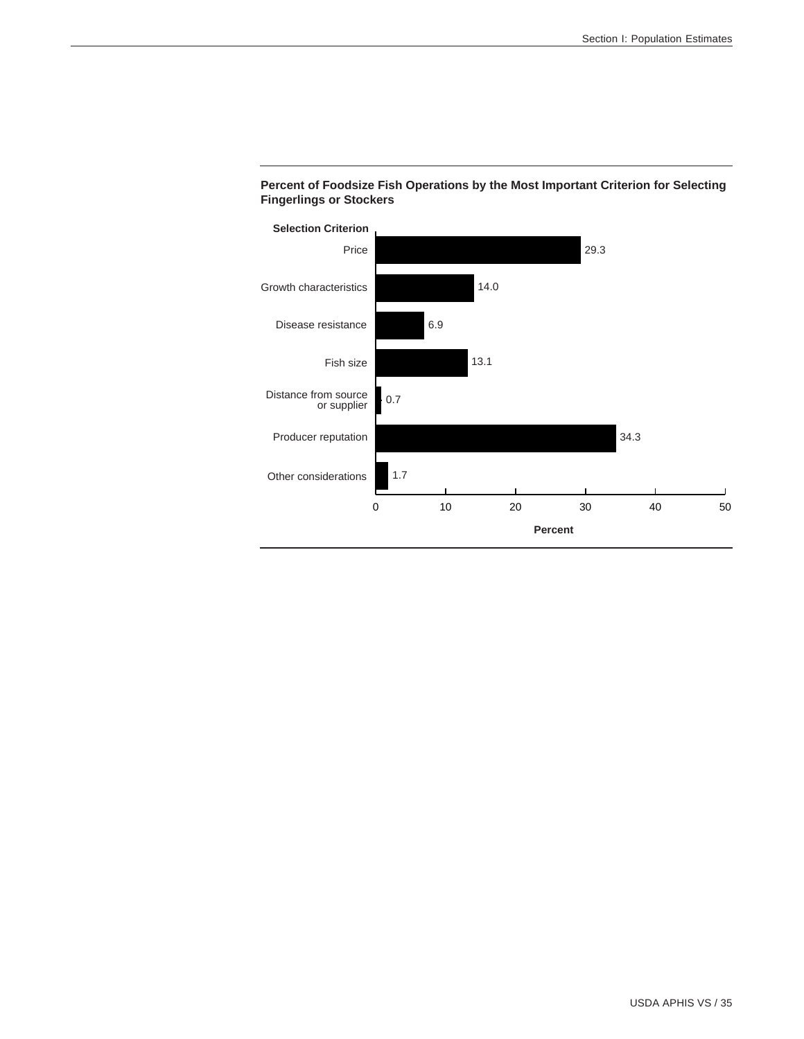**Percent of Foodsize Fish Operations by the Most Important Criterion for Selecting Fingerlings or Stockers**

| Selection Criterion | Percent |
|---|---|
| Price | 29.3 |
| Growth characteristics | 14.0 |
| Disease resistance | 6.9 |
| Fish size | 13.1 |
| Distance from source or supplier | 0.7 |
| Producer reputation | 34.3 |
| Other considerations | 1.7 |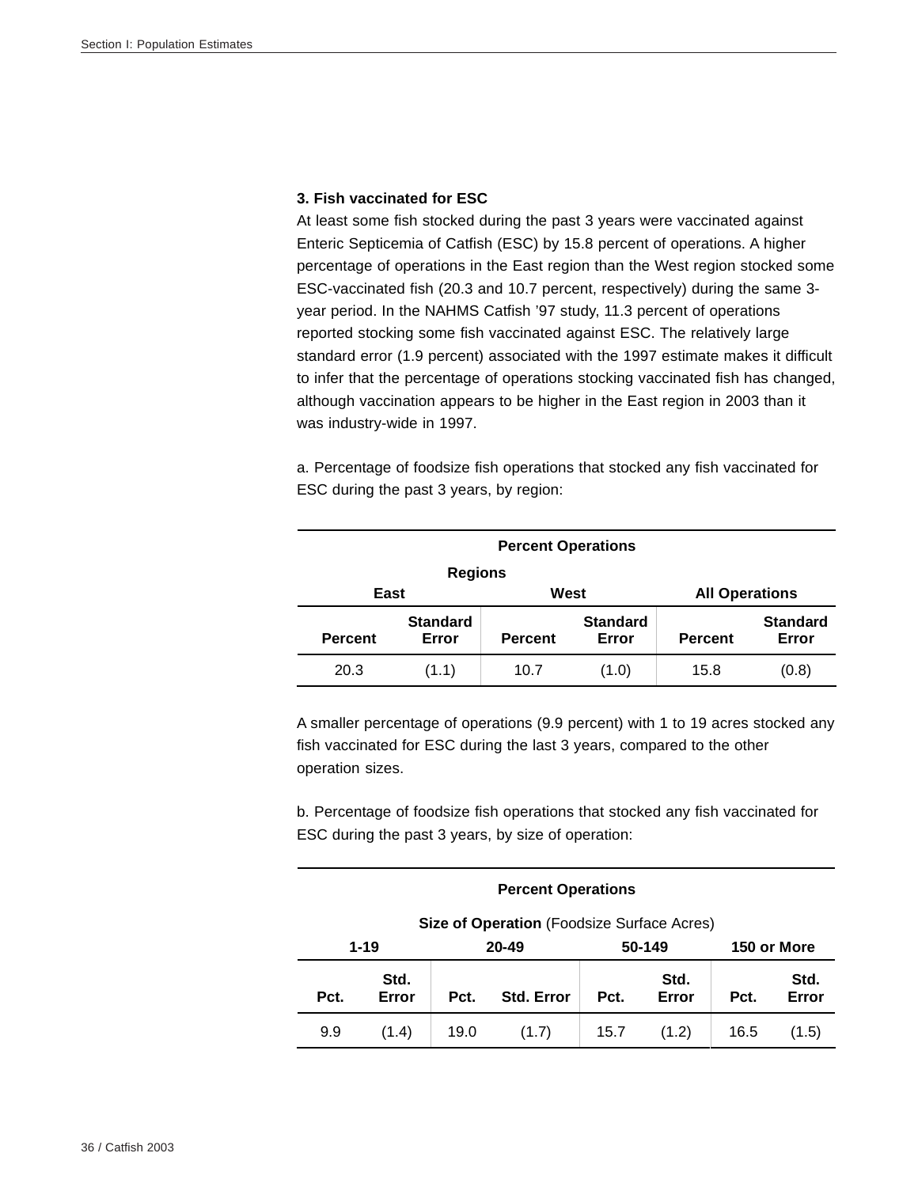### 3. Fish vaccinated for ESC

At least some fish stocked during the past 3 years were vaccinated against Enteric Septicemia of Catfish (ESC) by 15.8 percent of operations. A higher percentage of operations in the East region than the West region stocked some ESC-vaccinated fish (20.3 and 10.7 percent, respectively) during the same 3-year period. In the NAHMS Catfish '97 study, 11.3 percent of operations reported stocking some fish vaccinated against ESC. The relatively large standard error (1.9 percent) associated with the 1997 estimate makes it difficult to infer that the percentage of operations stocking vaccinated fish has changed, although vaccination appears to be higher in the East region in 2003 than it was industry-wide in 1997.

a. Percentage of foodsize fish operations that stocked any fish vaccinated for ESC during the past 3 years, by region:

| Percent Operations | | | | | |
|---|---|---|---|---|---|
| Regions | | | | | |
| East | | West | | All Operations | |
| Percent | Standard Error | Percent | Standard Error | Percent | Standard Error |
| 20.3 | (1.1) | 10.7 | (1.0) | 15.8 | (0.8) |

A smaller percentage of operations (9.9 percent) with 1 to 19 acres stocked any fish vaccinated for ESC during the last 3 years, compared to the other operation sizes.

b. Percentage of foodsize fish operations that stocked any fish vaccinated for ESC during the past 3 years, by size of operation:

| Percent Operations | | | | | | | |
|---|---|---|---|---|---|---|---|
| **Size of Operation** (Foodsize Surface Acres) | | | | | | | |
| 1-19 | | 20-49 | | 50-149 | | 150 or More | |
| Pct. | Std. Error | Pct. | Std. Error | Pct. | Std. Error | Pct. | Std. Error |
| 9.9 | (1.4) | 19.0 | (1.7) | 15.7 | (1.2) | 16.5 | (1.5) |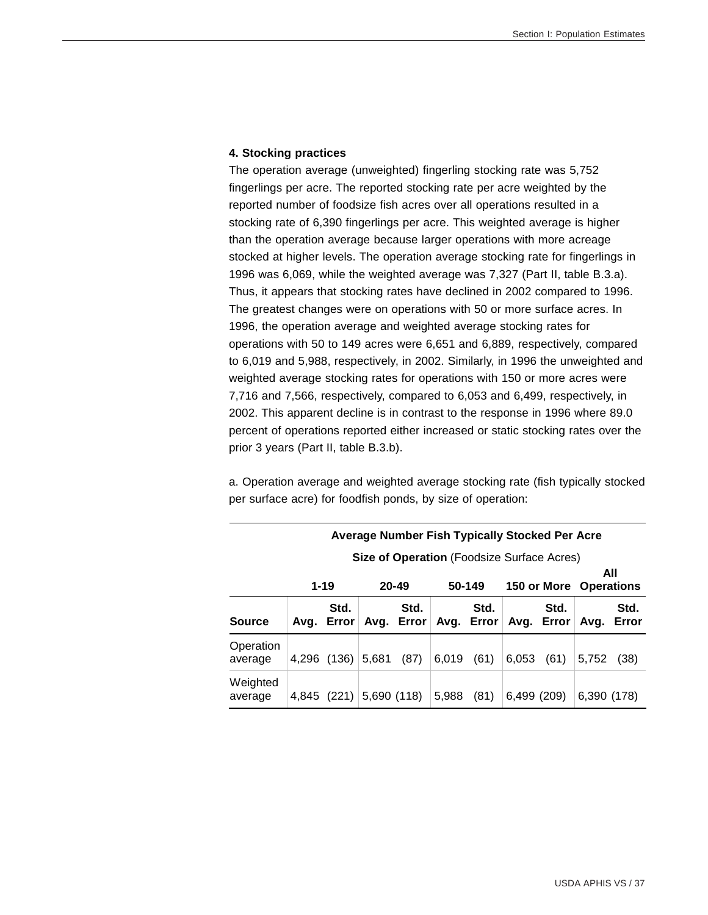### 4. Stocking practices

The operation average (unweighted) fingerling stocking rate was 5,752 fingerlings per acre. The reported stocking rate per acre weighted by the reported number of foodsize fish acres over all operations resulted in a stocking rate of 6,390 fingerlings per acre. This weighted average is higher than the operation average because larger operations with more acreage stocked at higher levels. The operation average stocking rate for fingerlings in 1996 was 6,069, while the weighted average was 7,327 (Part II, table B.3.a). Thus, it appears that stocking rates have declined in 2002 compared to 1996. The greatest changes were on operations with 50 or more surface acres. In 1996, the operation average and weighted average stocking rates for operations with 50 to 149 acres were 6,651 and 6,889, respectively, compared to 6,019 and 5,988, respectively, in 2002. Similarly, in 1996 the unweighted and weighted average stocking rates for operations with 150 or more acres were 7,716 and 7,566, respectively, compared to 6,053 and 6,499, respectively, in 2002. This apparent decline is in contrast to the response in 1996 where 89.0 percent of operations reported either increased or static stocking rates over the prior 3 years (Part II, table B.3.b).

a. Operation average and weighted average stocking rate (fish typically stocked per surface acre) for foodfish ponds, by size of operation:

| | Average Number Fish Typically Stocked Per Acre | | | | | | | | | |
|---|---|---|---|---|---|---|---|---|---|---|
| | **Size of Operation** (Foodsize Surface Acres) | | | | | | | | | |
| | **1-19** | | **20-49** | | **50-149** | | **150 or More** | | **All Operations** | |
| **Source** | **Avg.** | **Std. Error** | **Avg.** | **Std. Error** | **Avg.** | **Std. Error** | **Avg.** | **Std. Error** | **Avg.** | **Std. Error** |
| Operation average | 4,296 | (136) | 5,681 | (87) | 6,019 | (61) | 6,053 | (61) | 5,752 | (38) |
| Weighted average | 4,845 | (221) | 5,690 | (118) | 5,988 | (81) | 6,499 | (209) | 6,390 | (178) |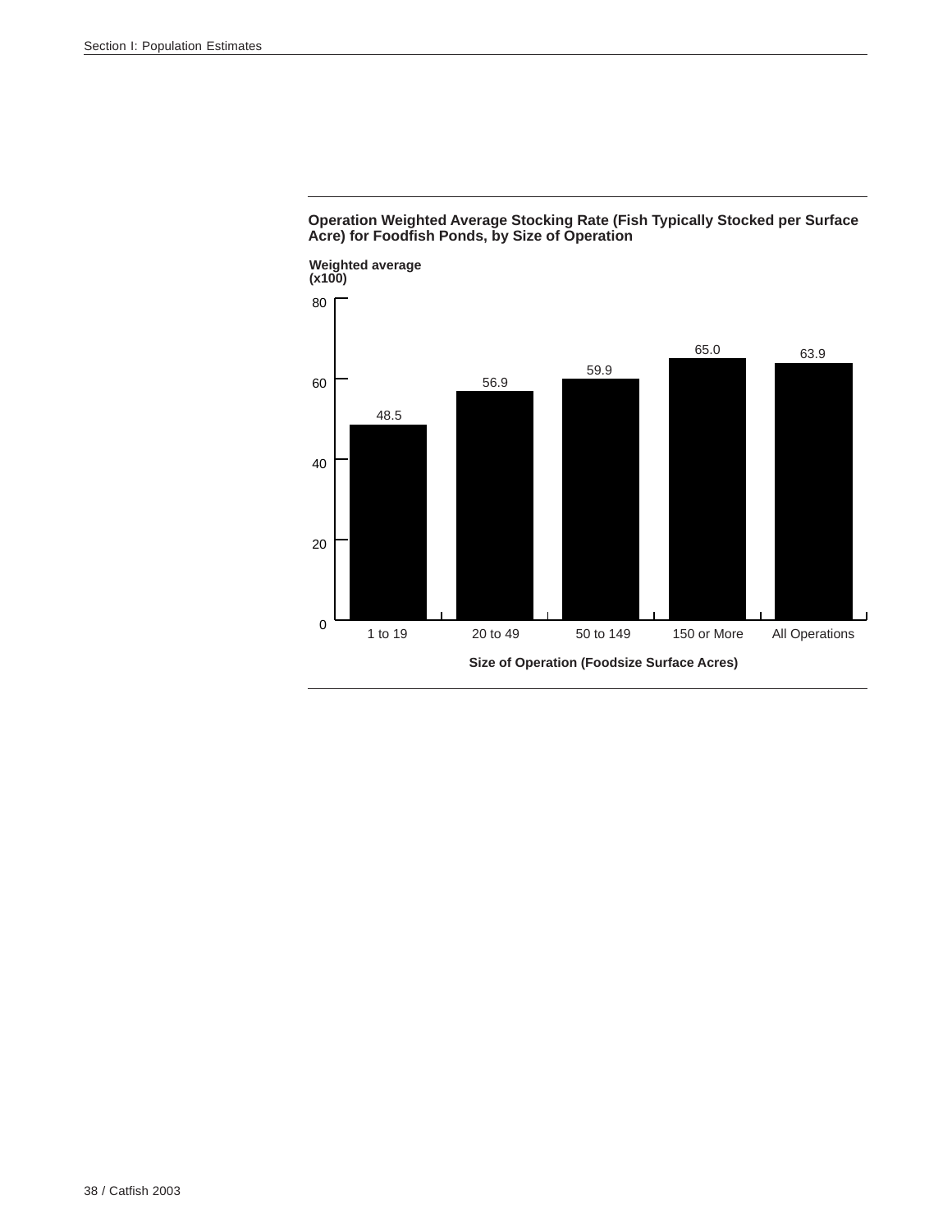**Operation Weighted Average Stocking Rate (Fish Typically Stocked per Surface Acre) for Foodfish Ponds, by Size of Operation**

Weighted average (x100)

| Size of Operation (Foodsize Surface Acres) | Weighted average (x100) |
|---|---|
| 1 to 19 | 48.5 |
| 20 to 49 | 56.9 |
| 50 to 149 | 59.9 |
| 150 or More | 65.0 |
| All Operations | 63.9 |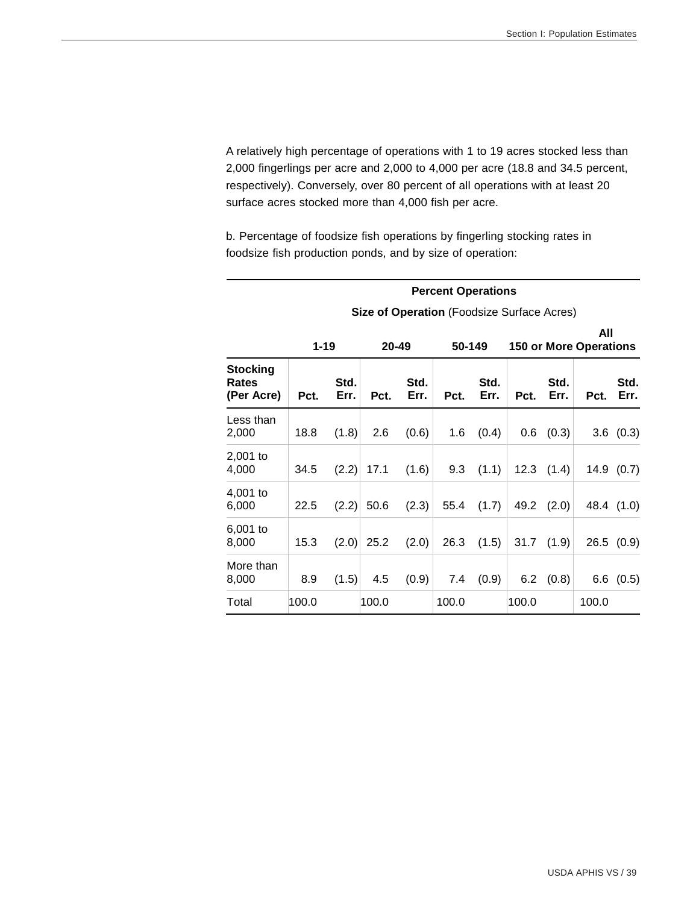A relatively high percentage of operations with 1 to 19 acres stocked less than 2,000 fingerlings per acre and 2,000 to 4,000 per acre (18.8 and 34.5 percent, respectively). Conversely, over 80 percent of all operations with at least 20 surface acres stocked more than 4,000 fish per acre.

b. Percentage of foodsize fish operations by fingerling stocking rates in foodsize fish production ponds, and by size of operation:

| | **Percent Operations** | | | | | | | | | |
|---|---|---|---|---|---|---|---|---|---|---|
| | **Size of Operation** (Foodsize Surface Acres) | | | | | | | | | |
| | **1-19** | | **20-49** | | **50-149** | | **150 or More** | | **All Operations** | |
| **Stocking Rates (Per Acre)** | **Pct.** | **Std. Err.** | **Pct.** | **Std. Err.** | **Pct.** | **Std. Err.** | **Pct.** | **Std. Err.** | **Pct.** | **Std. Err.** |
| Less than 2,000 | 18.8 | (1.8) | 2.6 | (0.6) | 1.6 | (0.4) | 0.6 | (0.3) | 3.6 | (0.3) |
| 2,001 to 4,000 | 34.5 | (2.2) | 17.1 | (1.6) | 9.3 | (1.1) | 12.3 | (1.4) | 14.9 | (0.7) |
| 4,001 to 6,000 | 22.5 | (2.2) | 50.6 | (2.3) | 55.4 | (1.7) | 49.2 | (2.0) | 48.4 | (1.0) |
| 6,001 to 8,000 | 15.3 | (2.0) | 25.2 | (2.0) | 26.3 | (1.5) | 31.7 | (1.9) | 26.5 | (0.9) |
| More than 8,000 | 8.9 | (1.5) | 4.5 | (0.9) | 7.4 | (0.9) | 6.2 | (0.8) | 6.6 | (0.5) |
| Total | 100.0 | | 100.0 | | 100.0 | | 100.0 | | 100.0 | |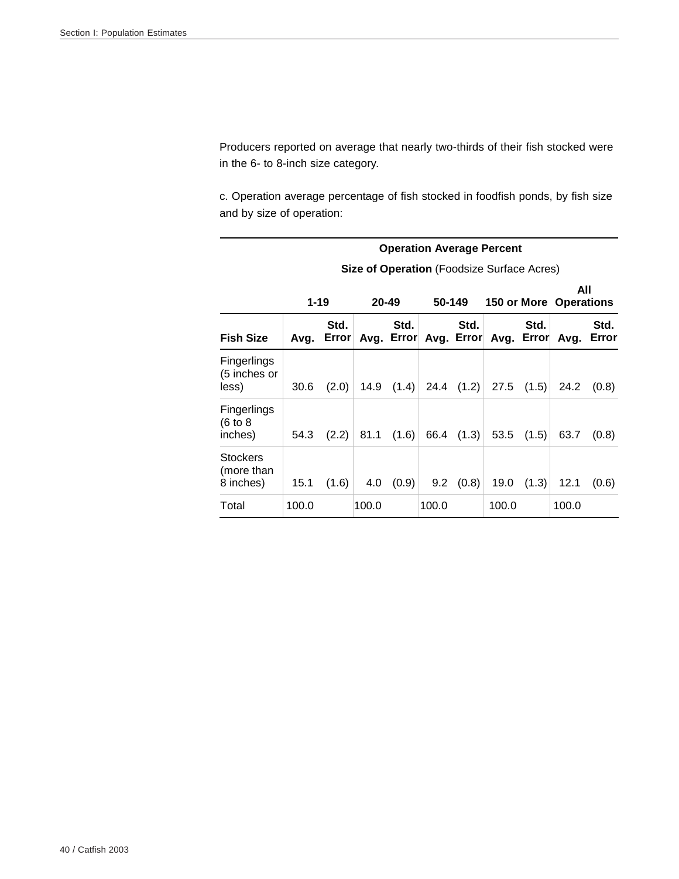Producers reported on average that nearly two-thirds of their fish stocked were in the 6- to 8-inch size category.

c. Operation average percentage of fish stocked in foodfish ponds, by fish size and by size of operation:

| | **Operation Average Percent** | | | | | | | | | |
|---|---|---|---|---|---|---|---|---|---|---|
| | **Size of Operation** (Foodsize Surface Acres) | | | | | | | | | |
| | **1-19** | | **20-49** | | **50-149** | | **150 or More** | | **All Operations** | |
| **Fish Size** | **Avg.** | **Std. Error** | **Avg.** | **Std. Error** | **Avg.** | **Std. Error** | **Avg.** | **Std. Error** | **Avg.** | **Std. Error** |
| Fingerlings (5 inches or less) | 30.6 | (2.0) | 14.9 | (1.4) | 24.4 | (1.2) | 27.5 | (1.5) | 24.2 | (0.8) |
| Fingerlings (6 to 8 inches) | 54.3 | (2.2) | 81.1 | (1.6) | 66.4 | (1.3) | 53.5 | (1.5) | 63.7 | (0.8) |
| Stockers (more than 8 inches) | 15.1 | (1.6) | 4.0 | (0.9) | 9.2 | (0.8) | 19.0 | (1.3) | 12.1 | (0.6) |
| Total | 100.0 | | 100.0 | | 100.0 | | 100.0 | | 100.0 | |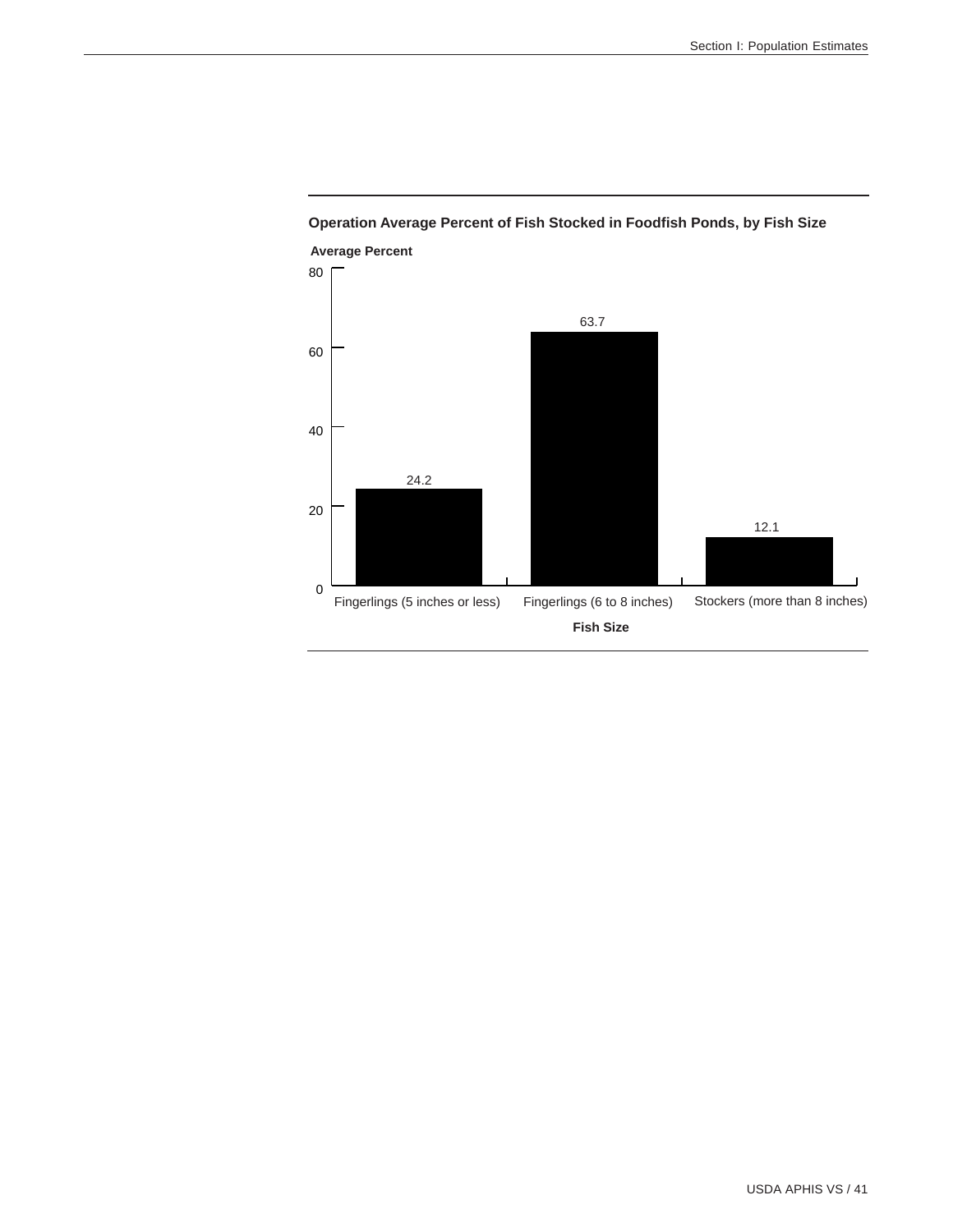**Operation Average Percent of Fish Stocked in Foodfish Ponds, by Fish Size**

| Fish Size | Average Percent |
|---|---|
| Fingerlings (5 inches or less) | 24.2 |
| Fingerlings (6 to 8 inches) | 63.7 |
| Stockers (more than 8 inches) | 12.1 |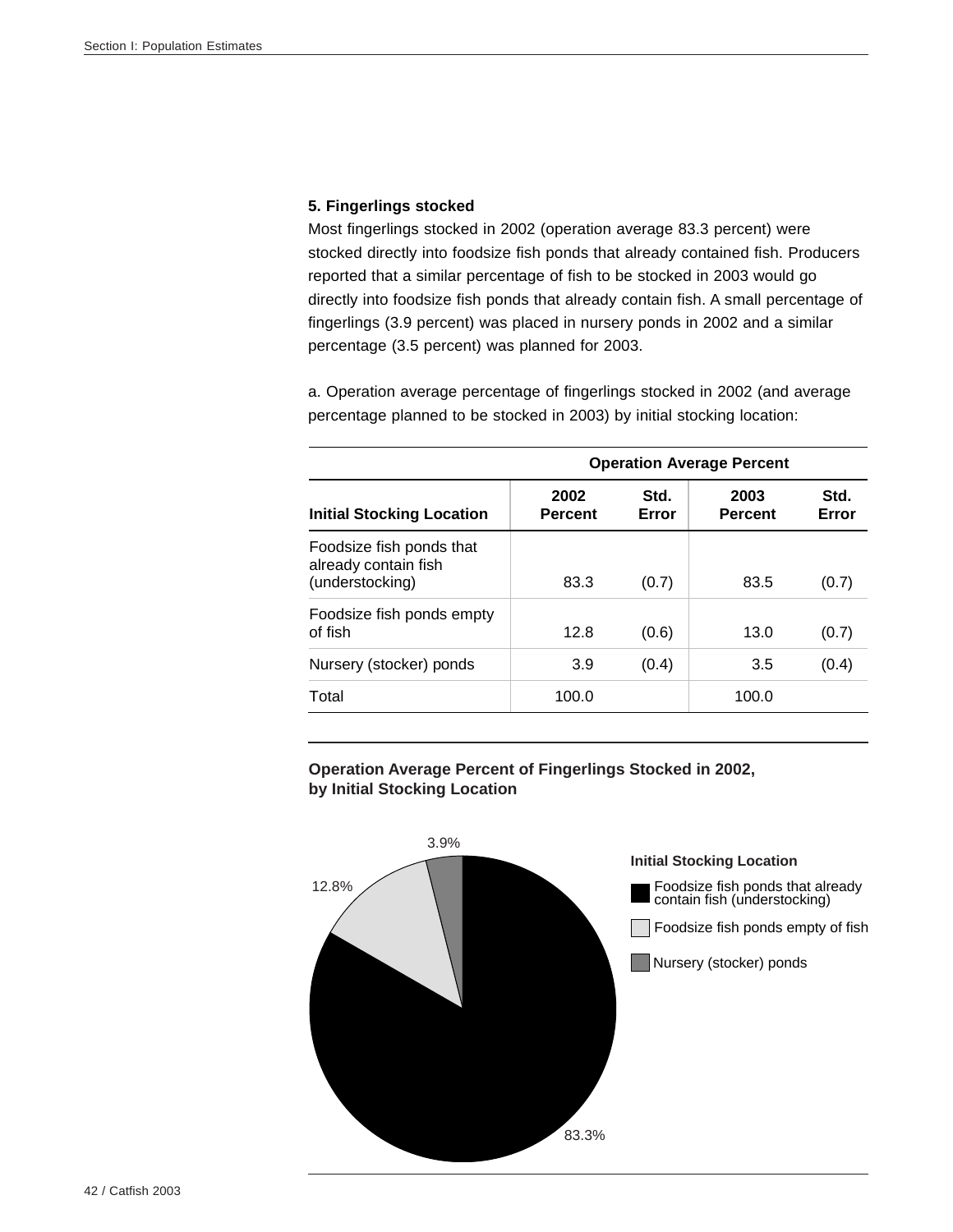### 5. Fingerlings stocked

Most fingerlings stocked in 2002 (operation average 83.3 percent) were stocked directly into foodsize fish ponds that already contained fish. Producers reported that a similar percentage of fish to be stocked in 2003 would go directly into foodsize fish ponds that already contain fish. A small percentage of fingerlings (3.9 percent) was placed in nursery ponds in 2002 and a similar percentage (3.5 percent) was planned for 2003.

a. Operation average percentage of fingerlings stocked in 2002 (and average percentage planned to be stocked in 2003) by initial stocking location:

| | Operation Average Percent | | | |
|---|---|---|---|---|
| **Initial Stocking Location** | **2002 Percent** | **Std. Error** | **2003 Percent** | **Std. Error** |
| Foodsize fish ponds that already contain fish (understocking) | 83.3 | (0.7) | 83.5 | (0.7) |
| Foodsize fish ponds empty of fish | 12.8 | (0.6) | 13.0 | (0.7) |
| Nursery (stocker) ponds | 3.9 | (0.4) | 3.5 | (0.4) |
| Total | 100.0 | | 100.0 | |

**Operation Average Percent of Fingerlings Stocked in 2002, by Initial Stocking Location**

Initial Stocking Location
- Foodsize fish ponds that already contain fish (understocking): 83.3%
- Foodsize fish ponds empty of fish: 12.8%
- Nursery (stocker) ponds: 3.9%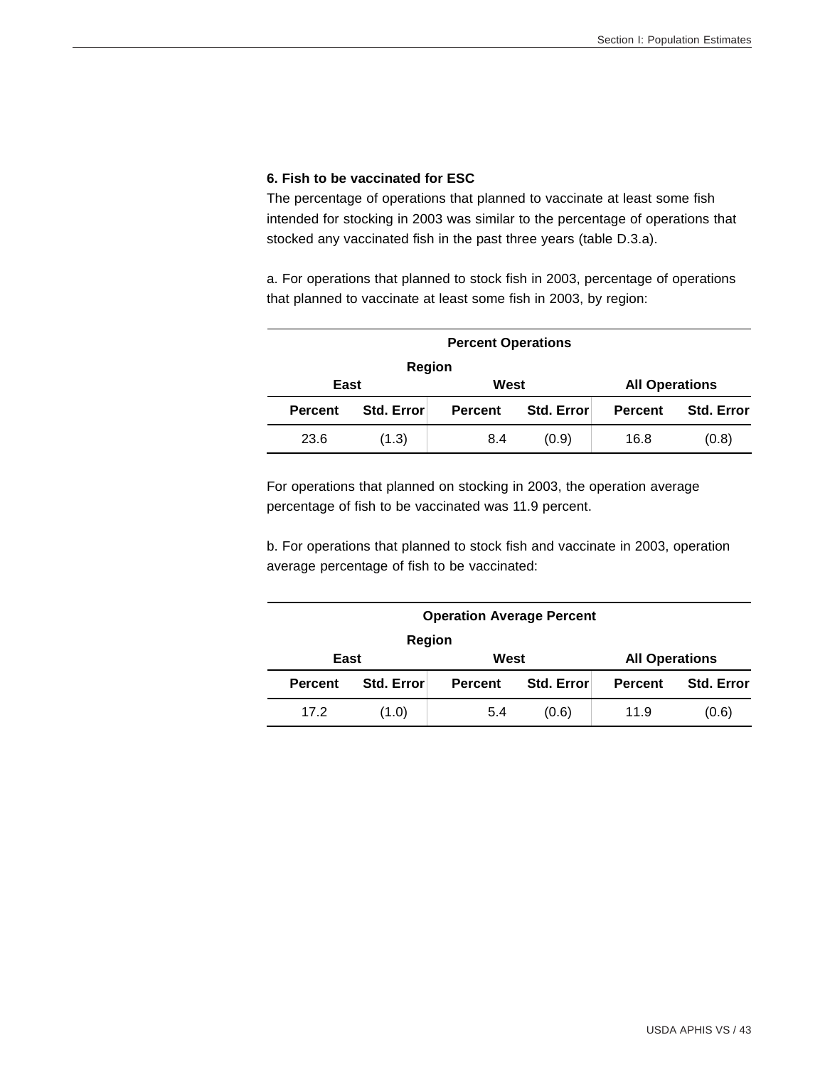### 6. Fish to be vaccinated for ESC

The percentage of operations that planned to vaccinate at least some fish intended for stocking in 2003 was similar to the percentage of operations that stocked any vaccinated fish in the past three years (table D.3.a).

a. For operations that planned to stock fish in 2003, percentage of operations that planned to vaccinate at least some fish in 2003, by region:

| **Percent Operations** | | | | | |
|---|---|---|---|---|---|
| **Region** | | | | | |
| **East** | | **West** | | **All Operations** | |
| **Percent** | **Std. Error** | **Percent** | **Std. Error** | **Percent** | **Std. Error** |
| 23.6 | (1.3) | 8.4 | (0.9) | 16.8 | (0.8) |

For operations that planned on stocking in 2003, the operation average percentage of fish to be vaccinated was 11.9 percent.

b. For operations that planned to stock fish and vaccinate in 2003, operation average percentage of fish to be vaccinated:

| **Operation Average Percent** | | | | | |
|---|---|---|---|---|---|
| **Region** | | | | | |
| **East** | | **West** | | **All Operations** | |
| **Percent** | **Std. Error** | **Percent** | **Std. Error** | **Percent** | **Std. Error** |
| 17.2 | (1.0) | 5.4 | (0.6) | 11.9 | (0.6) |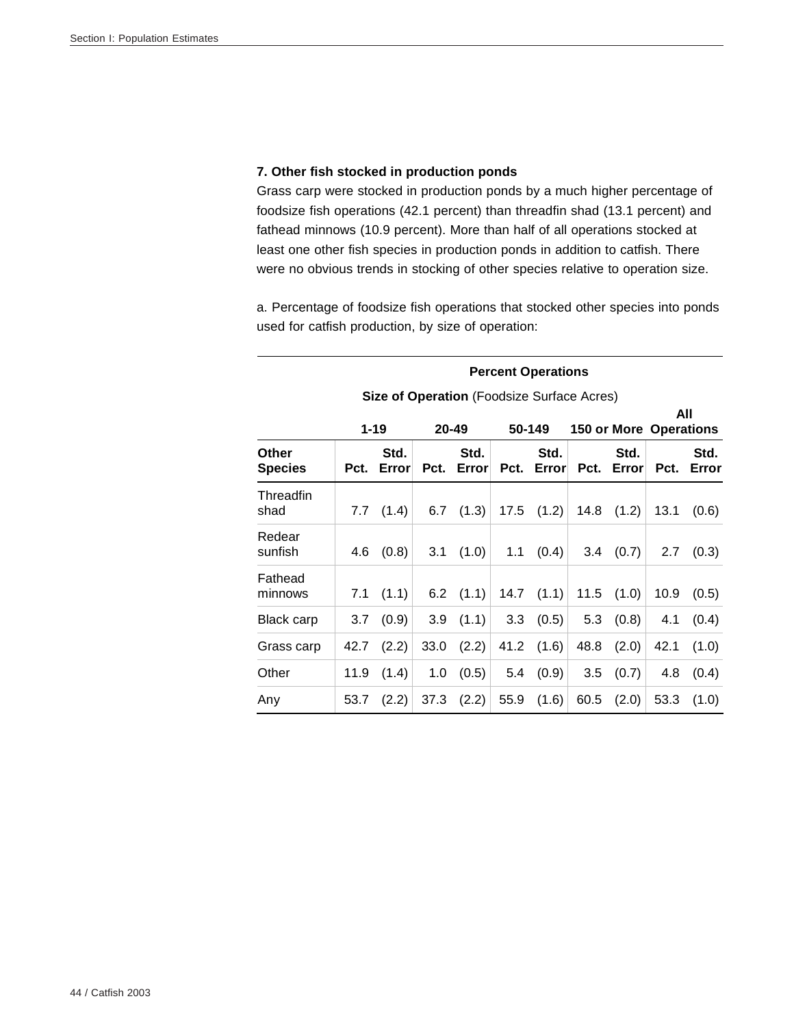### 7. Other fish stocked in production ponds

Grass carp were stocked in production ponds by a much higher percentage of foodsize fish operations (42.1 percent) than threadfin shad (13.1 percent) and fathead minnows (10.9 percent). More than half of all operations stocked at least one other fish species in production ponds in addition to catfish. There were no obvious trends in stocking of other species relative to operation size.

a. Percentage of foodsize fish operations that stocked other species into ponds used for catfish production, by size of operation:

| | **Percent Operations** | | | | | | | | | |
|---|---|---|---|---|---|---|---|---|---|---|
| | **Size of Operation** (Foodsize Surface Acres) | | | | | | | | | |
| | **1-19** | | **20-49** | | **50-149** | | **150 or More** | | **All Operations** | |
| **Other Species** | **Pct.** | **Std. Error** | **Pct.** | **Std. Error** | **Pct.** | **Std. Error** | **Pct.** | **Std. Error** | **Pct.** | **Std. Error** |
| Threadfin shad | 7.7 | (1.4) | 6.7 | (1.3) | 17.5 | (1.2) | 14.8 | (1.2) | 13.1 | (0.6) |
| Redear sunfish | 4.6 | (0.8) | 3.1 | (1.0) | 1.1 | (0.4) | 3.4 | (0.7) | 2.7 | (0.3) |
| Fathead minnows | 7.1 | (1.1) | 6.2 | (1.1) | 14.7 | (1.1) | 11.5 | (1.0) | 10.9 | (0.5) |
| Black carp | 3.7 | (0.9) | 3.9 | (1.1) | 3.3 | (0.5) | 5.3 | (0.8) | 4.1 | (0.4) |
| Grass carp | 42.7 | (2.2) | 33.0 | (2.2) | 41.2 | (1.6) | 48.8 | (2.0) | 42.1 | (1.0) |
| Other | 11.9 | (1.4) | 1.0 | (0.5) | 5.4 | (0.9) | 3.5 | (0.7) | 4.8 | (0.4) |
| Any | 53.7 | (2.2) | 37.3 | (2.2) | 55.9 | (1.6) | 60.5 | (2.0) | 53.3 | (1.0) |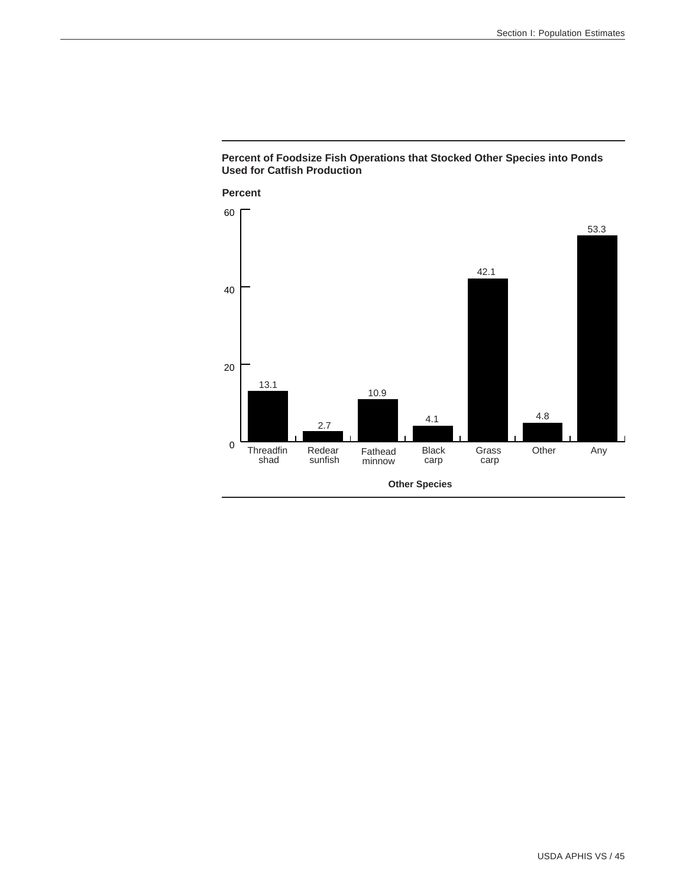**Percent of Foodsize Fish Operations that Stocked Other Species into Ponds Used for Catfish Production**

| Other Species | Percent |
|---|---|
| Threadfin shad | 13.1 |
| Redear sunfish | 2.7 |
| Fathead minnow | 10.9 |
| Black carp | 4.1 |
| Grass carp | 42.1 |
| Other | 4.8 |
| Any | 53.3 |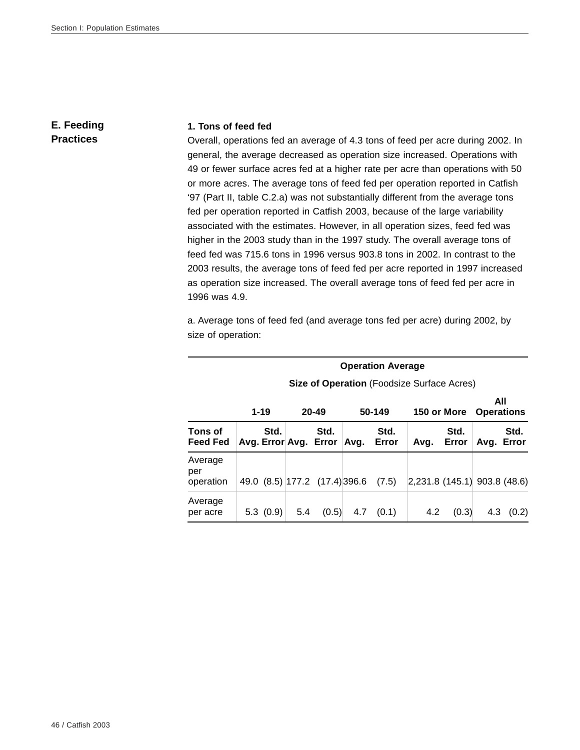## E. Feeding Practices

### 1. Tons of feed fed

Overall, operations fed an average of 4.3 tons of feed per acre during 2002. In general, the average decreased as operation size increased. Operations with 49 or fewer surface acres fed at a higher rate per acre than operations with 50 or more acres. The average tons of feed fed per operation reported in Catfish '97 (Part II, table C.2.a) was not substantially different from the average tons fed per operation reported in Catfish 2003, because of the large variability associated with the estimates. However, in all operation sizes, feed fed was higher in the 2003 study than in the 1997 study. The overall average tons of feed fed was 715.6 tons in 1996 versus 903.8 tons in 2002. In contrast to the 2003 results, the average tons of feed fed per acre reported in 1997 increased as operation size increased. The overall average tons of feed fed per acre in 1996 was 4.9.

a. Average tons of feed fed (and average tons fed per acre) during 2002, by size of operation:

| | Operation Average | | | | | | | | | |
|---|---|---|---|---|---|---|---|---|---|---|
| | **Size of Operation** (Foodsize Surface Acres) | | | | | | | | | |
| | **1-19** | | **20-49** | | **50-149** | | **150 or More** | | **All Operations** | |
| **Tons of Feed Fed** | **Avg.** | **Std. Error** | **Avg.** | **Std. Error** | **Avg.** | **Std. Error** | **Avg.** | **Std. Error** | **Avg.** | **Std. Error** |
| Average per operation | 49.0 | (8.5) | 177.2 | (17.4) | 396.6 | (7.5) | 2,231.8 | (145.1) | 903.8 | (48.6) |
| Average per acre | 5.3 | (0.9) | 5.4 | (0.5) | 4.7 | (0.1) | 4.2 | (0.3) | 4.3 | (0.2) |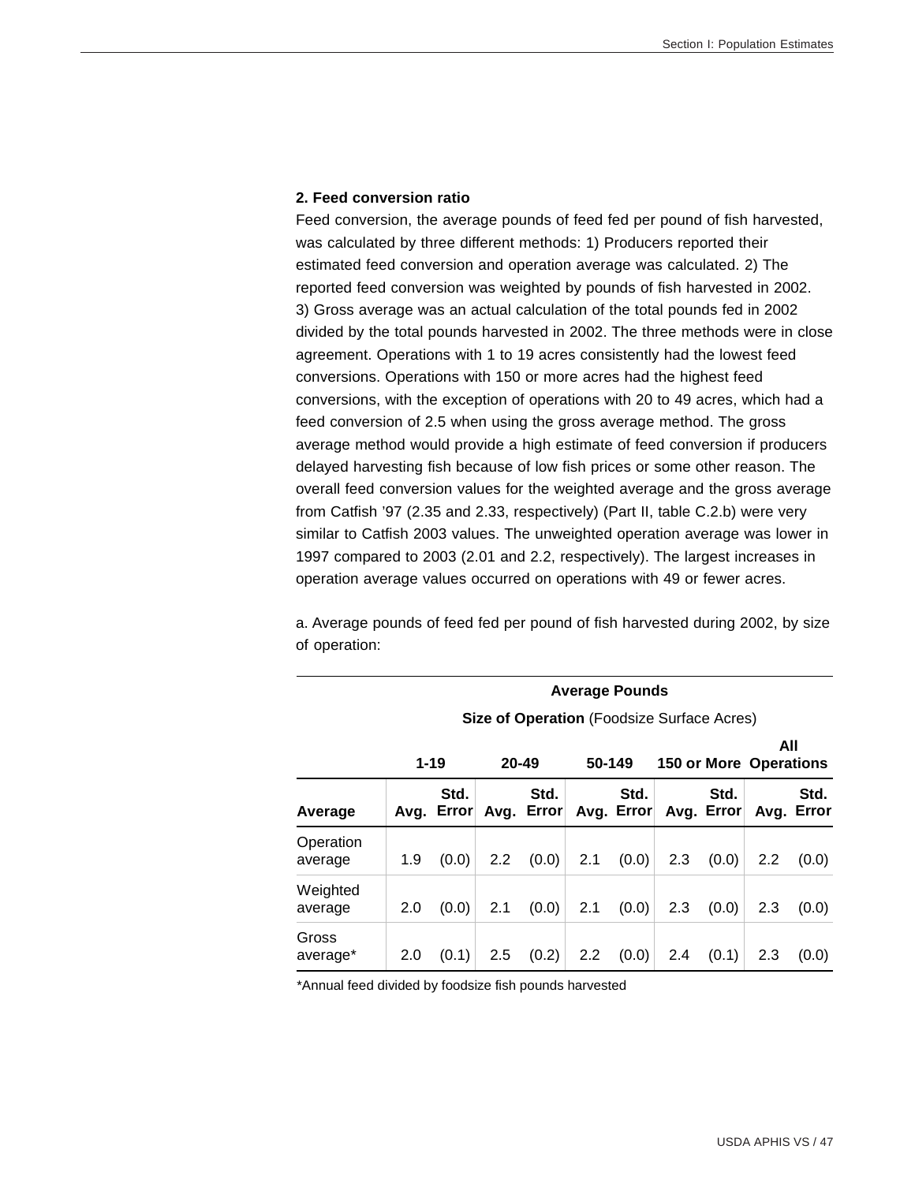### 2. Feed conversion ratio

Feed conversion, the average pounds of feed fed per pound of fish harvested, was calculated by three different methods: 1) Producers reported their estimated feed conversion and operation average was calculated. 2) The reported feed conversion was weighted by pounds of fish harvested in 2002. 3) Gross average was an actual calculation of the total pounds fed in 2002 divided by the total pounds harvested in 2002. The three methods were in close agreement. Operations with 1 to 19 acres consistently had the lowest feed conversions. Operations with 150 or more acres had the highest feed conversions, with the exception of operations with 20 to 49 acres, which had a feed conversion of 2.5 when using the gross average method. The gross average method would provide a high estimate of feed conversion if producers delayed harvesting fish because of low fish prices or some other reason. The overall feed conversion values for the weighted average and the gross average from Catfish '97 (2.35 and 2.33, respectively) (Part II, table C.2.b) were very similar to Catfish 2003 values. The unweighted operation average was lower in 1997 compared to 2003 (2.01 and 2.2, respectively). The largest increases in operation average values occurred on operations with 49 or fewer acres.

a. Average pounds of feed fed per pound of fish harvested during 2002, by size of operation:

| | **Average Pounds** | | | | | | | | | |
|---|---|---|---|---|---|---|---|---|---|---|
| | **Size of Operation** (Foodsize Surface Acres) | | | | | | | | | |
| | **1-19** | | **20-49** | | **50-149** | | **150 or More** | | **All Operations** | |
| **Average** | **Avg.** | **Std. Error** | **Avg.** | **Std. Error** | **Avg.** | **Std. Error** | **Avg.** | **Std. Error** | **Avg.** | **Std. Error** |
| Operation average | 1.9 | (0.0) | 2.2 | (0.0) | 2.1 | (0.0) | 2.3 | (0.0) | 2.2 | (0.0) |
| Weighted average | 2.0 | (0.0) | 2.1 | (0.0) | 2.1 | (0.0) | 2.3 | (0.0) | 2.3 | (0.0) |
| Gross average* | 2.0 | (0.1) | 2.5 | (0.2) | 2.2 | (0.0) | 2.4 | (0.1) | 2.3 | (0.0) |

*Annual feed divided by foodsize fish pounds harvested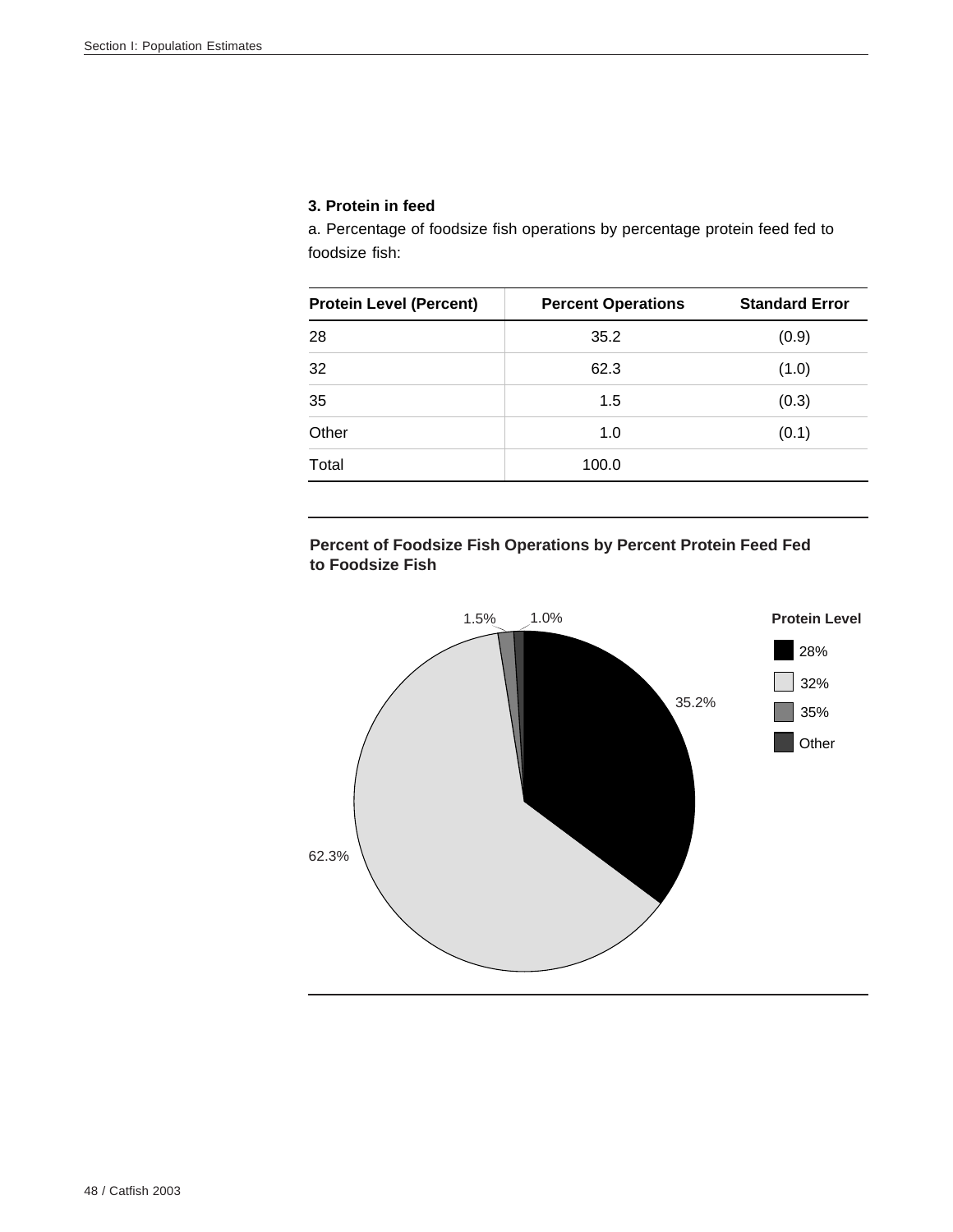### 3. Protein in feed

a. Percentage of foodsize fish operations by percentage protein feed fed to foodsize fish:

| Protein Level (Percent) | Percent Operations | Standard Error |
|---|---|---|
| 28 | 35.2 | (0.9) |
| 32 | 62.3 | (1.0) |
| 35 | 1.5 | (0.3) |
| Other | 1.0 | (0.1) |
| Total | 100.0 | |

**Percent of Foodsize Fish Operations by Percent Protein Feed Fed to Foodsize Fish**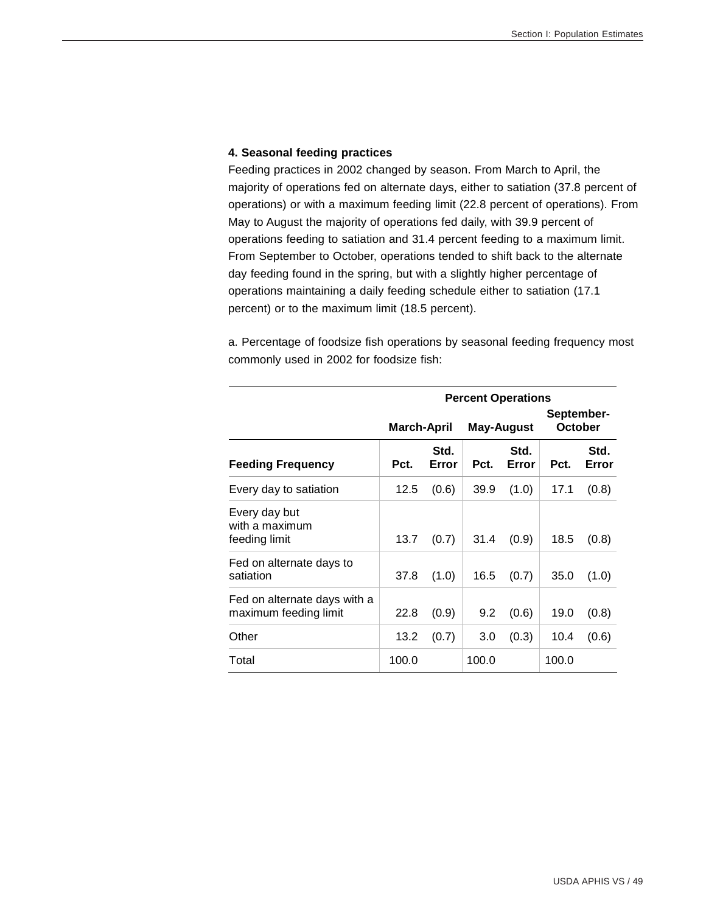#### 4. Seasonal feeding practices

Feeding practices in 2002 changed by season. From March to April, the majority of operations fed on alternate days, either to satiation (37.8 percent of operations) or with a maximum feeding limit (22.8 percent of operations). From May to August the majority of operations fed daily, with 39.9 percent of operations feeding to satiation and 31.4 percent feeding to a maximum limit. From September to October, operations tended to shift back to the alternate day feeding found in the spring, but with a slightly higher percentage of operations maintaining a daily feeding schedule either to satiation (17.1 percent) or to the maximum limit (18.5 percent).

a. Percentage of foodsize fish operations by seasonal feeding frequency most commonly used in 2002 for foodsize fish:

| | Percent Operations | | | | | |
|---|---|---|---|---|---|---|
| | March-April | | May-August | | September-October | |
| Feeding Frequency | Pct. | Std. Error | Pct. | Std. Error | Pct. | Std. Error |
| Every day to satiation | 12.5 | (0.6) | 39.9 | (1.0) | 17.1 | (0.8) |
| Every day but with a maximum feeding limit | 13.7 | (0.7) | 31.4 | (0.9) | 18.5 | (0.8) |
| Fed on alternate days to satiation | 37.8 | (1.0) | 16.5 | (0.7) | 35.0 | (1.0) |
| Fed on alternate days with a maximum feeding limit | 22.8 | (0.9) | 9.2 | (0.6) | 19.0 | (0.8) |
| Other | 13.2 | (0.7) | 3.0 | (0.3) | 10.4 | (0.6) |
| Total | 100.0 | | 100.0 | | 100.0 | |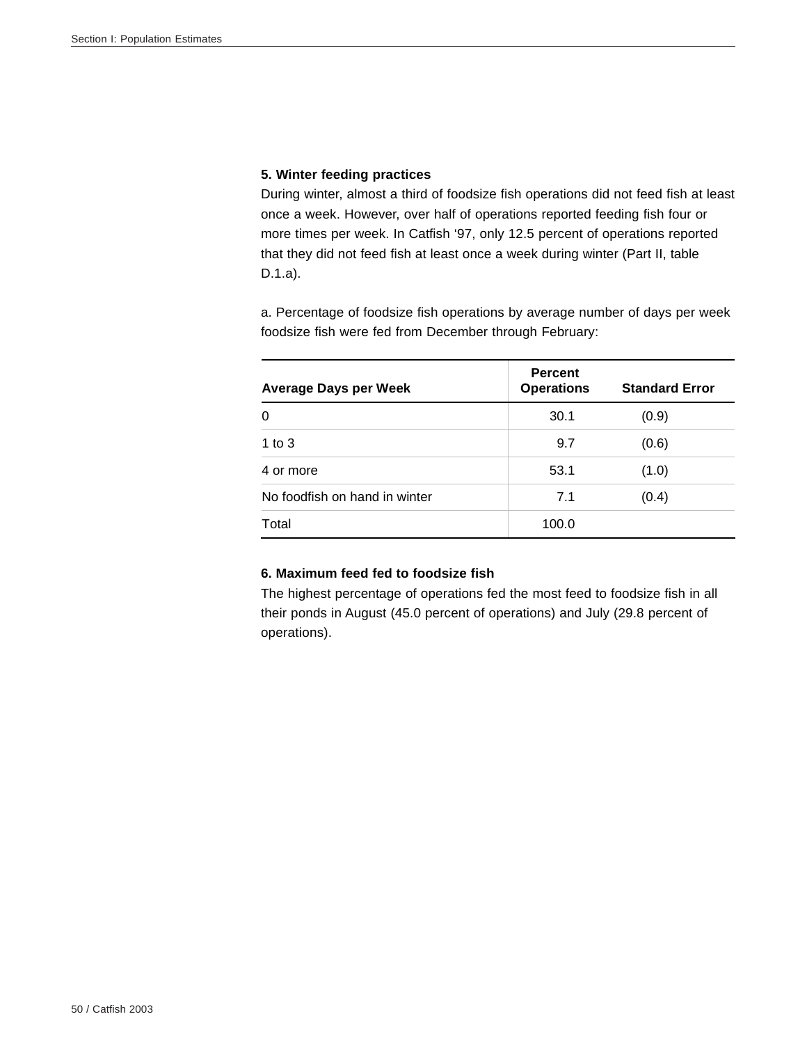**5. Winter feeding practices**

During winter, almost a third of foodsize fish operations did not feed fish at least once a week. However, over half of operations reported feeding fish four or more times per week. In Catfish '97, only 12.5 percent of operations reported that they did not feed fish at least once a week during winter (Part II, table D.1.a).

a. Percentage of foodsize fish operations by average number of days per week foodsize fish were fed from December through February:

| Average Days per Week | Percent Operations | Standard Error |
|---|---|---|
| 0 | 30.1 | (0.9) |
| 1 to 3 | 9.7 | (0.6) |
| 4 or more | 53.1 | (1.0) |
| No foodfish on hand in winter | 7.1 | (0.4) |
| Total | 100.0 | |

**6. Maximum feed fed to foodsize fish**

The highest percentage of operations fed the most feed to foodsize fish in all their ponds in August (45.0 percent of operations) and July (29.8 percent of operations).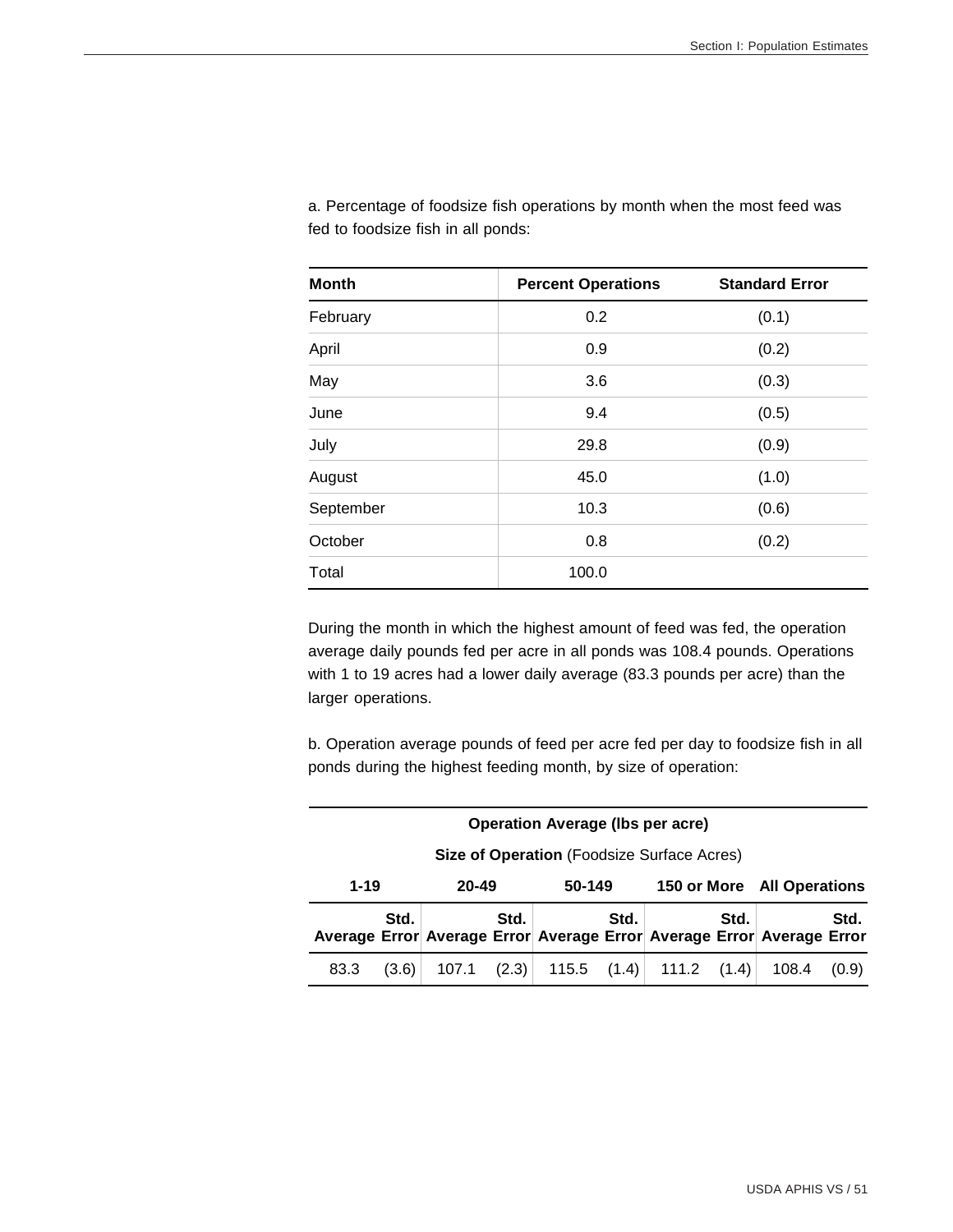a. Percentage of foodsize fish operations by month when the most feed was fed to foodsize fish in all ponds:

| Month | Percent Operations | Standard Error |
|---|---|---|
| February | 0.2 | (0.1) |
| April | 0.9 | (0.2) |
| May | 3.6 | (0.3) |
| June | 9.4 | (0.5) |
| July | 29.8 | (0.9) |
| August | 45.0 | (1.0) |
| September | 10.3 | (0.6) |
| October | 0.8 | (0.2) |
| Total | 100.0 | |

During the month in which the highest amount of feed was fed, the operation average daily pounds fed per acre in all ponds was 108.4 pounds. Operations with 1 to 19 acres had a lower daily average (83.3 pounds per acre) than the larger operations.

b. Operation average pounds of feed per acre fed per day to foodsize fish in all ponds during the highest feeding month, by size of operation:

| Operation Average (lbs per acre) | | | | | | | | | |
|---|---|---|---|---|---|---|---|---|---|
| **Size of Operation** (Foodsize Surface Acres) | | | | | | | | | |
| 1-19 | | 20-49 | | 50-149 | | 150 or More | | All Operations | |
| Average | Std. Error | Average | Std. Error | Average | Std. Error | Average | Std. Error | Average | Std. Error |
| 83.3 | (3.6) | 107.1 | (2.3) | 115.5 | (1.4) | 111.2 | (1.4) | 108.4 | (0.9) |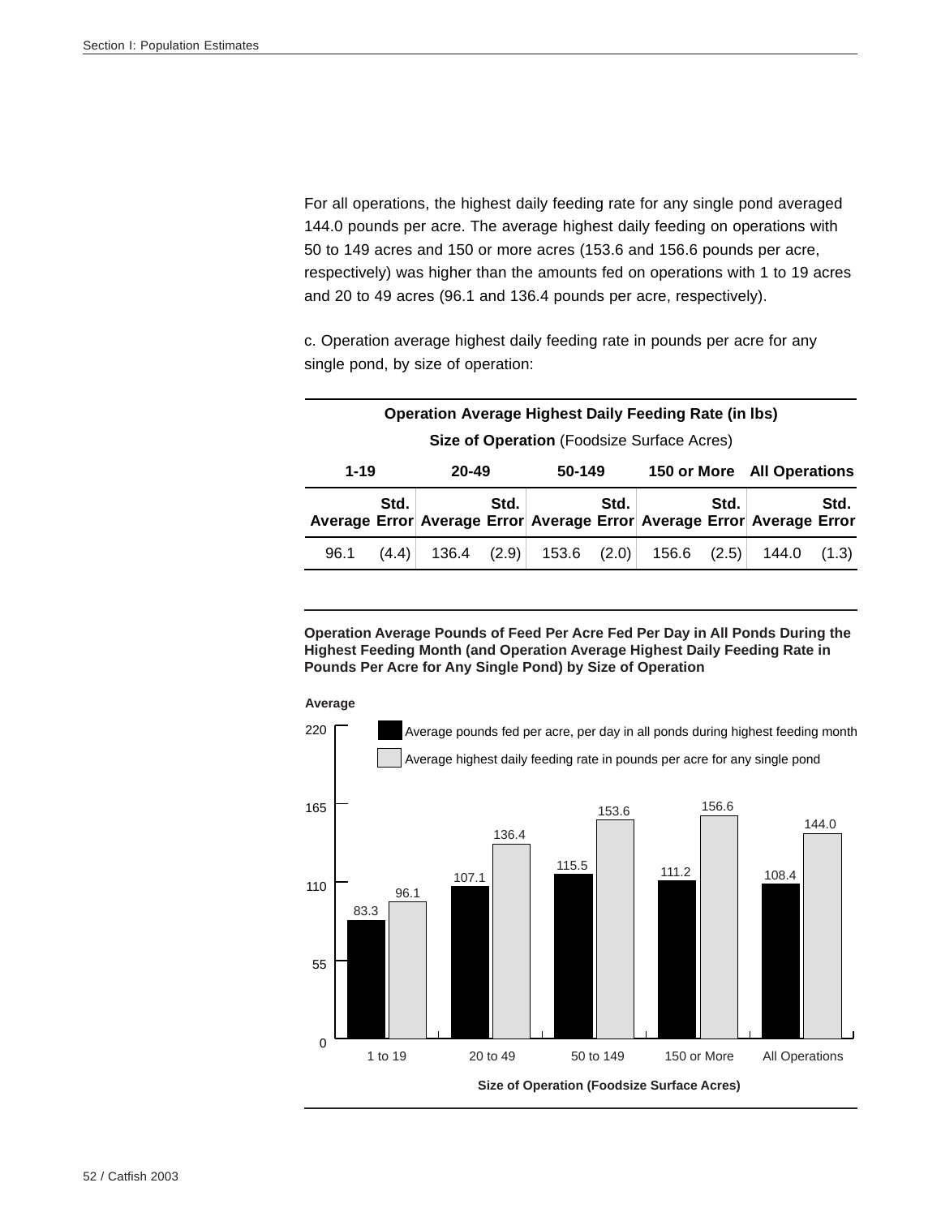For all operations, the highest daily feeding rate for any single pond averaged 144.0 pounds per acre. The average highest daily feeding on operations with 50 to 149 acres and 150 or more acres (153.6 and 156.6 pounds per acre, respectively) was higher than the amounts fed on operations with 1 to 19 acres and 20 to 49 acres (96.1 and 136.4 pounds per acre, respectively).

c. Operation average highest daily feeding rate in pounds per acre for any single pond, by size of operation:

**Operation Average Highest Daily Feeding Rate (in lbs)**

**Size of Operation** (Foodsize Surface Acres)

| 1-19 | | 20-49 | | 50-149 | | 150 or More | | All Operations | |
|---|---|---|---|---|---|---|---|---|---|
| Average | Std. Error | Average | Std. Error | Average | Std. Error | Average | Std. Error | Average | Std. Error |
| 96.1 | (4.4) | 136.4 | (2.9) | 153.6 | (2.0) | 156.6 | (2.5) | 144.0 | (1.3) |

**Operation Average Pounds of Feed Per Acre Fed Per Day in All Ponds During the Highest Feeding Month (and Operation Average Highest Daily Feeding Rate in Pounds Per Acre for Any Single Pond) by Size of Operation**

| Size of Operation (Foodsize Surface Acres) | Average pounds fed per acre, per day in all ponds during highest feeding month | Average highest daily feeding rate in pounds per acre for any single pond |
|---|---|---|
| 1 to 19 | 83.3 | 96.1 |
| 20 to 49 | 107.1 | 136.4 |
| 50 to 149 | 115.5 | 153.6 |
| 150 or More | 111.2 | 156.6 |
| All Operations | 108.4 | 144.0 |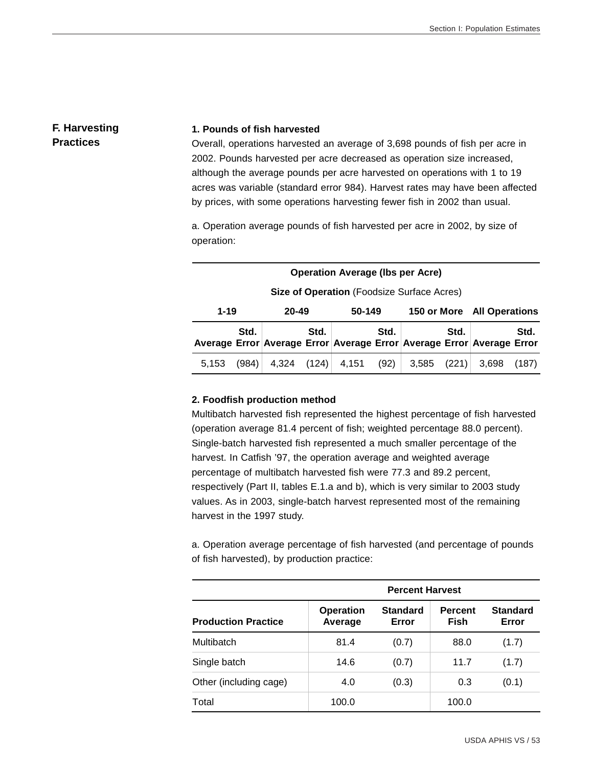## F. Harvesting Practices

### 1. Pounds of fish harvested

Overall, operations harvested an average of 3,698 pounds of fish per acre in 2002. Pounds harvested per acre decreased as operation size increased, although the average pounds per acre harvested on operations with 1 to 19 acres was variable (standard error 984). Harvest rates may have been affected by prices, with some operations harvesting fewer fish in 2002 than usual.

a. Operation average pounds of fish harvested per acre in 2002, by size of operation:

| Operation Average (lbs per Acre) | | | | | | | | | |
|---|---|---|---|---|---|---|---|---|---|
| **Size of Operation** (Foodsize Surface Acres) | | | | | | | | | |
| **1-19** | | **20-49** | | **50-149** | | **150 or More** | | **All Operations** | |
| **Average** | **Std. Error** | **Average** | **Std. Error** | **Average** | **Std. Error** | **Average** | **Std. Error** | **Average** | **Std. Error** |
| 5,153 | (984) | 4,324 | (124) | 4,151 | (92) | 3,585 | (221) | 3,698 | (187) |

### 2. Foodfish production method

Multibatch harvested fish represented the highest percentage of fish harvested (operation average 81.4 percent of fish; weighted percentage 88.0 percent). Single-batch harvested fish represented a much smaller percentage of the harvest. In Catfish '97, the operation average and weighted average percentage of multibatch harvested fish were 77.3 and 89.2 percent, respectively (Part II, tables E.1.a and b), which is very similar to 2003 study values. As in 2003, single-batch harvest represented most of the remaining harvest in the 1997 study.

a. Operation average percentage of fish harvested (and percentage of pounds of fish harvested), by production practice:

| | Percent Harvest | | | |
|---|---|---|---|---|
| **Production Practice** | **Operation Average** | **Standard Error** | **Percent Fish** | **Standard Error** |
| Multibatch | 81.4 | (0.7) | 88.0 | (1.7) |
| Single batch | 14.6 | (0.7) | 11.7 | (1.7) |
| Other (including cage) | 4.0 | (0.3) | 0.3 | (0.1) |
| Total | 100.0 | | 100.0 | |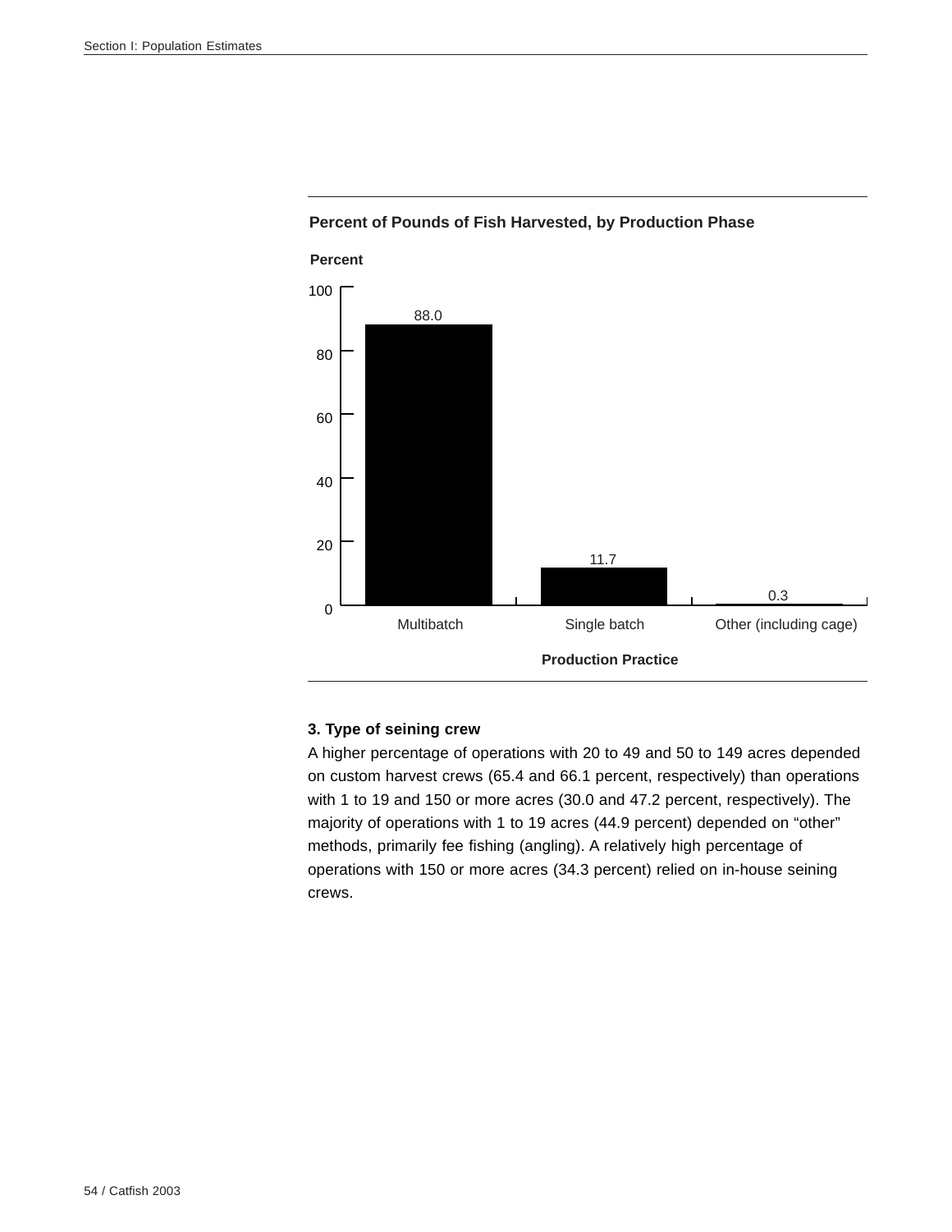**Percent of Pounds of Fish Harvested, by Production Phase**

| Production Practice | Percent |
|---|---|
| Multibatch | 88.0 |
| Single batch | 11.7 |
| Other (including cage) | 0.3 |

### 3. Type of seining crew

A higher percentage of operations with 20 to 49 and 50 to 149 acres depended on custom harvest crews (65.4 and 66.1 percent, respectively) than operations with 1 to 19 and 150 or more acres (30.0 and 47.2 percent, respectively). The majority of operations with 1 to 19 acres (44.9 percent) depended on “other” methods, primarily fee fishing (angling). A relatively high percentage of operations with 150 or more acres (34.3 percent) relied on in-house seining crews.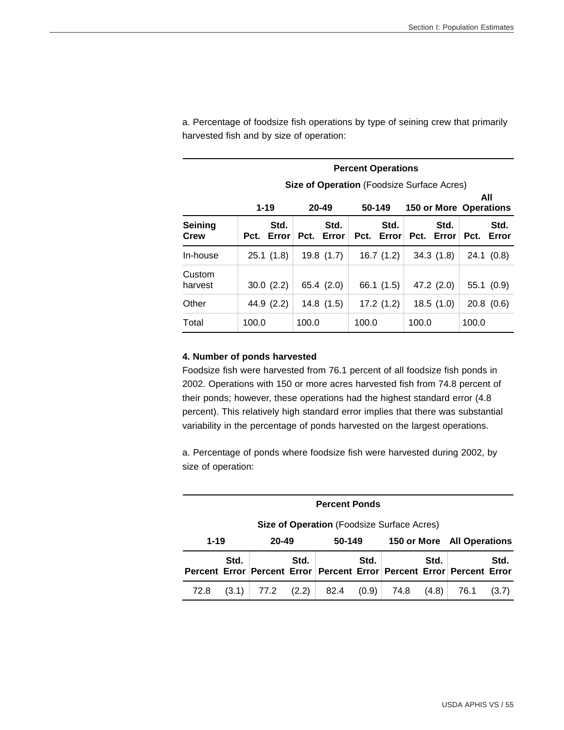a. Percentage of foodsize fish operations by type of seining crew that primarily harvested fish and by size of operation:

| | Percent Operations | | | | | | | | | |
|---|---|---|---|---|---|---|---|---|---|---|
| | Size of Operation (Foodsize Surface Acres) | | | | | | | | | |
| | 1-19 | | 20-49 | | 50-149 | | 150 or More | | All Operations | |
| Seining Crew | Pct. | Std. Error | Pct. | Std. Error | Pct. | Std. Error | Pct. | Std. Error | Pct. | Std. Error |
| In-house | 25.1 | (1.8) | 19.8 | (1.7) | 16.7 | (1.2) | 34.3 | (1.8) | 24.1 | (0.8) |
| Custom harvest | 30.0 | (2.2) | 65.4 | (2.0) | 66.1 | (1.5) | 47.2 | (2.0) | 55.1 | (0.9) |
| Other | 44.9 | (2.2) | 14.8 | (1.5) | 17.2 | (1.2) | 18.5 | (1.0) | 20.8 | (0.6) |
| Total | 100.0 | | 100.0 | | 100.0 | | 100.0 | | 100.0 | |

**4. Number of ponds harvested**

Foodsize fish were harvested from 76.1 percent of all foodsize fish ponds in 2002. Operations with 150 or more acres harvested fish from 74.8 percent of their ponds; however, these operations had the highest standard error (4.8 percent). This relatively high standard error implies that there was substantial variability in the percentage of ponds harvested on the largest operations.

a. Percentage of ponds where foodsize fish were harvested during 2002, by size of operation:

| Percent Ponds | | | | | | | | | |
|---|---|---|---|---|---|---|---|---|---|
| Size of Operation (Foodsize Surface Acres) | | | | | | | | | |
| 1-19 | | 20-49 | | 50-149 | | 150 or More | | All Operations | |
| Percent | Std. Error | Percent | Std. Error | Percent | Std. Error | Percent | Std. Error | Percent | Std. Error |
| 72.8 | (3.1) | 77.2 | (2.2) | 82.4 | (0.9) | 74.8 | (4.8) | 76.1 | (3.7) |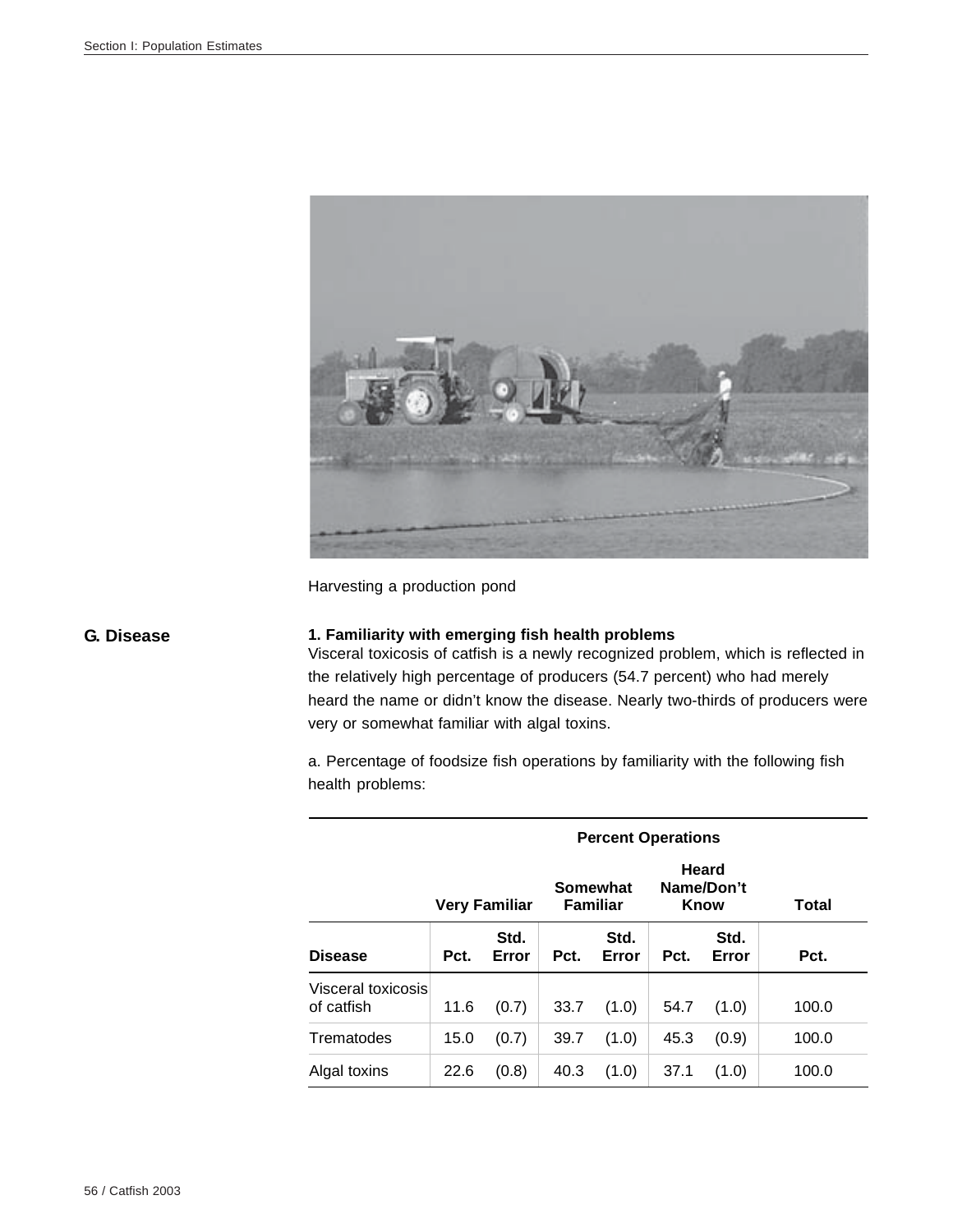Harvesting a production pond

## G. Disease

### 1. Familiarity with emerging fish health problems

Visceral toxicosis of catfish is a newly recognized problem, which is reflected in the relatively high percentage of producers (54.7 percent) who had merely heard the name or didn't know the disease. Nearly two-thirds of producers were very or somewhat familiar with algal toxins.

a. Percentage of foodsize fish operations by familiarity with the following fish health problems:

| | Percent Operations | | | | | | |
|---|---|---|---|---|---|---|---|
| | Very Familiar | | Somewhat Familiar | | Heard Name/Don't Know | | Total |
| Disease | Pct. | Std. Error | Pct. | Std. Error | Pct. | Std. Error | Pct. |
| Visceral toxicosis of catfish | 11.6 | (0.7) | 33.7 | (1.0) | 54.7 | (1.0) | 100.0 |
| Trematodes | 15.0 | (0.7) | 39.7 | (1.0) | 45.3 | (0.9) | 100.0 |
| Algal toxins | 22.6 | (0.8) | 40.3 | (1.0) | 37.1 | (1.0) | 100.0 |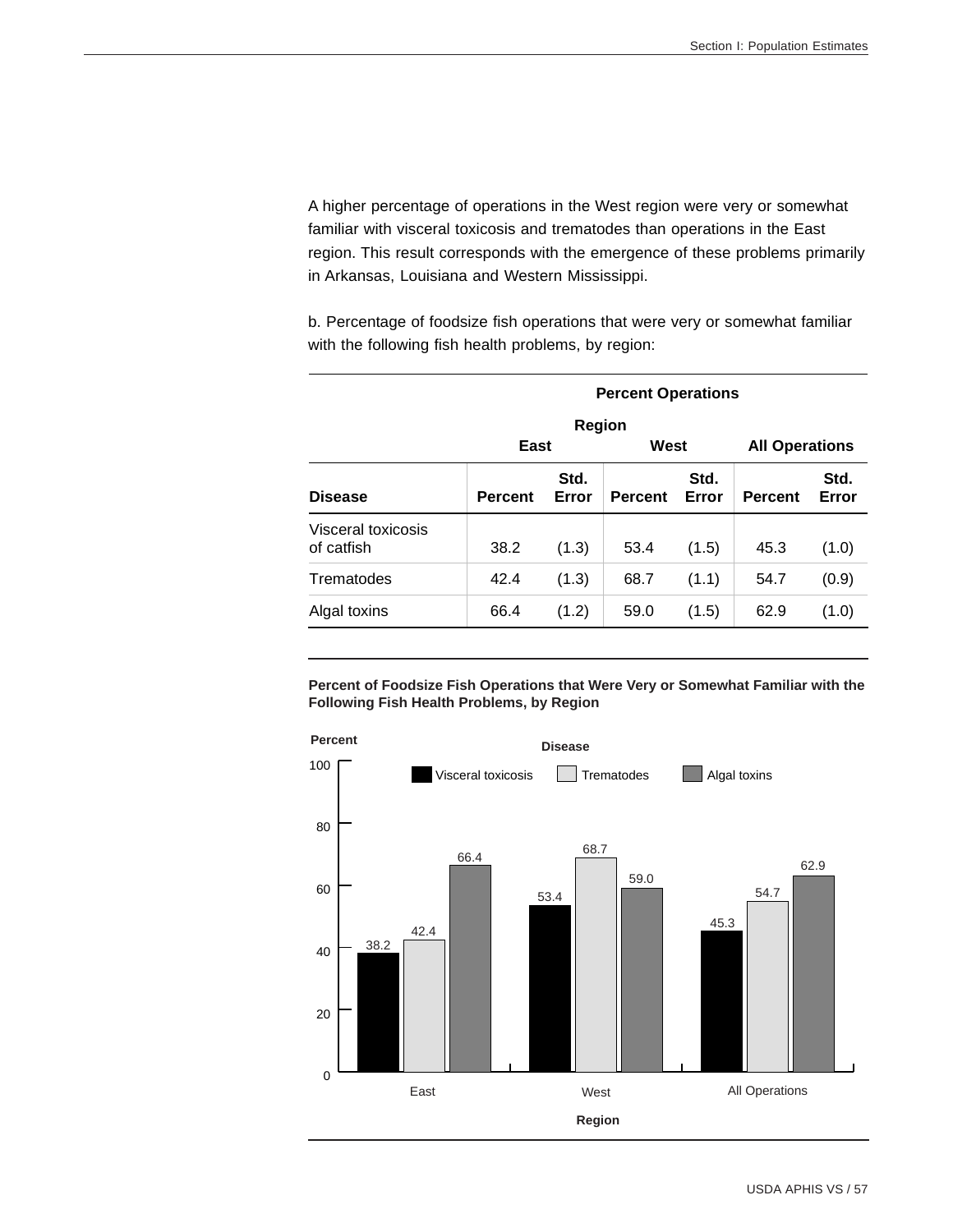A higher percentage of operations in the West region were very or somewhat familiar with visceral toxicosis and trematodes than operations in the East region. This result corresponds with the emergence of these problems primarily in Arkansas, Louisiana and Western Mississippi.

b. Percentage of foodsize fish operations that were very or somewhat familiar with the following fish health problems, by region:

| | **Percent Operations** | | | | | |
|---|---|---|---|---|---|---|
| | **Region** | | | | | |
| | **East** | | **West** | | **All Operations** | |
| **Disease** | **Percent** | **Std. Error** | **Percent** | **Std. Error** | **Percent** | **Std. Error** |
| Visceral toxicosis of catfish | 38.2 | (1.3) | 53.4 | (1.5) | 45.3 | (1.0) |
| Trematodes | 42.4 | (1.3) | 68.7 | (1.1) | 54.7 | (0.9) |
| Algal toxins | 66.4 | (1.2) | 59.0 | (1.5) | 62.9 | (1.0) |

**Percent of Foodsize Fish Operations that Were Very or Somewhat Familiar with the Following Fish Health Problems, by Region**

| Region | Visceral toxicosis | Trematodes | Algal toxins |
|---|---|---|---|
| East | 38.2 | 42.4 | 66.4 |
| West | 53.4 | 68.7 | 59.0 |
| All Operations | 45.3 | 54.7 | 62.9 |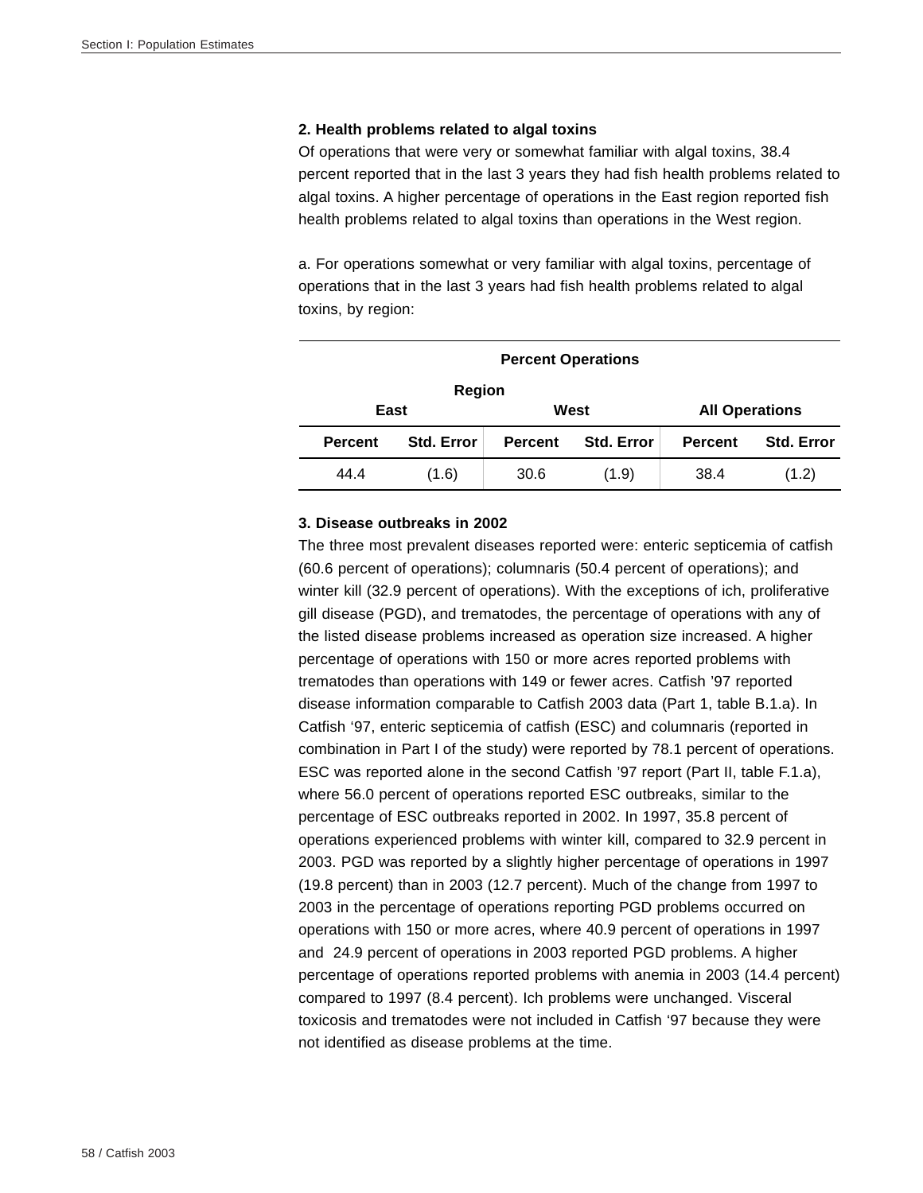### 2. Health problems related to algal toxins

Of operations that were very or somewhat familiar with algal toxins, 38.4 percent reported that in the last 3 years they had fish health problems related to algal toxins. A higher percentage of operations in the East region reported fish health problems related to algal toxins than operations in the West region.

a. For operations somewhat or very familiar with algal toxins, percentage of operations that in the last 3 years had fish health problems related to algal toxins, by region:

| Percent Operations | | | | | |
|---|---|---|---|---|---|
| Region | | | | | |
| East | | West | | All Operations | |
| Percent | Std. Error | Percent | Std. Error | Percent | Std. Error |
| 44.4 | (1.6) | 30.6 | (1.9) | 38.4 | (1.2) |

### 3. Disease outbreaks in 2002

The three most prevalent diseases reported were: enteric septicemia of catfish (60.6 percent of operations); columnaris (50.4 percent of operations); and winter kill (32.9 percent of operations). With the exceptions of ich, proliferative gill disease (PGD), and trematodes, the percentage of operations with any of the listed disease problems increased as operation size increased. A higher percentage of operations with 150 or more acres reported problems with trematodes than operations with 149 or fewer acres. Catfish '97 reported disease information comparable to Catfish 2003 data (Part 1, table B.1.a). In Catfish '97, enteric septicemia of catfish (ESC) and columnaris (reported in combination in Part I of the study) were reported by 78.1 percent of operations. ESC was reported alone in the second Catfish '97 report (Part II, table F.1.a), where 56.0 percent of operations reported ESC outbreaks, similar to the percentage of ESC outbreaks reported in 2002. In 1997, 35.8 percent of operations experienced problems with winter kill, compared to 32.9 percent in 2003. PGD was reported by a slightly higher percentage of operations in 1997 (19.8 percent) than in 2003 (12.7 percent). Much of the change from 1997 to 2003 in the percentage of operations reporting PGD problems occurred on operations with 150 or more acres, where 40.9 percent of operations in 1997 and 24.9 percent of operations in 2003 reported PGD problems. A higher percentage of operations reported problems with anemia in 2003 (14.4 percent) compared to 1997 (8.4 percent). Ich problems were unchanged. Visceral toxicosis and trematodes were not included in Catfish '97 because they were not identified as disease problems at the time.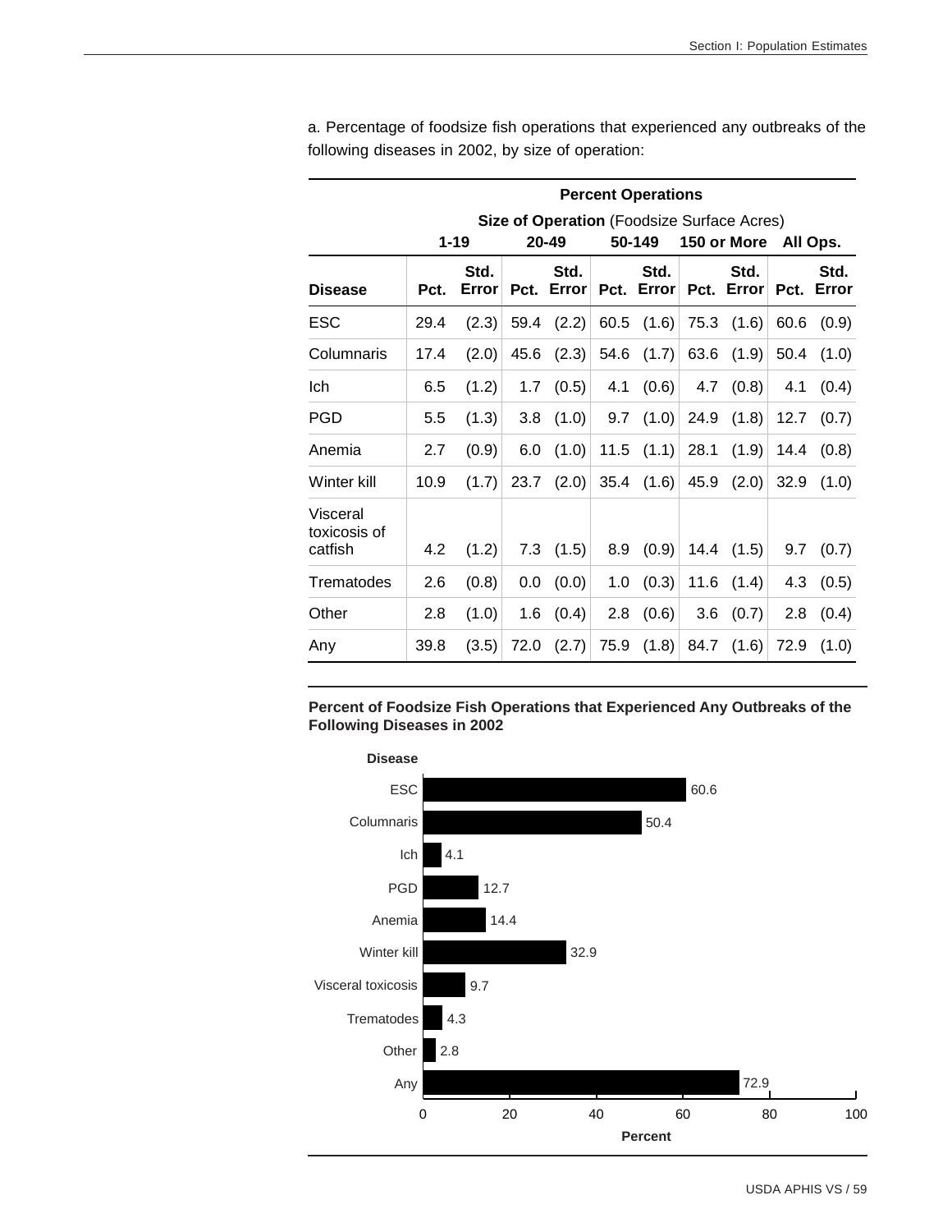a. Percentage of foodsize fish operations that experienced any outbreaks of the following diseases in 2002, by size of operation:

| | Percent Operations | | | | | | | | | |
|---|---|---|---|---|---|---|---|---|---|---|
| | **Size of Operation** (Foodsize Surface Acres) | | | | | | | | | |
| | **1-19** | | **20-49** | | **50-149** | | **150 or More** | | **All Ops.** | |
| **Disease** | **Pct.** | **Std. Error** | **Pct.** | **Std. Error** | **Pct.** | **Std. Error** | **Pct.** | **Std. Error** | **Pct.** | **Std. Error** |
| ESC | 29.4 | (2.3) | 59.4 | (2.2) | 60.5 | (1.6) | 75.3 | (1.6) | 60.6 | (0.9) |
| Columnaris | 17.4 | (2.0) | 45.6 | (2.3) | 54.6 | (1.7) | 63.6 | (1.9) | 50.4 | (1.0) |
| Ich | 6.5 | (1.2) | 1.7 | (0.5) | 4.1 | (0.6) | 4.7 | (0.8) | 4.1 | (0.4) |
| PGD | 5.5 | (1.3) | 3.8 | (1.0) | 9.7 | (1.0) | 24.9 | (1.8) | 12.7 | (0.7) |
| Anemia | 2.7 | (0.9) | 6.0 | (1.0) | 11.5 | (1.1) | 28.1 | (1.9) | 14.4 | (0.8) |
| Winter kill | 10.9 | (1.7) | 23.7 | (2.0) | 35.4 | (1.6) | 45.9 | (2.0) | 32.9 | (1.0) |
| Visceral toxicosis of catfish | 4.2 | (1.2) | 7.3 | (1.5) | 8.9 | (0.9) | 14.4 | (1.5) | 9.7 | (0.7) |
| Trematodes | 2.6 | (0.8) | 0.0 | (0.0) | 1.0 | (0.3) | 11.6 | (1.4) | 4.3 | (0.5) |
| Other | 2.8 | (1.0) | 1.6 | (0.4) | 2.8 | (0.6) | 3.6 | (0.7) | 2.8 | (0.4) |
| Any | 39.8 | (3.5) | 72.0 | (2.7) | 75.9 | (1.8) | 84.7 | (1.6) | 72.9 | (1.0) |

**Percent of Foodsize Fish Operations that Experienced Any Outbreaks of the Following Diseases in 2002**

| Disease | Percent |
|---|---|
| ESC | 60.6 |
| Columnaris | 50.4 |
| Ich | 4.1 |
| PGD | 12.7 |
| Anemia | 14.4 |
| Winter kill | 32.9 |
| Visceral toxicosis | 9.7 |
| Trematodes | 4.3 |
| Other | 2.8 |
| Any | 72.9 |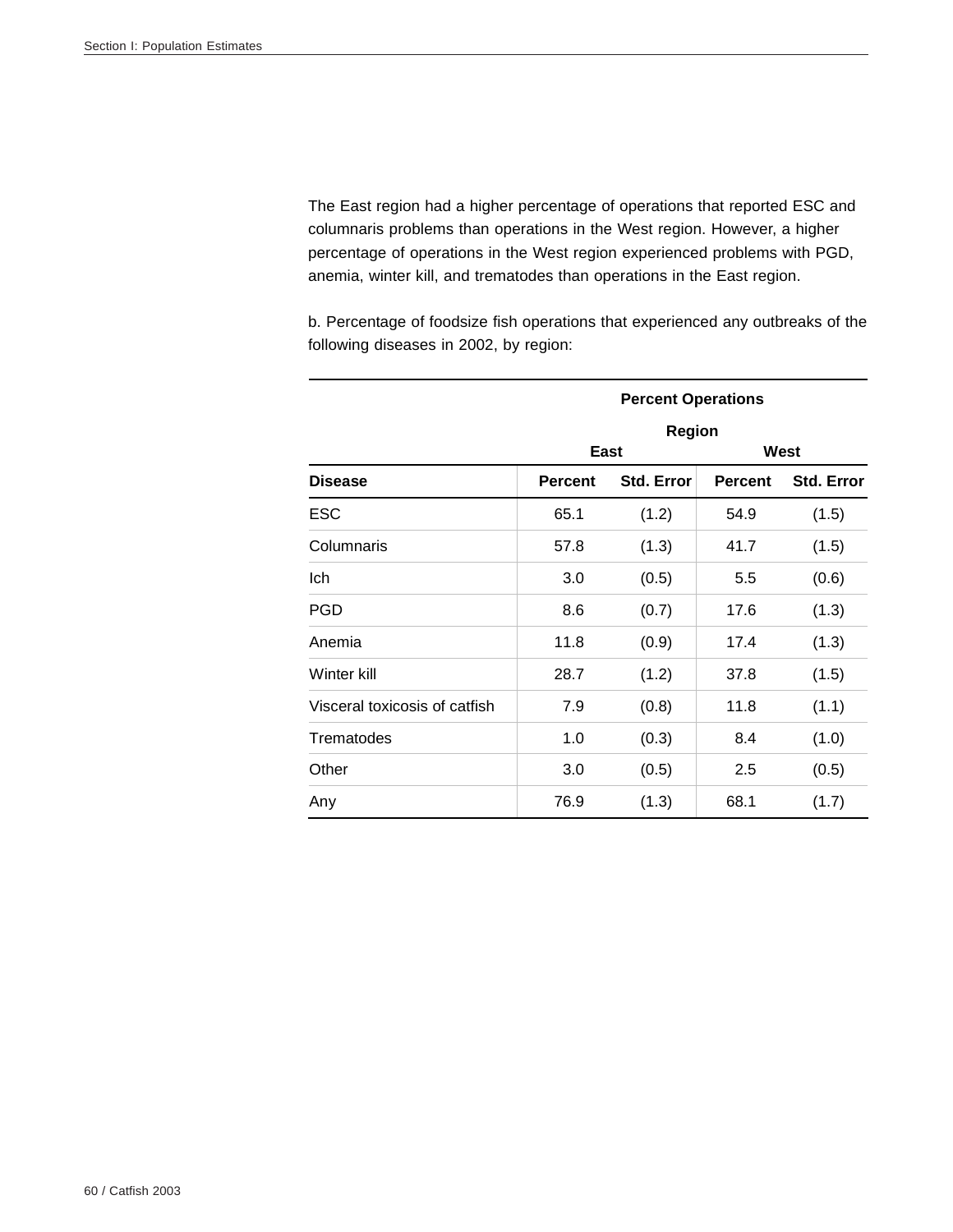The East region had a higher percentage of operations that reported ESC and columnaris problems than operations in the West region. However, a higher percentage of operations in the West region experienced problems with PGD, anemia, winter kill, and trematodes than operations in the East region.

b. Percentage of foodsize fish operations that experienced any outbreaks of the following diseases in 2002, by region:

| | Percent Operations | | | |
|---|---|---|---|---|
| | Region | | | |
| | East | | West | |
| **Disease** | **Percent** | **Std. Error** | **Percent** | **Std. Error** |
| ESC | 65.1 | (1.2) | 54.9 | (1.5) |
| Columnaris | 57.8 | (1.3) | 41.7 | (1.5) |
| Ich | 3.0 | (0.5) | 5.5 | (0.6) |
| PGD | 8.6 | (0.7) | 17.6 | (1.3) |
| Anemia | 11.8 | (0.9) | 17.4 | (1.3) |
| Winter kill | 28.7 | (1.2) | 37.8 | (1.5) |
| Visceral toxicosis of catfish | 7.9 | (0.8) | 11.8 | (1.1) |
| Trematodes | 1.0 | (0.3) | 8.4 | (1.0) |
| Other | 3.0 | (0.5) | 2.5 | (0.5) |
| Any | 76.9 | (1.3) | 68.1 | (1.7) |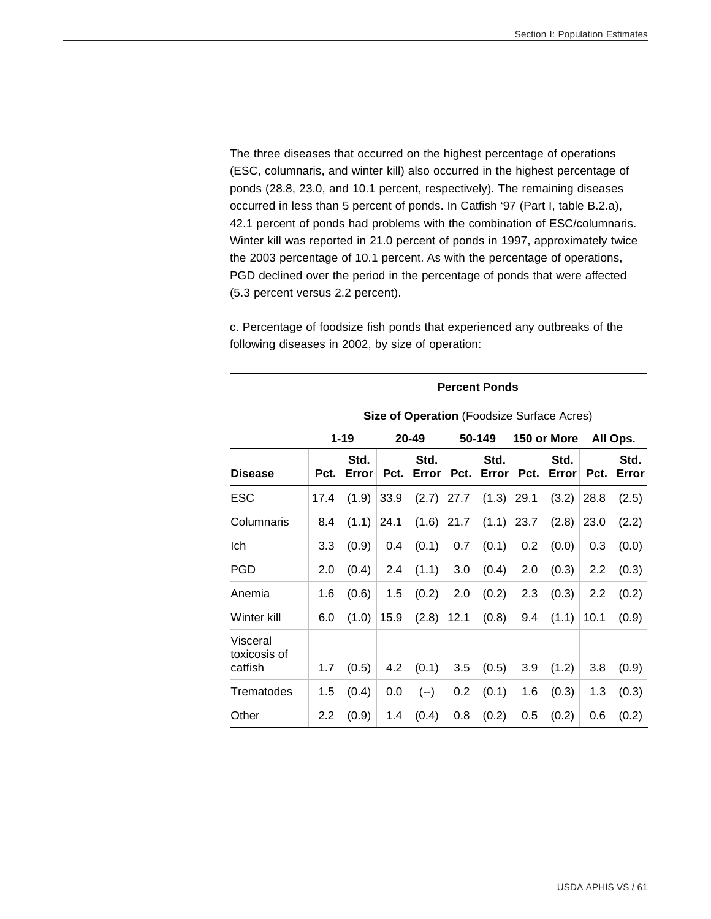The three diseases that occurred on the highest percentage of operations (ESC, columnaris, and winter kill) also occurred in the highest percentage of ponds (28.8, 23.0, and 10.1 percent, respectively). The remaining diseases occurred in less than 5 percent of ponds. In Catfish '97 (Part I, table B.2.a), 42.1 percent of ponds had problems with the combination of ESC/columnaris. Winter kill was reported in 21.0 percent of ponds in 1997, approximately twice the 2003 percentage of 10.1 percent. As with the percentage of operations, PGD declined over the period in the percentage of ponds that were affected (5.3 percent versus 2.2 percent).

c. Percentage of foodsize fish ponds that experienced any outbreaks of the following diseases in 2002, by size of operation:

| | **Percent Ponds** | | | | | | | | | |
|---|---|---|---|---|---|---|---|---|---|---|
| | **Size of Operation** (Foodsize Surface Acres) | | | | | | | | | |
| | **1-19** | | **20-49** | | **50-149** | | **150 or More** | | **All Ops.** | |
| **Disease** | **Pct.** | **Std. Error** | **Pct.** | **Std. Error** | **Pct.** | **Std. Error** | **Pct.** | **Std. Error** | **Pct.** | **Std. Error** |
| ESC | 17.4 | (1.9) | 33.9 | (2.7) | 27.7 | (1.3) | 29.1 | (3.2) | 28.8 | (2.5) |
| Columnaris | 8.4 | (1.1) | 24.1 | (1.6) | 21.7 | (1.1) | 23.7 | (2.8) | 23.0 | (2.2) |
| Ich | 3.3 | (0.9) | 0.4 | (0.1) | 0.7 | (0.1) | 0.2 | (0.0) | 0.3 | (0.0) |
| PGD | 2.0 | (0.4) | 2.4 | (1.1) | 3.0 | (0.4) | 2.0 | (0.3) | 2.2 | (0.3) |
| Anemia | 1.6 | (0.6) | 1.5 | (0.2) | 2.0 | (0.2) | 2.3 | (0.3) | 2.2 | (0.2) |
| Winter kill | 6.0 | (1.0) | 15.9 | (2.8) | 12.1 | (0.8) | 9.4 | (1.1) | 10.1 | (0.9) |
| Visceral toxicosis of catfish | 1.7 | (0.5) | 4.2 | (0.1) | 3.5 | (0.5) | 3.9 | (1.2) | 3.8 | (0.9) |
| Trematodes | 1.5 | (0.4) | 0.0 | (--) | 0.2 | (0.1) | 1.6 | (0.3) | 1.3 | (0.3) |
| Other | 2.2 | (0.9) | 1.4 | (0.4) | 0.8 | (0.2) | 0.5 | (0.2) | 0.6 | (0.2) |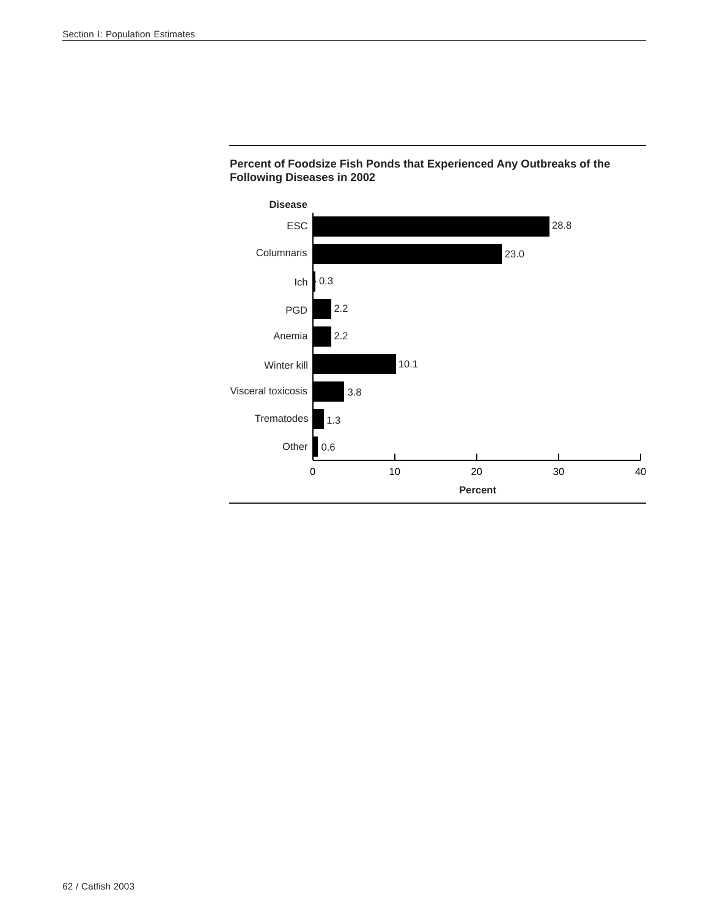**Percent of Foodsize Fish Ponds that Experienced Any Outbreaks of the Following Diseases in 2002**

| Disease | Percent |
|---|---|
| ESC | 28.8 |
| Columnaris | 23.0 |
| Ich | 0.3 |
| PGD | 2.2 |
| Anemia | 2.2 |
| Winter kill | 10.1 |
| Visceral toxicosis | 3.8 |
| Trematodes | 1.3 |
| Other | 0.6 |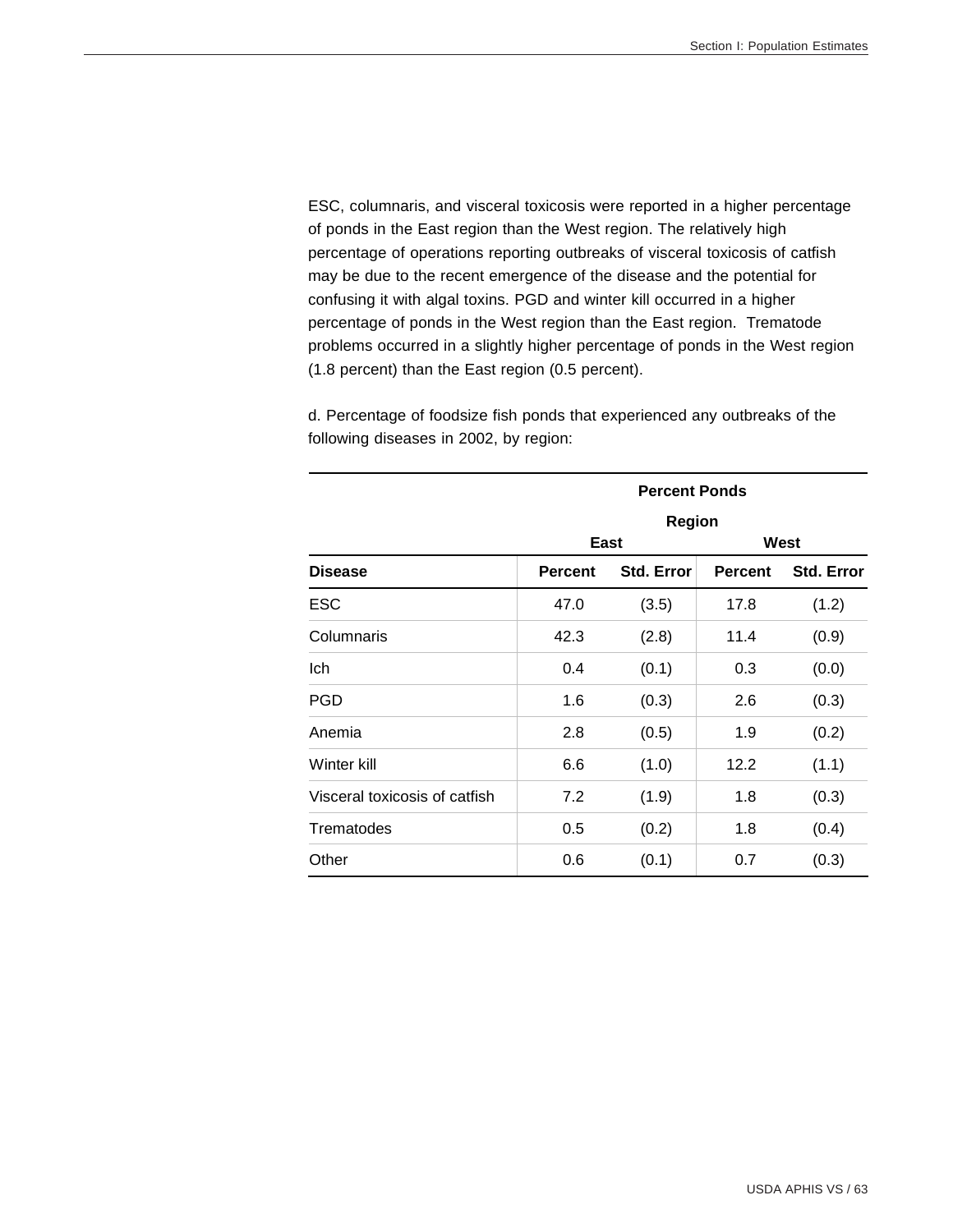ESC, columnaris, and visceral toxicosis were reported in a higher percentage of ponds in the East region than the West region. The relatively high percentage of operations reporting outbreaks of visceral toxicosis of catfish may be due to the recent emergence of the disease and the potential for confusing it with algal toxins. PGD and winter kill occurred in a higher percentage of ponds in the West region than the East region. Trematode problems occurred in a slightly higher percentage of ponds in the West region (1.8 percent) than the East region (0.5 percent).

d. Percentage of foodsize fish ponds that experienced any outbreaks of the following diseases in 2002, by region:

| | Percent Ponds | | | |
|---|---|---|---|---|
| | Region | | | |
| | East | | West | |
| **Disease** | **Percent** | **Std. Error** | **Percent** | **Std. Error** |
| ESC | 47.0 | (3.5) | 17.8 | (1.2) |
| Columnaris | 42.3 | (2.8) | 11.4 | (0.9) |
| Ich | 0.4 | (0.1) | 0.3 | (0.0) |
| PGD | 1.6 | (0.3) | 2.6 | (0.3) |
| Anemia | 2.8 | (0.5) | 1.9 | (0.2) |
| Winter kill | 6.6 | (1.0) | 12.2 | (1.1) |
| Visceral toxicosis of catfish | 7.2 | (1.9) | 1.8 | (0.3) |
| Trematodes | 0.5 | (0.2) | 1.8 | (0.4) |
| Other | 0.6 | (0.1) | 0.7 | (0.3) |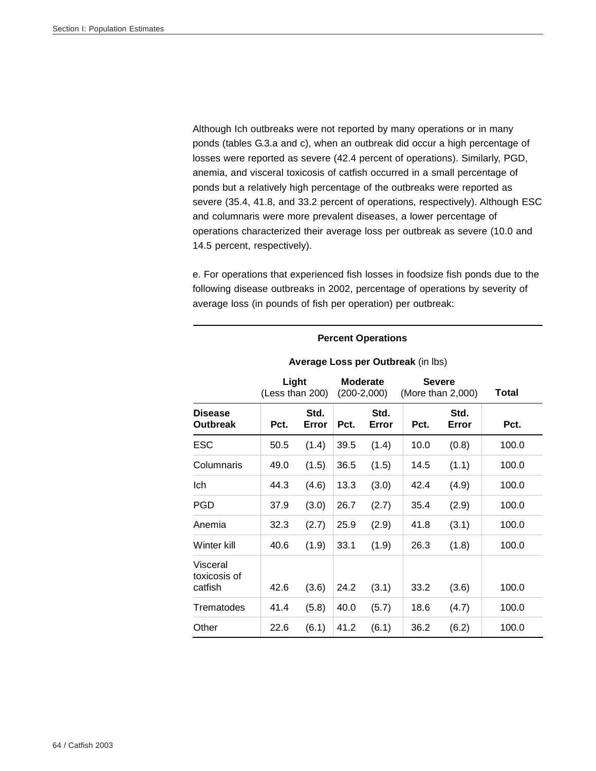Although Ich outbreaks were not reported by many operations or in many ponds (tables G.3.a and c), when an outbreak did occur a high percentage of losses were reported as severe (42.4 percent of operations). Similarly, PGD, anemia, and visceral toxicosis of catfish occurred in a small percentage of ponds but a relatively high percentage of the outbreaks were reported as severe (35.4, 41.8, and 33.2 percent of operations, respectively). Although ESC and columnaris were more prevalent diseases, a lower percentage of operations characterized their average loss per outbreak as severe (10.0 and 14.5 percent, respectively).

e. For operations that experienced fish losses in foodsize fish ponds due to the following disease outbreaks in 2002, percentage of operations by severity of average loss (in pounds of fish per operation) per outbreak:

| | **Percent Operations** | | | | | | |
|---|---|---|---|---|---|---|---|
| | **Average Loss per Outbreak** (in lbs) | | | | | | |
| | **Light** (Less than 200) | | **Moderate** (200-2,000) | | **Severe** (More than 2,000) | | **Total** |
| **Disease Outbreak** | **Pct.** | **Std. Error** | **Pct.** | **Std. Error** | **Pct.** | **Std. Error** | **Pct.** |
| ESC | 50.5 | (1.4) | 39.5 | (1.4) | 10.0 | (0.8) | 100.0 |
| Columnaris | 49.0 | (1.5) | 36.5 | (1.5) | 14.5 | (1.1) | 100.0 |
| Ich | 44.3 | (4.6) | 13.3 | (3.0) | 42.4 | (4.9) | 100.0 |
| PGD | 37.9 | (3.0) | 26.7 | (2.7) | 35.4 | (2.9) | 100.0 |
| Anemia | 32.3 | (2.7) | 25.9 | (2.9) | 41.8 | (3.1) | 100.0 |
| Winter kill | 40.6 | (1.9) | 33.1 | (1.9) | 26.3 | (1.8) | 100.0 |
| Visceral toxicosis of catfish | 42.6 | (3.6) | 24.2 | (3.1) | 33.2 | (3.6) | 100.0 |
| Trematodes | 41.4 | (5.8) | 40.0 | (5.7) | 18.6 | (4.7) | 100.0 |
| Other | 22.6 | (6.1) | 41.2 | (6.1) | 36.2 | (6.2) | 100.0 |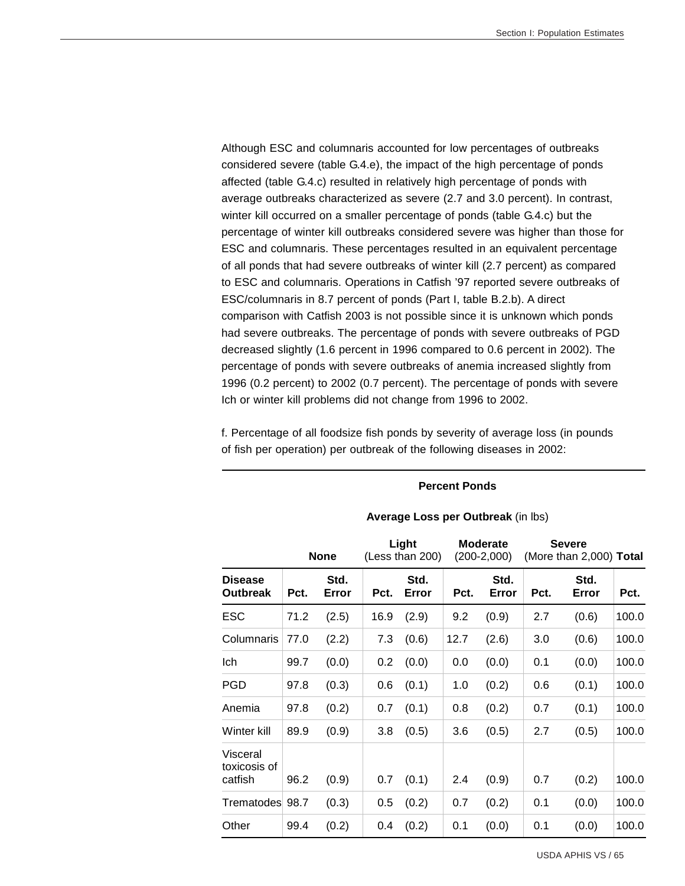Although ESC and columnaris accounted for low percentages of outbreaks considered severe (table G.4.e), the impact of the high percentage of ponds affected (table G.4.c) resulted in relatively high percentage of ponds with average outbreaks characterized as severe (2.7 and 3.0 percent). In contrast, winter kill occurred on a smaller percentage of ponds (table G.4.c) but the percentage of winter kill outbreaks considered severe was higher than those for ESC and columnaris. These percentages resulted in an equivalent percentage of all ponds that had severe outbreaks of winter kill (2.7 percent) as compared to ESC and columnaris. Operations in Catfish '97 reported severe outbreaks of ESC/columnaris in 8.7 percent of ponds (Part I, table B.2.b). A direct comparison with Catfish 2003 is not possible since it is unknown which ponds had severe outbreaks. The percentage of ponds with severe outbreaks of PGD decreased slightly (1.6 percent in 1996 compared to 0.6 percent in 2002). The percentage of ponds with severe outbreaks of anemia increased slightly from 1996 (0.2 percent) to 2002 (0.7 percent). The percentage of ponds with severe Ich or winter kill problems did not change from 1996 to 2002.

f. Percentage of all foodsize fish ponds by severity of average loss (in pounds of fish per operation) per outbreak of the following diseases in 2002:

| | **Percent Ponds** | | | | | | | | |
|---|---|---|---|---|---|---|---|---|---|
| | **Average Loss per Outbreak** (in lbs) | | | | | | | | |
| | **None** | | **Light** (Less than 200) | | **Moderate** (200-2,000) | | **Severe** (More than 2,000) | | **Total** |
| **Disease Outbreak** | **Pct.** | **Std. Error** | **Pct.** | **Std. Error** | **Pct.** | **Std. Error** | **Pct.** | **Std. Error** | **Pct.** |
| ESC | 71.2 | (2.5) | 16.9 | (2.9) | 9.2 | (0.9) | 2.7 | (0.6) | 100.0 |
| Columnaris | 77.0 | (2.2) | 7.3 | (0.6) | 12.7 | (2.6) | 3.0 | (0.6) | 100.0 |
| Ich | 99.7 | (0.0) | 0.2 | (0.0) | 0.0 | (0.0) | 0.1 | (0.0) | 100.0 |
| PGD | 97.8 | (0.3) | 0.6 | (0.1) | 1.0 | (0.2) | 0.6 | (0.1) | 100.0 |
| Anemia | 97.8 | (0.2) | 0.7 | (0.1) | 0.8 | (0.2) | 0.7 | (0.1) | 100.0 |
| Winter kill | 89.9 | (0.9) | 3.8 | (0.5) | 3.6 | (0.5) | 2.7 | (0.5) | 100.0 |
| Visceral toxicosis of catfish | 96.2 | (0.9) | 0.7 | (0.1) | 2.4 | (0.9) | 0.7 | (0.2) | 100.0 |
| Trematodes | 98.7 | (0.3) | 0.5 | (0.2) | 0.7 | (0.2) | 0.1 | (0.0) | 100.0 |
| Other | 99.4 | (0.2) | 0.4 | (0.2) | 0.1 | (0.0) | 0.1 | (0.0) | 100.0 |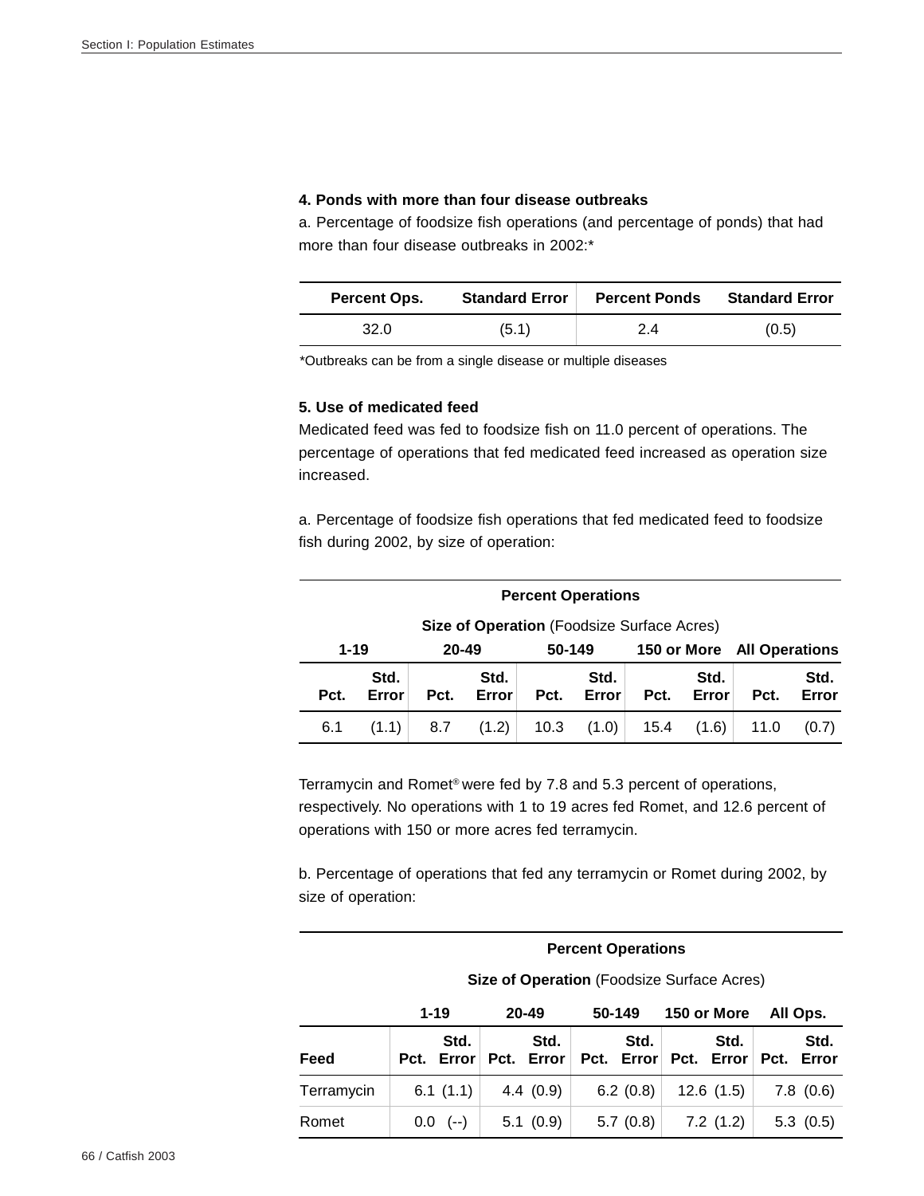### 4. Ponds with more than four disease outbreaks

a. Percentage of foodsize fish operations (and percentage of ponds) that had more than four disease outbreaks in 2002:*

| Percent Ops. | Standard Error | Percent Ponds | Standard Error |
|---|---|---|---|
| 32.0 | (5.1) | 2.4 | (0.5) |

*Outbreaks can be from a single disease or multiple diseases

### 5. Use of medicated feed

Medicated feed was fed to foodsize fish on 11.0 percent of operations. The percentage of operations that fed medicated feed increased as operation size increased.

a. Percentage of foodsize fish operations that fed medicated feed to foodsize fish during 2002, by size of operation:

| Percent Operations | | | | | | | | | |
|---|---|---|---|---|---|---|---|---|---|
| **Size of Operation** (Foodsize Surface Acres) | | | | | | | | | |
| 1-19 | | 20-49 | | 50-149 | | 150 or More | | All Operations | |
| Pct. | Std. Error | Pct. | Std. Error | Pct. | Std. Error | Pct. | Std. Error | Pct. | Std. Error |
| 6.1 | (1.1) | 8.7 | (1.2) | 10.3 | (1.0) | 15.4 | (1.6) | 11.0 | (0.7) |

Terramycin and Romet® were fed by 7.8 and 5.3 percent of operations, respectively. No operations with 1 to 19 acres fed Romet, and 12.6 percent of operations with 150 or more acres fed terramycin.

b. Percentage of operations that fed any terramycin or Romet during 2002, by size of operation:

| | Percent Operations | | | | | | | | | |
|---|---|---|---|---|---|---|---|---|---|---|
| | **Size of Operation** (Foodsize Surface Acres) | | | | | | | | | |
| | 1-19 | | 20-49 | | 50-149 | | 150 or More | | All Ops. | |
| Feed | Pct. | Std. Error | Pct. | Std. Error | Pct. | Std. Error | Pct. | Std. Error | Pct. | Std. Error |
| Terramycin | 6.1 | (1.1) | 4.4 | (0.9) | 6.2 | (0.8) | 12.6 | (1.5) | 7.8 | (0.6) |
| Romet | 0.0 | (--) | 5.1 | (0.9) | 5.7 | (0.8) | 7.2 | (1.2) | 5.3 | (0.5) |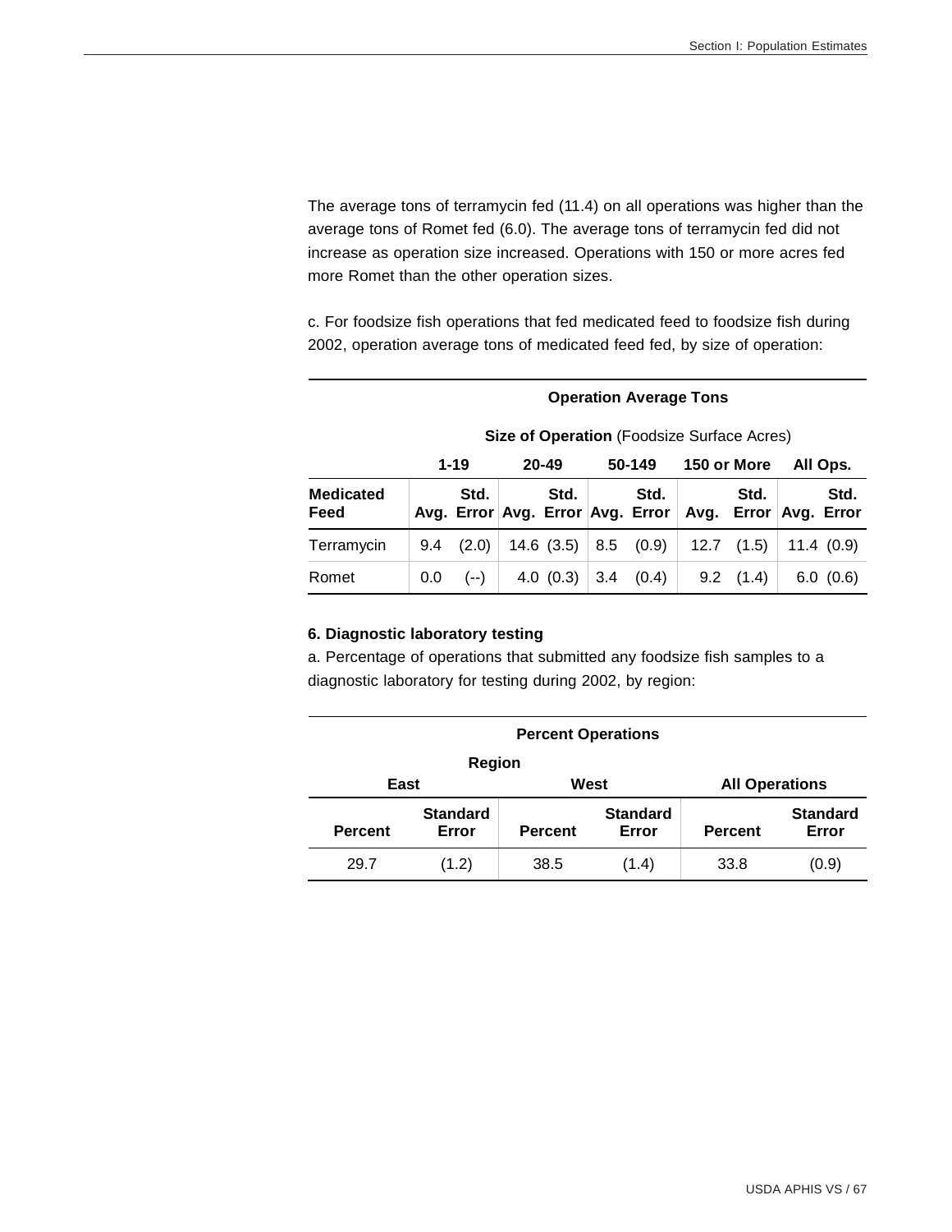The average tons of terramycin fed (11.4) on all operations was higher than the average tons of Romet fed (6.0). The average tons of terramycin fed did not increase as operation size increased. Operations with 150 or more acres fed more Romet than the other operation sizes.

c. For foodsize fish operations that fed medicated feed to foodsize fish during 2002, operation average tons of medicated feed fed, by size of operation:

| | **Operation Average Tons** | | | | | | | | | |
|---|---|---|---|---|---|---|---|---|---|---|
| | **Size of Operation** (Foodsize Surface Acres) | | | | | | | | | |
| | **1-19** | | **20-49** | | **50-149** | | **150 or More** | | **All Ops.** | |
| **Medicated Feed** | **Avg.** | **Std. Error** | **Avg.** | **Std. Error** | **Avg.** | **Std. Error** | **Avg.** | **Std. Error** | **Avg.** | **Std. Error** |
| Terramycin | 9.4 | (2.0) | 14.6 | (3.5) | 8.5 | (0.9) | 12.7 | (1.5) | 11.4 | (0.9) |
| Romet | 0.0 | (--) | 4.0 | (0.3) | 3.4 | (0.4) | 9.2 | (1.4) | 6.0 | (0.6) |

**6. Diagnostic laboratory testing**

a. Percentage of operations that submitted any foodsize fish samples to a diagnostic laboratory for testing during 2002, by region:

| **Percent Operations** | | | | | |
|---|---|---|---|---|---|
| **Region** | | | | | |
| **East** | | **West** | | **All Operations** | |
| **Percent** | **Standard Error** | **Percent** | **Standard Error** | **Percent** | **Standard Error** |
| 29.7 | (1.2) | 38.5 | (1.4) | 33.8 | (0.9) |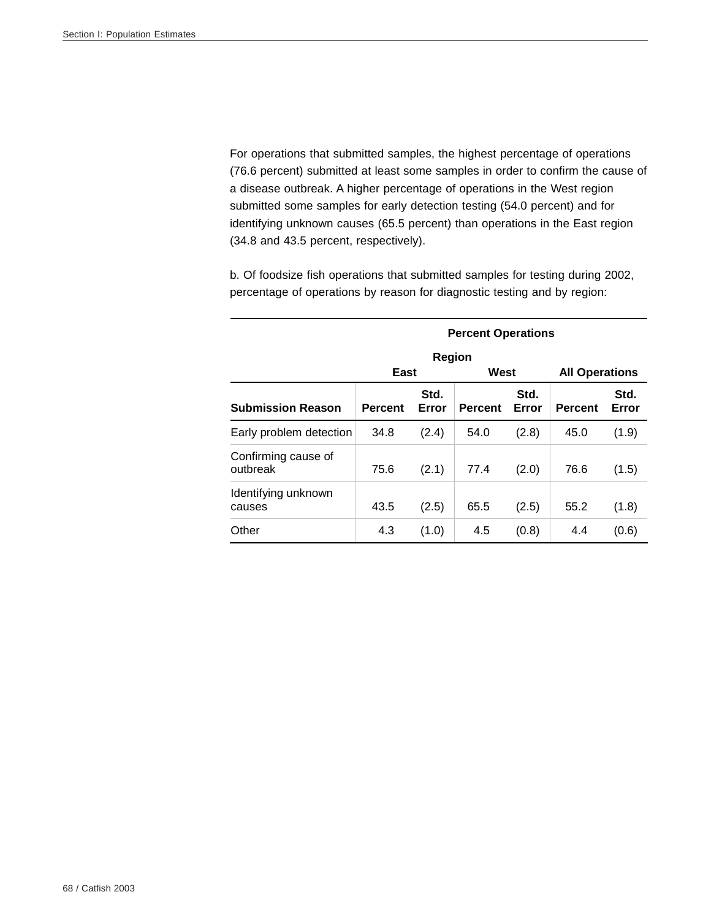For operations that submitted samples, the highest percentage of operations (76.6 percent) submitted at least some samples in order to confirm the cause of a disease outbreak. A higher percentage of operations in the West region submitted some samples for early detection testing (54.0 percent) and for identifying unknown causes (65.5 percent) than operations in the East region (34.8 and 43.5 percent, respectively).

b. Of foodsize fish operations that submitted samples for testing during 2002, percentage of operations by reason for diagnostic testing and by region:

| | Percent Operations | | | | | |
|---|---|---|---|---|---|---|
| | Region | | | | | |
| | East | | West | | All Operations | |
| **Submission Reason** | **Percent** | **Std. Error** | **Percent** | **Std. Error** | **Percent** | **Std. Error** |
| Early problem detection | 34.8 | (2.4) | 54.0 | (2.8) | 45.0 | (1.9) |
| Confirming cause of outbreak | 75.6 | (2.1) | 77.4 | (2.0) | 76.6 | (1.5) |
| Identifying unknown causes | 43.5 | (2.5) | 65.5 | (2.5) | 55.2 | (1.8) |
| Other | 4.3 | (1.0) | 4.5 | (0.8) | 4.4 | (0.6) |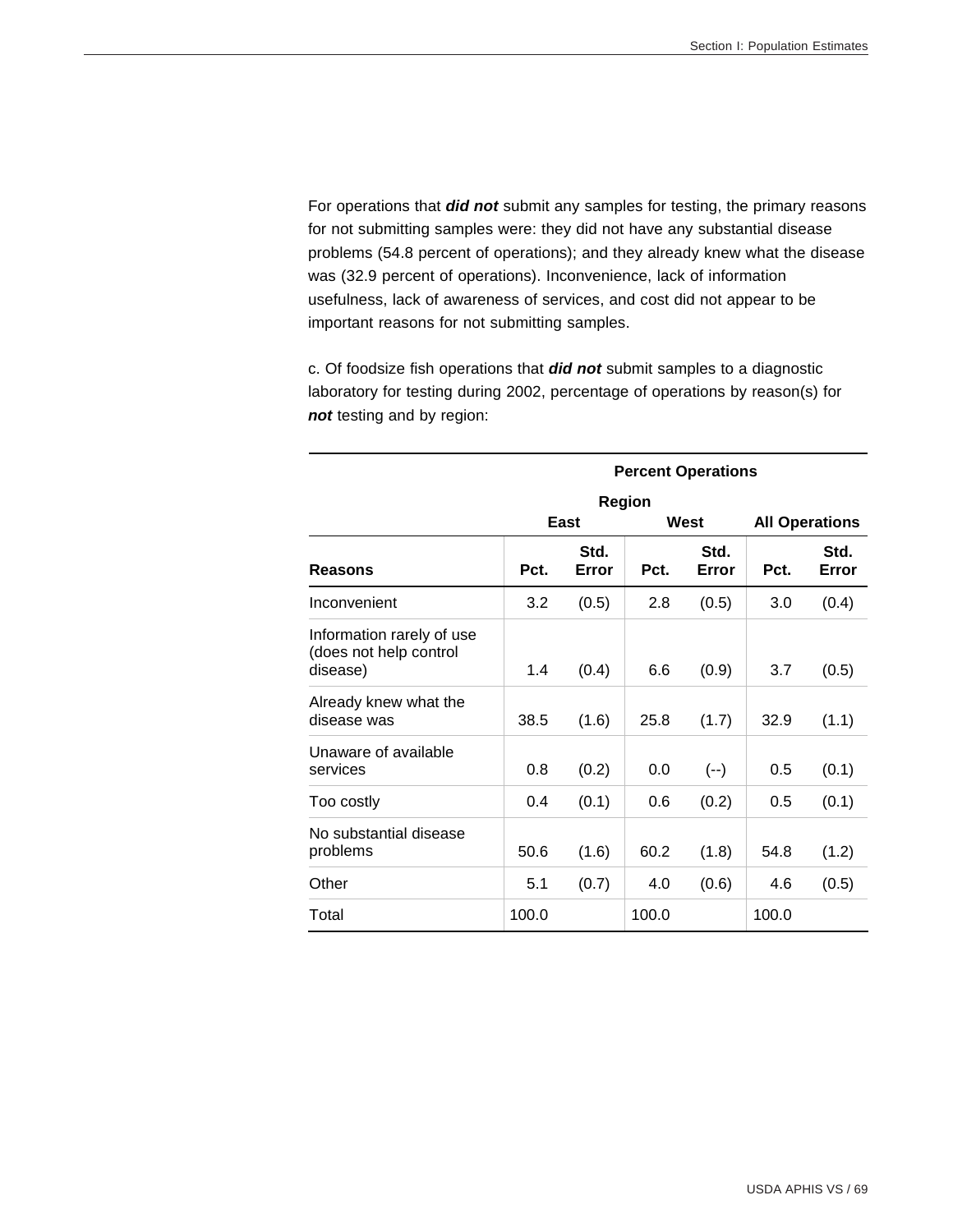For operations that ***did not*** submit any samples for testing, the primary reasons for not submitting samples were: they did not have any substantial disease problems (54.8 percent of operations); and they already knew what the disease was (32.9 percent of operations). Inconvenience, lack of information usefulness, lack of awareness of services, and cost did not appear to be important reasons for not submitting samples.

c. Of foodsize fish operations that ***did not*** submit samples to a diagnostic laboratory for testing during 2002, percentage of operations by reason(s) for ***not*** testing and by region:

| | **Percent Operations** | | | | | |
|---|---|---|---|---|---|---|
| | **Region** | | | | | |
| | **East** | | **West** | | **All Operations** | |
| **Reasons** | **Pct.** | **Std. Error** | **Pct.** | **Std. Error** | **Pct.** | **Std. Error** |
| Inconvenient | 3.2 | (0.5) | 2.8 | (0.5) | 3.0 | (0.4) |
| Information rarely of use (does not help control disease) | 1.4 | (0.4) | 6.6 | (0.9) | 3.7 | (0.5) |
| Already knew what the disease was | 38.5 | (1.6) | 25.8 | (1.7) | 32.9 | (1.1) |
| Unaware of available services | 0.8 | (0.2) | 0.0 | (--) | 0.5 | (0.1) |
| Too costly | 0.4 | (0.1) | 0.6 | (0.2) | 0.5 | (0.1) |
| No substantial disease problems | 50.6 | (1.6) | 60.2 | (1.8) | 54.8 | (1.2) |
| Other | 5.1 | (0.7) | 4.0 | (0.6) | 4.6 | (0.5) |
| Total | 100.0 | | 100.0 | | 100.0 | |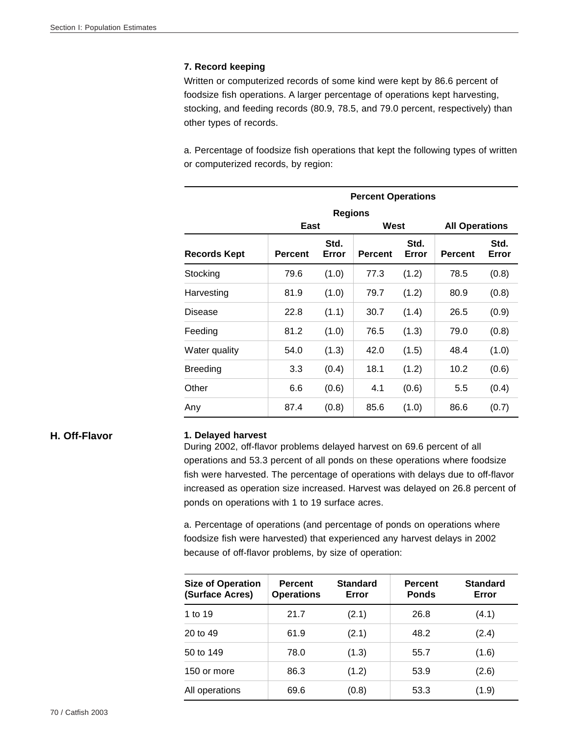### 7. Record keeping

Written or computerized records of some kind were kept by 86.6 percent of foodsize fish operations. A larger percentage of operations kept harvesting, stocking, and feeding records (80.9, 78.5, and 79.0 percent, respectively) than other types of records.

a. Percentage of foodsize fish operations that kept the following types of written or computerized records, by region:

| | Percent Operations | | | | | |
|---|---|---|---|---|---|---|
| | Regions | | | | | |
| | East | | West | | All Operations | |
| Records Kept | Percent | Std. Error | Percent | Std. Error | Percent | Std. Error |
| Stocking | 79.6 | (1.0) | 77.3 | (1.2) | 78.5 | (0.8) |
| Harvesting | 81.9 | (1.0) | 79.7 | (1.2) | 80.9 | (0.8) |
| Disease | 22.8 | (1.1) | 30.7 | (1.4) | 26.5 | (0.9) |
| Feeding | 81.2 | (1.0) | 76.5 | (1.3) | 79.0 | (0.8) |
| Water quality | 54.0 | (1.3) | 42.0 | (1.5) | 48.4 | (1.0) |
| Breeding | 3.3 | (0.4) | 18.1 | (1.2) | 10.2 | (0.6) |
| Other | 6.6 | (0.6) | 4.1 | (0.6) | 5.5 | (0.4) |
| Any | 87.4 | (0.8) | 85.6 | (1.0) | 86.6 | (0.7) |

## H. Off-Flavor

### 1. Delayed harvest

During 2002, off-flavor problems delayed harvest on 69.6 percent of all operations and 53.3 percent of all ponds on these operations where foodsize fish were harvested. The percentage of operations with delays due to off-flavor increased as operation size increased. Harvest was delayed on 26.8 percent of ponds on operations with 1 to 19 surface acres.

a. Percentage of operations (and percentage of ponds on operations where foodsize fish were harvested) that experienced any harvest delays in 2002 because of off-flavor problems, by size of operation:

| Size of Operation (Surface Acres) | Percent Operations | Standard Error | Percent Ponds | Standard Error |
|---|---|---|---|---|
| 1 to 19 | 21.7 | (2.1) | 26.8 | (4.1) |
| 20 to 49 | 61.9 | (2.1) | 48.2 | (2.4) |
| 50 to 149 | 78.0 | (1.3) | 55.7 | (1.6) |
| 150 or more | 86.3 | (1.2) | 53.9 | (2.6) |
| All operations | 69.6 | (0.8) | 53.3 | (1.9) |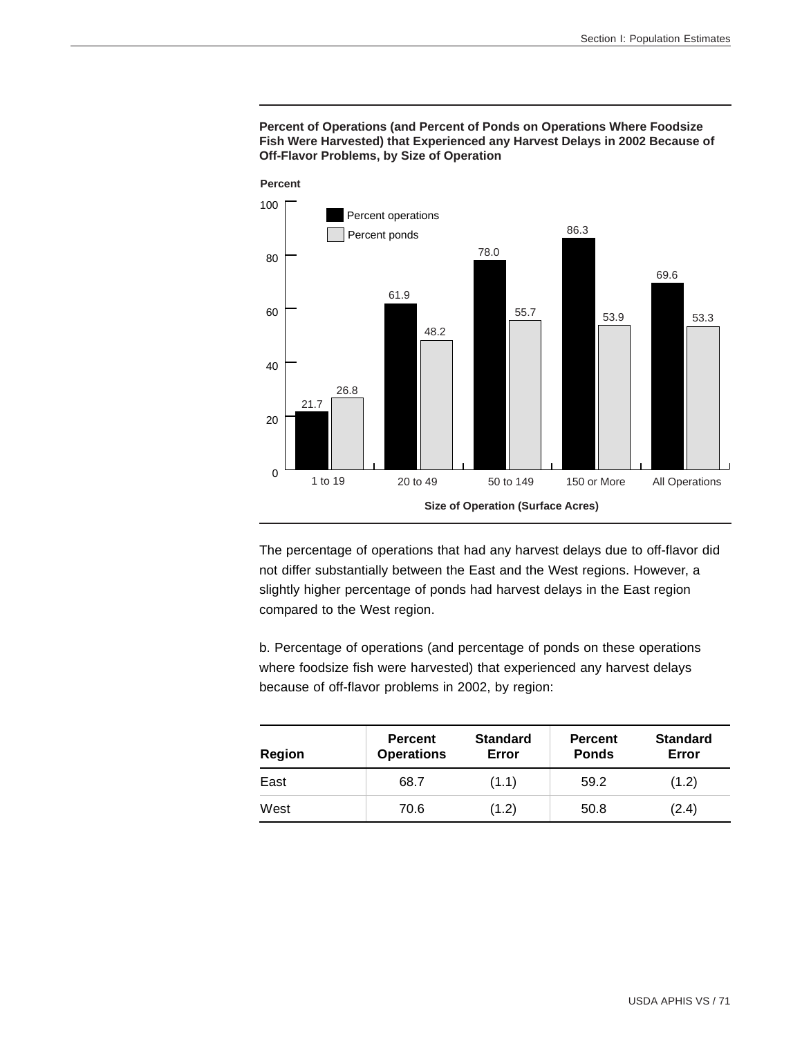**Percent of Operations (and Percent of Ponds on Operations Where Foodsize Fish Were Harvested) that Experienced any Harvest Delays in 2002 Because of Off-Flavor Problems, by Size of Operation**

| Size of Operation (Surface Acres) | Percent operations | Percent ponds |
|---|---|---|
| 1 to 19 | 21.7 | 26.8 |
| 20 to 49 | 61.9 | 48.2 |
| 50 to 149 | 78.0 | 55.7 |
| 150 or More | 86.3 | 53.9 |
| All Operations | 69.6 | 53.3 |

The percentage of operations that had any harvest delays due to off-flavor did not differ substantially between the East and the West regions. However, a slightly higher percentage of ponds had harvest delays in the East region compared to the West region.

b. Percentage of operations (and percentage of ponds on these operations where foodsize fish were harvested) that experienced any harvest delays because of off-flavor problems in 2002, by region:

| Region | Percent Operations | Standard Error | Percent Ponds | Standard Error |
|---|---|---|---|---|
| East | 68.7 | (1.1) | 59.2 | (1.2) |
| West | 70.6 | (1.2) | 50.8 | (2.4) |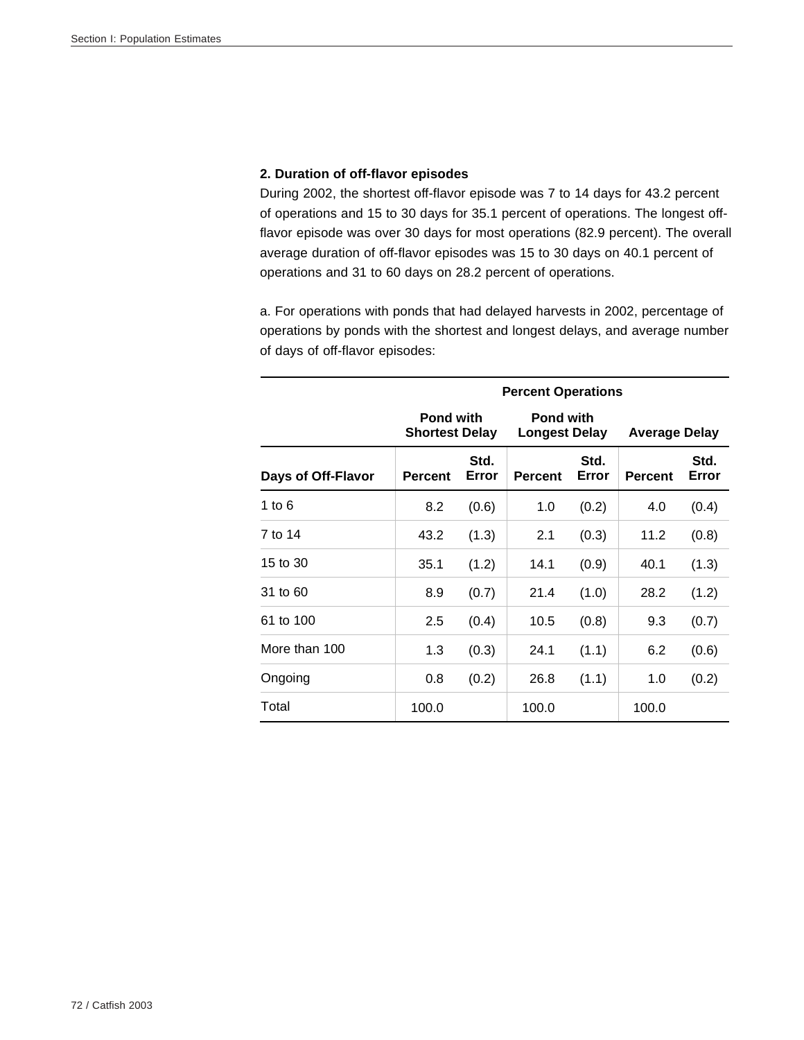**2. Duration of off-flavor episodes**

During 2002, the shortest off-flavor episode was 7 to 14 days for 43.2 percent of operations and 15 to 30 days for 35.1 percent of operations. The longest off-flavor episode was over 30 days for most operations (82.9 percent). The overall average duration of off-flavor episodes was 15 to 30 days on 40.1 percent of operations and 31 to 60 days on 28.2 percent of operations.

a. For operations with ponds that had delayed harvests in 2002, percentage of operations by ponds with the shortest and longest delays, and average number of days of off-flavor episodes:

| | Percent Operations | | | | | |
|---|---|---|---|---|---|---|
| | Pond with Shortest Delay | | Pond with Longest Delay | | Average Delay | |
| **Days of Off-Flavor** | **Percent** | **Std. Error** | **Percent** | **Std. Error** | **Percent** | **Std. Error** |
| 1 to 6 | 8.2 | (0.6) | 1.0 | (0.2) | 4.0 | (0.4) |
| 7 to 14 | 43.2 | (1.3) | 2.1 | (0.3) | 11.2 | (0.8) |
| 15 to 30 | 35.1 | (1.2) | 14.1 | (0.9) | 40.1 | (1.3) |
| 31 to 60 | 8.9 | (0.7) | 21.4 | (1.0) | 28.2 | (1.2) |
| 61 to 100 | 2.5 | (0.4) | 10.5 | (0.8) | 9.3 | (0.7) |
| More than 100 | 1.3 | (0.3) | 24.1 | (1.1) | 6.2 | (0.6) |
| Ongoing | 0.8 | (0.2) | 26.8 | (1.1) | 1.0 | (0.2) |
| Total | 100.0 | | 100.0 | | 100.0 | |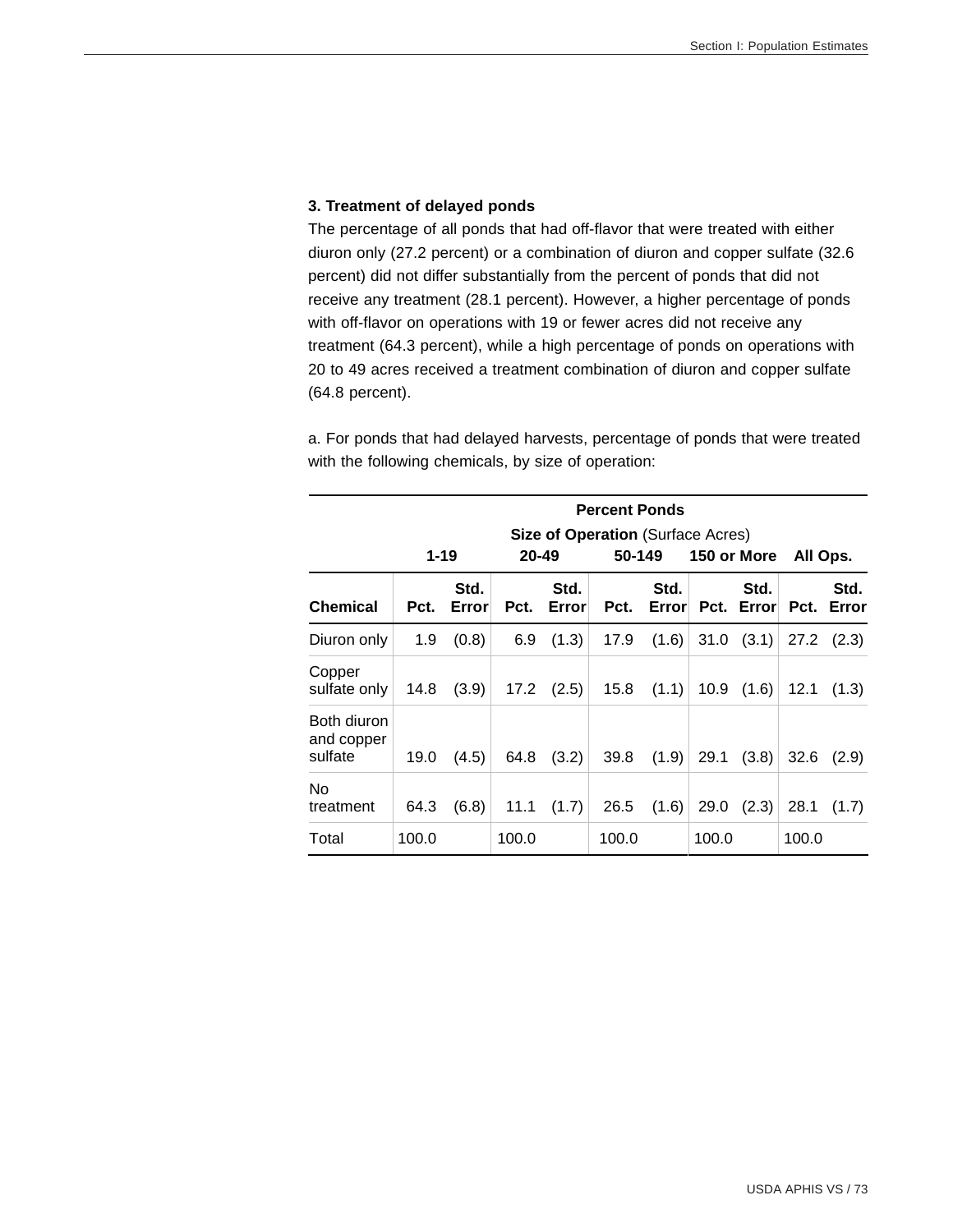### 3. Treatment of delayed ponds

The percentage of all ponds that had off-flavor that were treated with either diuron only (27.2 percent) or a combination of diuron and copper sulfate (32.6 percent) did not differ substantially from the percent of ponds that did not receive any treatment (28.1 percent). However, a higher percentage of ponds with off-flavor on operations with 19 or fewer acres did not receive any treatment (64.3 percent), while a high percentage of ponds on operations with 20 to 49 acres received a treatment combination of diuron and copper sulfate (64.8 percent).

a. For ponds that had delayed harvests, percentage of ponds that were treated with the following chemicals, by size of operation:

| | **Percent Ponds** | | | | | | | | | |
|---|---|---|---|---|---|---|---|---|---|---|
| | **Size of Operation** (Surface Acres) | | | | | | | | | |
| | **1-19** | | **20-49** | | **50-149** | | **150 or More** | | **All Ops.** | |
| **Chemical** | **Pct.** | **Std. Error** | **Pct.** | **Std. Error** | **Pct.** | **Std. Error** | **Pct.** | **Std. Error** | **Pct.** | **Std. Error** |
| Diuron only | 1.9 | (0.8) | 6.9 | (1.3) | 17.9 | (1.6) | 31.0 | (3.1) | 27.2 | (2.3) |
| Copper sulfate only | 14.8 | (3.9) | 17.2 | (2.5) | 15.8 | (1.1) | 10.9 | (1.6) | 12.1 | (1.3) |
| Both diuron and copper sulfate | 19.0 | (4.5) | 64.8 | (3.2) | 39.8 | (1.9) | 29.1 | (3.8) | 32.6 | (2.9) |
| No treatment | 64.3 | (6.8) | 11.1 | (1.7) | 26.5 | (1.6) | 29.0 | (2.3) | 28.1 | (1.7) |
| Total | 100.0 | | 100.0 | | 100.0 | | 100.0 | | 100.0 | |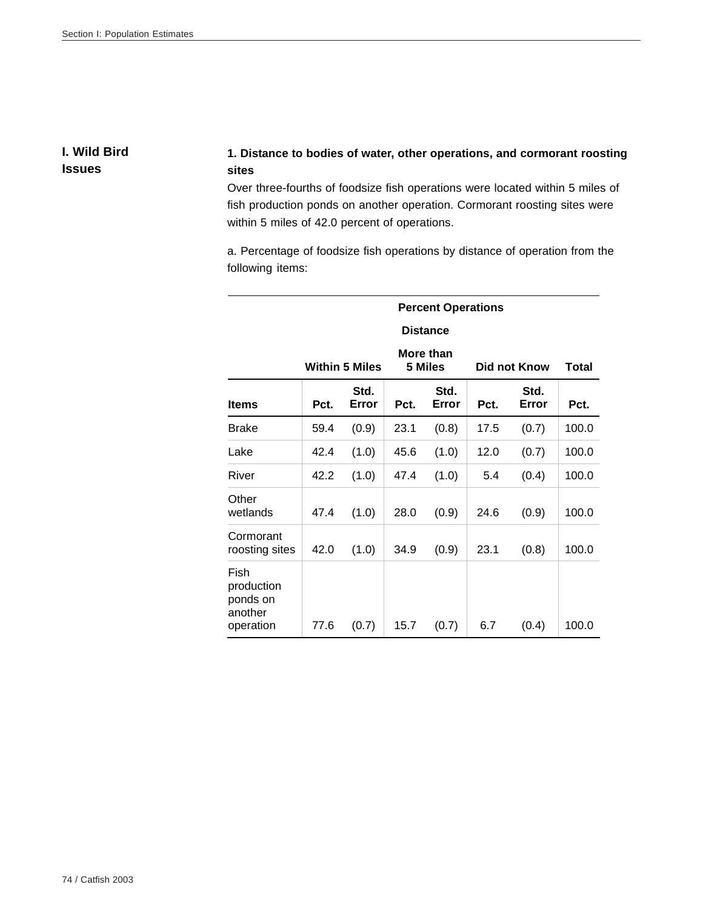## I. Wild Bird Issues

### 1. Distance to bodies of water, other operations, and cormorant roosting sites

Over three-fourths of foodsize fish operations were located within 5 miles of fish production ponds on another operation. Cormorant roosting sites were within 5 miles of 42.0 percent of operations.

a. Percentage of foodsize fish operations by distance of operation from the following items:

| | Percent Operations | | | | | | |
|---|---|---|---|---|---|---|---|
| | Distance | | | | | | |
| | Within 5 Miles | | More than 5 Miles | | Did not Know | | Total |
| Items | Pct. | Std. Error | Pct. | Std. Error | Pct. | Std. Error | Pct. |
| Brake | 59.4 | (0.9) | 23.1 | (0.8) | 17.5 | (0.7) | 100.0 |
| Lake | 42.4 | (1.0) | 45.6 | (1.0) | 12.0 | (0.7) | 100.0 |
| River | 42.2 | (1.0) | 47.4 | (1.0) | 5.4 | (0.4) | 100.0 |
| Other wetlands | 47.4 | (1.0) | 28.0 | (0.9) | 24.6 | (0.9) | 100.0 |
| Cormorant roosting sites | 42.0 | (1.0) | 34.9 | (0.9) | 23.1 | (0.8) | 100.0 |
| Fish production ponds on another operation | 77.6 | (0.7) | 15.7 | (0.7) | 6.7 | (0.4) | 100.0 |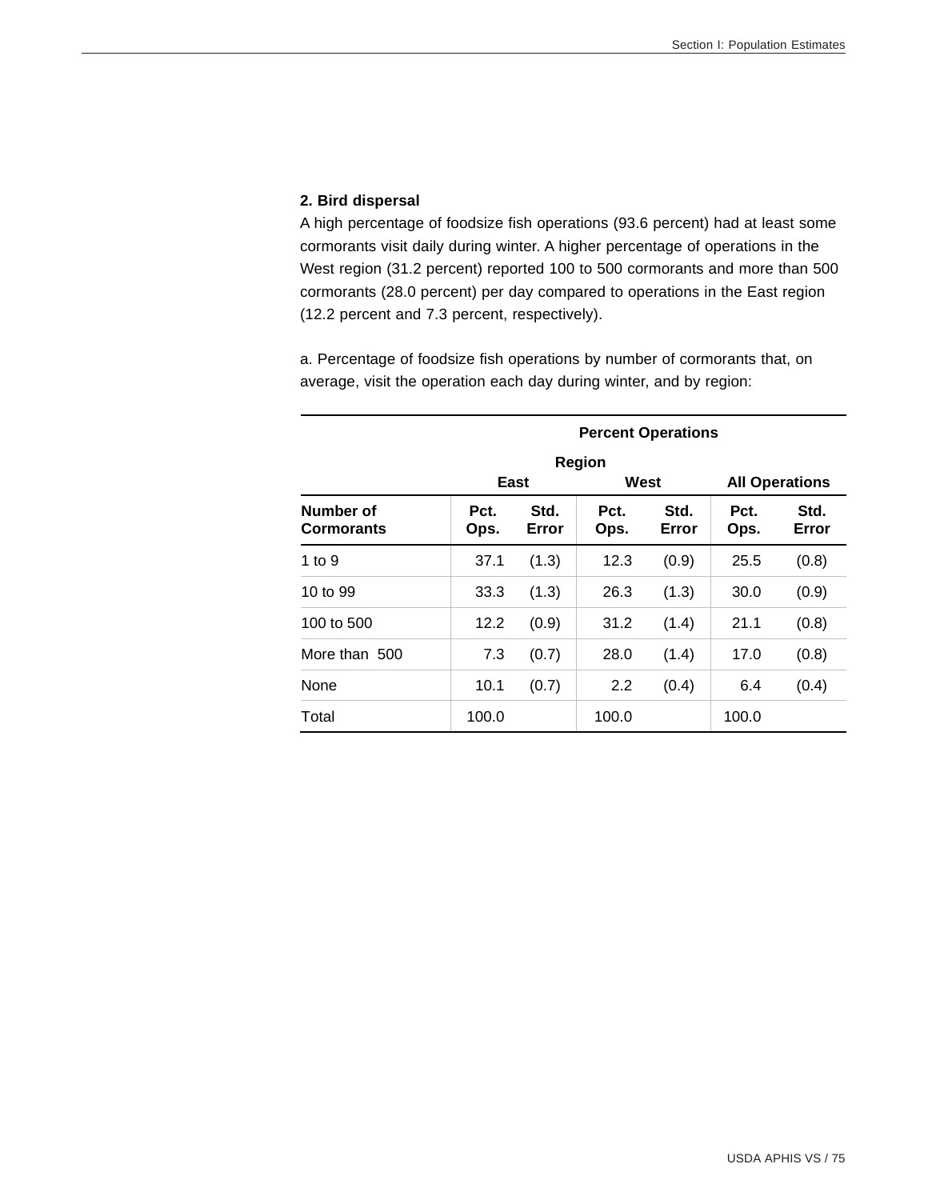### 2. Bird dispersal

A high percentage of foodsize fish operations (93.6 percent) had at least some cormorants visit daily during winter. A higher percentage of operations in the West region (31.2 percent) reported 100 to 500 cormorants and more than 500 cormorants (28.0 percent) per day compared to operations in the East region (12.2 percent and 7.3 percent, respectively).

a. Percentage of foodsize fish operations by number of cormorants that, on average, visit the operation each day during winter, and by region:

| | Percent Operations | | | | | |
|---|---|---|---|---|---|---|
| | Region | | | | | |
| | East | | West | | All Operations | |
| Number of Cormorants | Pct. Ops. | Std. Error | Pct. Ops. | Std. Error | Pct. Ops. | Std. Error |
| 1 to 9 | 37.1 | (1.3) | 12.3 | (0.9) | 25.5 | (0.8) |
| 10 to 99 | 33.3 | (1.3) | 26.3 | (1.3) | 30.0 | (0.9) |
| 100 to 500 | 12.2 | (0.9) | 31.2 | (1.4) | 21.1 | (0.8) |
| More than 500 | 7.3 | (0.7) | 28.0 | (1.4) | 17.0 | (0.8) |
| None | 10.1 | (0.7) | 2.2 | (0.4) | 6.4 | (0.4) |
| Total | 100.0 | | 100.0 | | 100.0 | |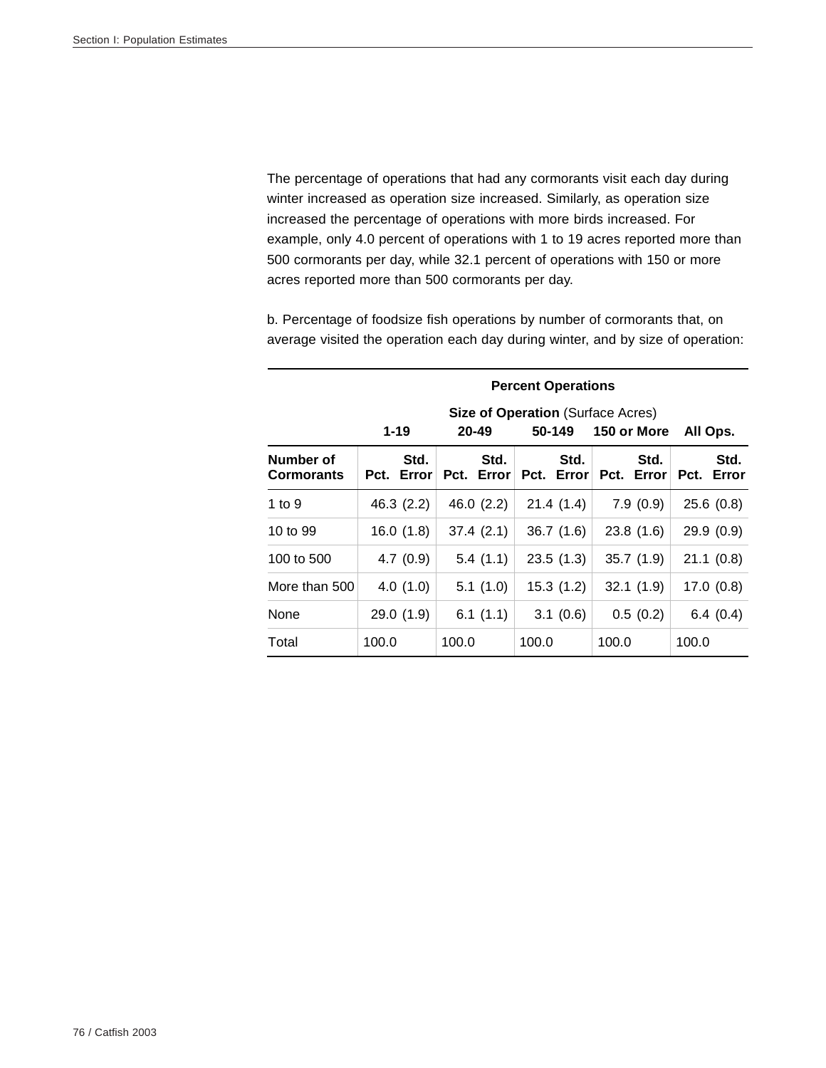The percentage of operations that had any cormorants visit each day during winter increased as operation size increased. Similarly, as operation size increased the percentage of operations with more birds increased. For example, only 4.0 percent of operations with 1 to 19 acres reported more than 500 cormorants per day, while 32.1 percent of operations with 150 or more acres reported more than 500 cormorants per day.

b. Percentage of foodsize fish operations by number of cormorants that, on average visited the operation each day during winter, and by size of operation:

| | **Percent Operations** | | | | | | | | | |
|---|---|---|---|---|---|---|---|---|---|---|
| | **Size of Operation** (Surface Acres) | | | | | | | | | |
| | **1-19** | | **20-49** | | **50-149** | | **150 or More** | | **All Ops.** | |
| **Number of Cormorants** | **Pct.** | **Std. Error** | **Pct.** | **Std. Error** | **Pct.** | **Std. Error** | **Pct.** | **Std. Error** | **Pct.** | **Std. Error** |
| 1 to 9 | 46.3 | (2.2) | 46.0 | (2.2) | 21.4 | (1.4) | 7.9 | (0.9) | 25.6 | (0.8) |
| 10 to 99 | 16.0 | (1.8) | 37.4 | (2.1) | 36.7 | (1.6) | 23.8 | (1.6) | 29.9 | (0.9) |
| 100 to 500 | 4.7 | (0.9) | 5.4 | (1.1) | 23.5 | (1.3) | 35.7 | (1.9) | 21.1 | (0.8) |
| More than 500 | 4.0 | (1.0) | 5.1 | (1.0) | 15.3 | (1.2) | 32.1 | (1.9) | 17.0 | (0.8) |
| None | 29.0 | (1.9) | 6.1 | (1.1) | 3.1 | (0.6) | 0.5 | (0.2) | 6.4 | (0.4) |
| Total | 100.0 | | 100.0 | | 100.0 | | 100.0 | | 100.0 | |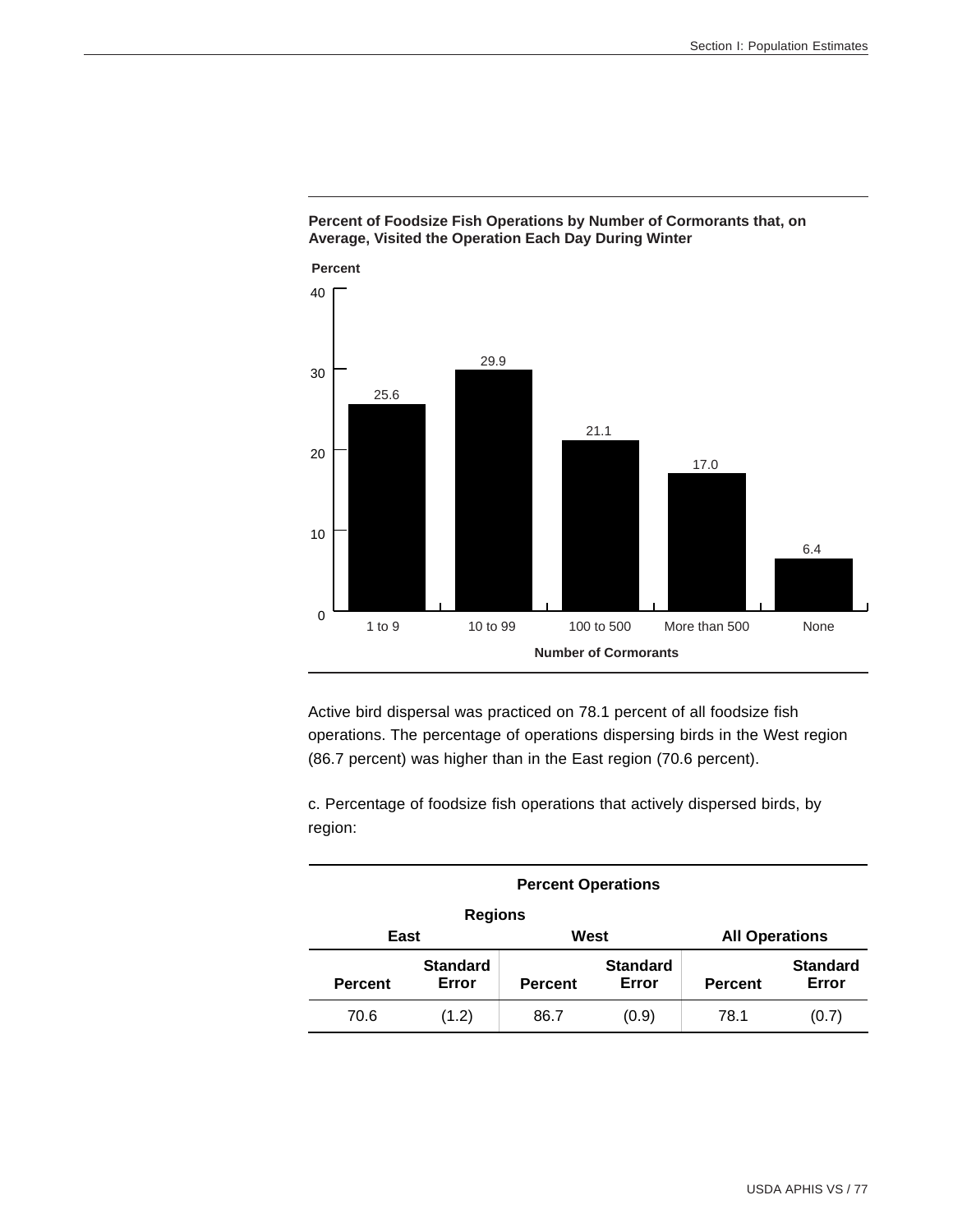**Percent of Foodsize Fish Operations by Number of Cormorants that, on Average, Visited the Operation Each Day During Winter**

| Number of Cormorants | Percent |
|---|---|
| 1 to 9 | 25.6 |
| 10 to 99 | 29.9 |
| 100 to 500 | 21.1 |
| More than 500 | 17.0 |
| None | 6.4 |

Active bird dispersal was practiced on 78.1 percent of all foodsize fish operations. The percentage of operations dispersing birds in the West region (86.7 percent) was higher than in the East region (70.6 percent).

c. Percentage of foodsize fish operations that actively dispersed birds, by region:

| Percent Operations | | | | | |
|---|---|---|---|---|---|
| Regions | | | | | |
| East | | West | | All Operations | |
| Percent | Standard Error | Percent | Standard Error | Percent | Standard Error |
| 70.6 | (1.2) | 86.7 | (0.9) | 78.1 | (0.7) |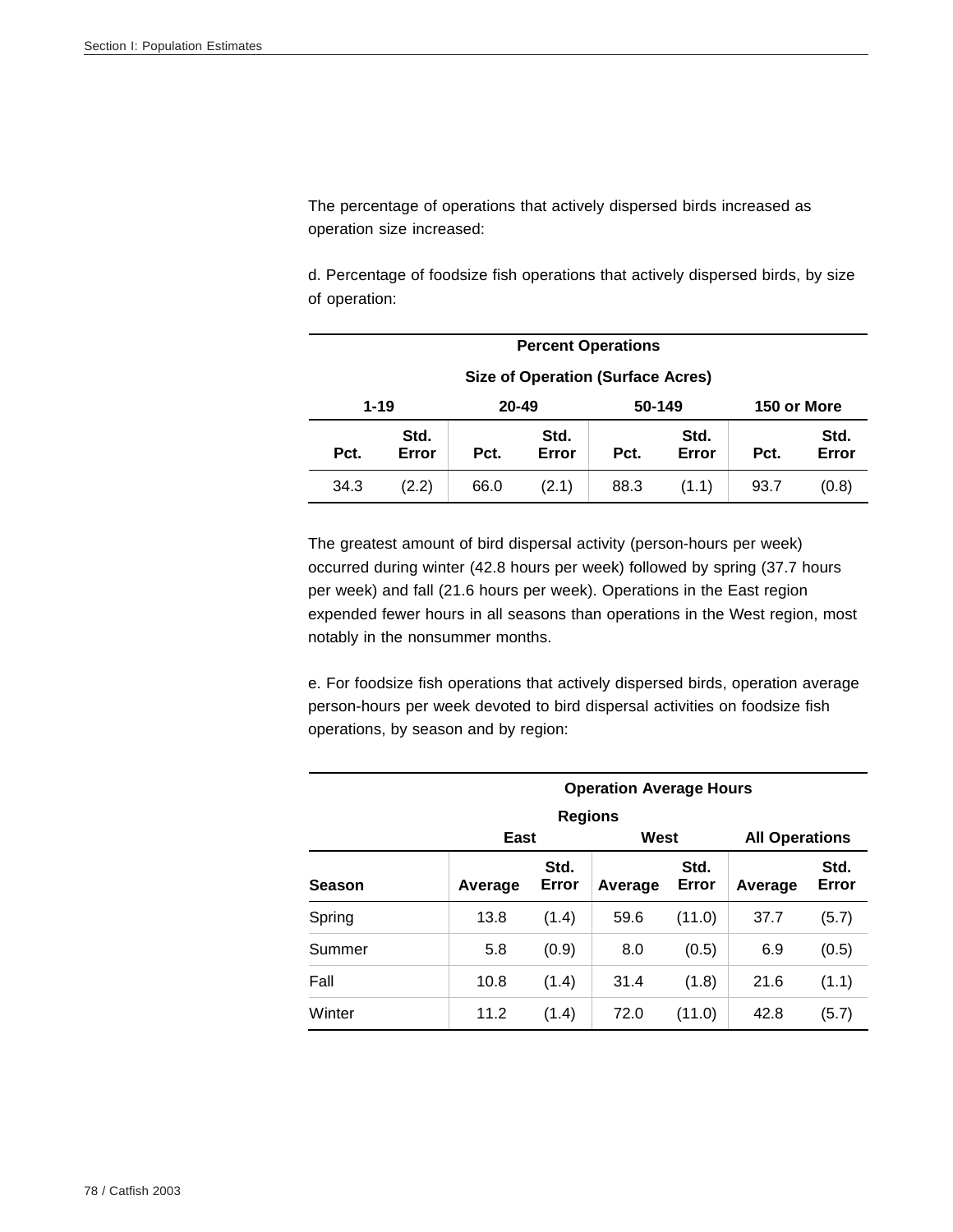The percentage of operations that actively dispersed birds increased as operation size increased:

d. Percentage of foodsize fish operations that actively dispersed birds, by size of operation:

| Percent Operations | | | | | | | |
|---|---|---|---|---|---|---|---|
| Size of Operation (Surface Acres) | | | | | | | |
| 1-19 | | 20-49 | | 50-149 | | 150 or More | |
| Pct. | Std. Error | Pct. | Std. Error | Pct. | Std. Error | Pct. | Std. Error |
| 34.3 | (2.2) | 66.0 | (2.1) | 88.3 | (1.1) | 93.7 | (0.8) |

The greatest amount of bird dispersal activity (person-hours per week) occurred during winter (42.8 hours per week) followed by spring (37.7 hours per week) and fall (21.6 hours per week). Operations in the East region expended fewer hours in all seasons than operations in the West region, most notably in the nonsummer months.

e. For foodsize fish operations that actively dispersed birds, operation average person-hours per week devoted to bird dispersal activities on foodsize fish operations, by season and by region:

| | Operation Average Hours | | | | | |
|---|---|---|---|---|---|---|
| | Regions | | | | | |
| | East | | West | | All Operations | |
| Season | Average | Std. Error | Average | Std. Error | Average | Std. Error |
| Spring | 13.8 | (1.4) | 59.6 | (11.0) | 37.7 | (5.7) |
| Summer | 5.8 | (0.9) | 8.0 | (0.5) | 6.9 | (0.5) |
| Fall | 10.8 | (1.4) | 31.4 | (1.8) | 21.6 | (1.1) |
| Winter | 11.2 | (1.4) | 72.0 | (11.0) | 42.8 | (5.7) |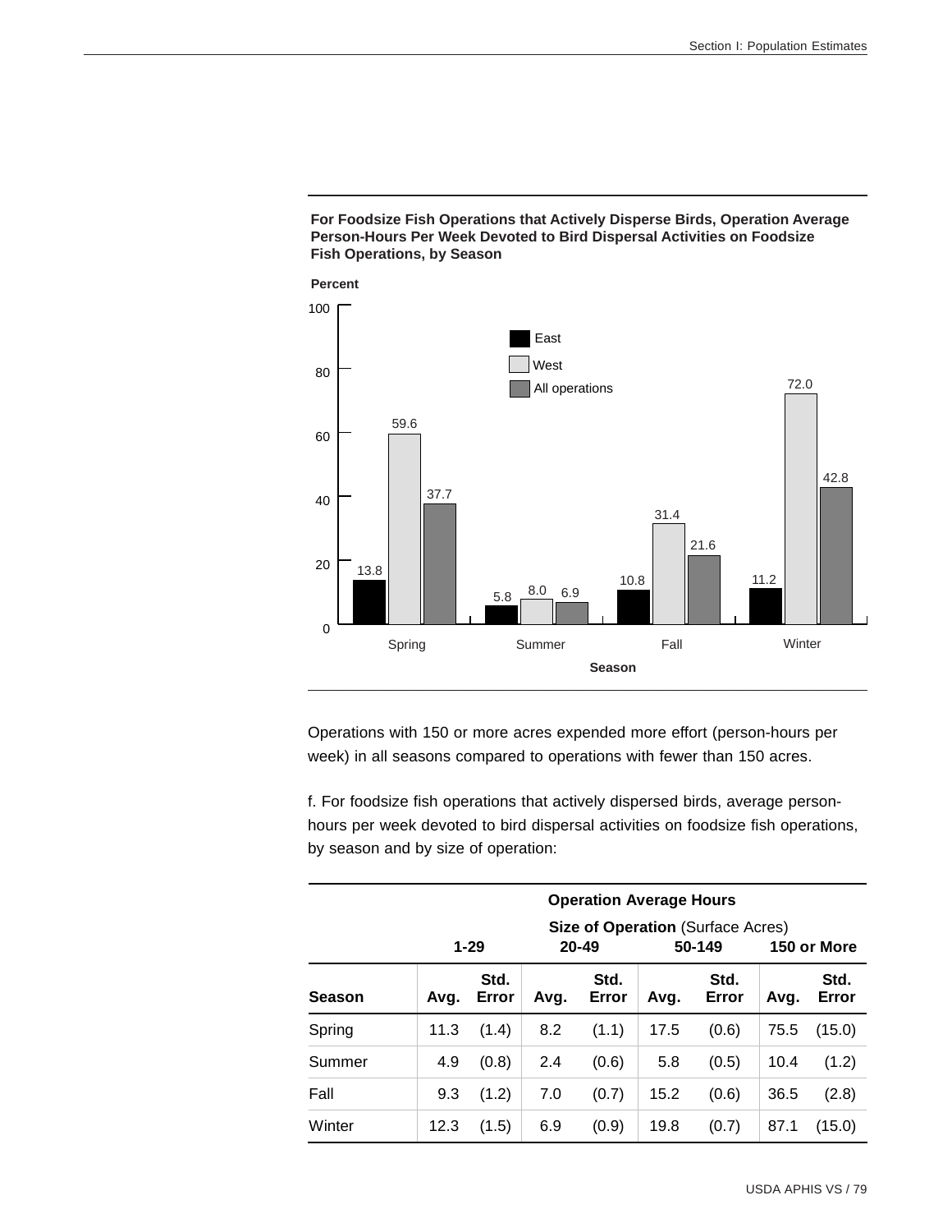**For Foodsize Fish Operations that Actively Disperse Birds, Operation Average Person-Hours Per Week Devoted to Bird Dispersal Activities on Foodsize Fish Operations, by Season**

| Season | East | West | All operations |
|---|---|---|---|
| Spring | 13.8 | 59.6 | 37.7 |
| Summer | 5.8 | 8.0 | 6.9 |
| Fall | 10.8 | 31.4 | 21.6 |
| Winter | 11.2 | 72.0 | 42.8 |

Operations with 150 or more acres expended more effort (person-hours per week) in all seasons compared to operations with fewer than 150 acres.

f. For foodsize fish operations that actively dispersed birds, average person-hours per week devoted to bird dispersal activities on foodsize fish operations, by season and by size of operation:

| | **Operation Average Hours** | | | | | | | |
|---|---|---|---|---|---|---|---|---|
| | **Size of Operation** (Surface Acres) | | | | | | | |
| | **1-29** | | **20-49** | | **50-149** | | **150 or More** | |
| **Season** | **Avg.** | **Std. Error** | **Avg.** | **Std. Error** | **Avg.** | **Std. Error** | **Avg.** | **Std. Error** |
| Spring | 11.3 | (1.4) | 8.2 | (1.1) | 17.5 | (0.6) | 75.5 | (15.0) |
| Summer | 4.9 | (0.8) | 2.4 | (0.6) | 5.8 | (0.5) | 10.4 | (1.2) |
| Fall | 9.3 | (1.2) | 7.0 | (0.7) | 15.2 | (0.6) | 36.5 | (2.8) |
| Winter | 12.3 | (1.5) | 6.9 | (0.9) | 19.8 | (0.7) | 87.1 | (15.0) |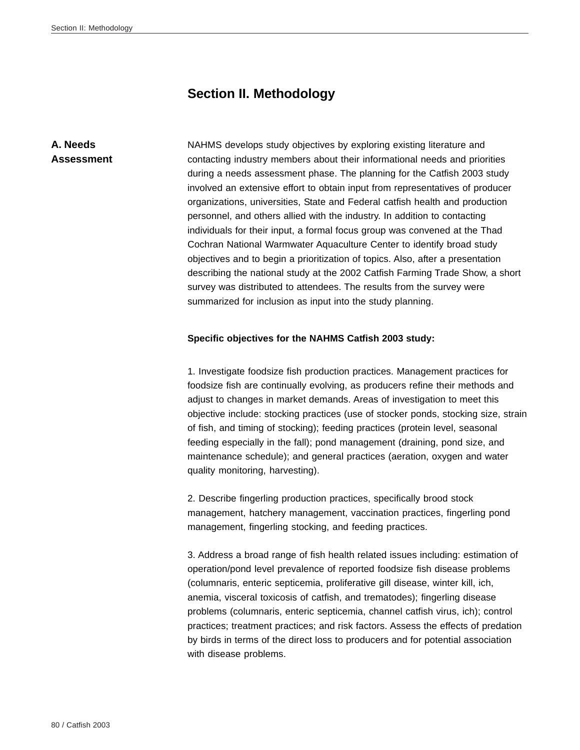# Section II. Methodology

## A. Needs Assessment

NAHMS develops study objectives by exploring existing literature and contacting industry members about their informational needs and priorities during a needs assessment phase. The planning for the Catfish 2003 study involved an extensive effort to obtain input from representatives of producer organizations, universities, State and Federal catfish health and production personnel, and others allied with the industry. In addition to contacting individuals for their input, a formal focus group was convened at the Thad Cochran National Warmwater Aquaculture Center to identify broad study objectives and to begin a prioritization of topics. Also, after a presentation describing the national study at the 2002 Catfish Farming Trade Show, a short survey was distributed to attendees. The results from the survey were summarized for inclusion as input into the study planning.

**Specific objectives for the NAHMS Catfish 2003 study:**

1. Investigate foodsize fish production practices. Management practices for foodsize fish are continually evolving, as producers refine their methods and adjust to changes in market demands. Areas of investigation to meet this objective include: stocking practices (use of stocker ponds, stocking size, strain of fish, and timing of stocking); feeding practices (protein level, seasonal feeding especially in the fall); pond management (draining, pond size, and maintenance schedule); and general practices (aeration, oxygen and water quality monitoring, harvesting).

2. Describe fingerling production practices, specifically brood stock management, hatchery management, vaccination practices, fingerling pond management, fingerling stocking, and feeding practices.

3. Address a broad range of fish health related issues including: estimation of operation/pond level prevalence of reported foodsize fish disease problems (columnaris, enteric septicemia, proliferative gill disease, winter kill, ich, anemia, visceral toxicosis of catfish, and trematodes); fingerling disease problems (columnaris, enteric septicemia, channel catfish virus, ich); control practices; treatment practices; and risk factors. Assess the effects of predation by birds in terms of the direct loss to producers and for potential association with disease problems.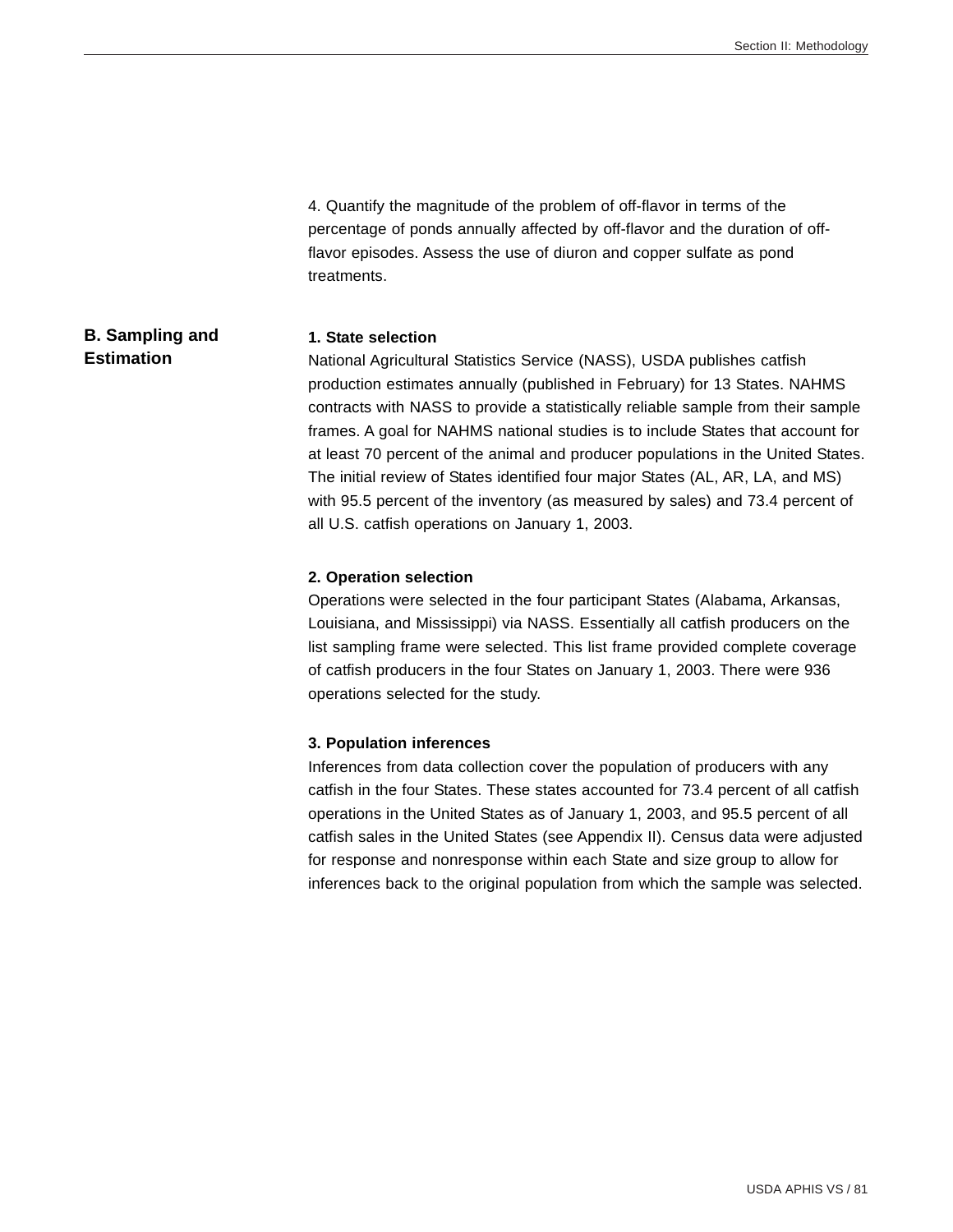4. Quantify the magnitude of the problem of off-flavor in terms of the percentage of ponds annually affected by off-flavor and the duration of off-flavor episodes. Assess the use of diuron and copper sulfate as pond treatments.

## B. Sampling and Estimation

**1. State selection**

National Agricultural Statistics Service (NASS), USDA publishes catfish production estimates annually (published in February) for 13 States. NAHMS contracts with NASS to provide a statistically reliable sample from their sample frames. A goal for NAHMS national studies is to include States that account for at least 70 percent of the animal and producer populations in the United States. The initial review of States identified four major States (AL, AR, LA, and MS) with 95.5 percent of the inventory (as measured by sales) and 73.4 percent of all U.S. catfish operations on January 1, 2003.

**2. Operation selection**

Operations were selected in the four participant States (Alabama, Arkansas, Louisiana, and Mississippi) via NASS. Essentially all catfish producers on the list sampling frame were selected. This list frame provided complete coverage of catfish producers in the four States on January 1, 2003. There were 936 operations selected for the study.

**3. Population inferences**

Inferences from data collection cover the population of producers with any catfish in the four States. These states accounted for 73.4 percent of all catfish operations in the United States as of January 1, 2003, and 95.5 percent of all catfish sales in the United States (see Appendix II). Census data were adjusted for response and nonresponse within each State and size group to allow for inferences back to the original population from which the sample was selected.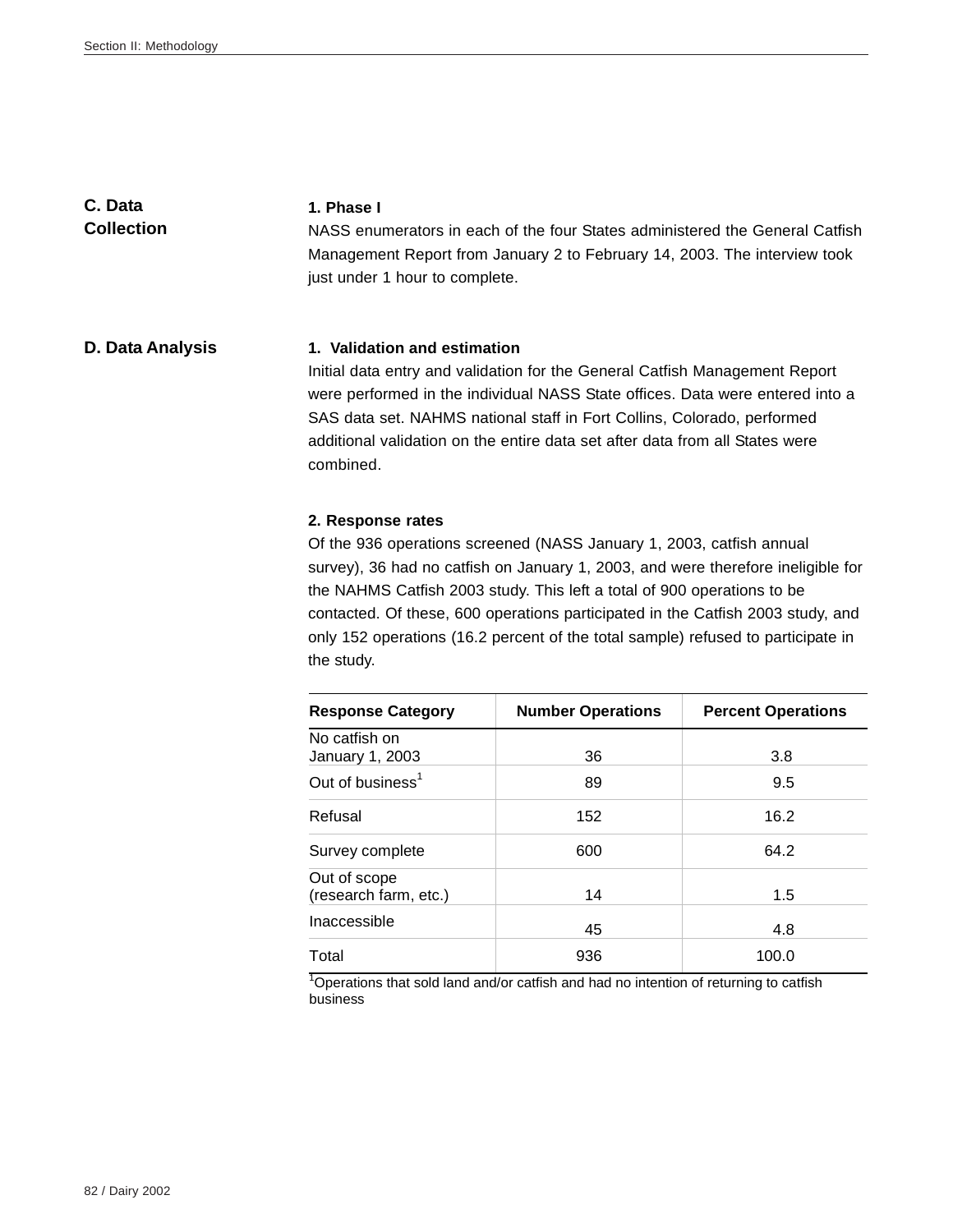## C. Data Collection

### 1. Phase I

NASS enumerators in each of the four States administered the General Catfish Management Report from January 2 to February 14, 2003. The interview took just under 1 hour to complete.

## D. Data Analysis

### 1. Validation and estimation

Initial data entry and validation for the General Catfish Management Report were performed in the individual NASS State offices. Data were entered into a SAS data set. NAHMS national staff in Fort Collins, Colorado, performed additional validation on the entire data set after data from all States were combined.

### 2. Response rates

Of the 936 operations screened (NASS January 1, 2003, catfish annual survey), 36 had no catfish on January 1, 2003, and were therefore ineligible for the NAHMS Catfish 2003 study. This left a total of 900 operations to be contacted. Of these, 600 operations participated in the Catfish 2003 study, and only 152 operations (16.2 percent of the total sample) refused to participate in the study.

| Response Category | Number Operations | Percent Operations |
|---|---|---|
| No catfish on January 1, 2003 | 36 | 3.8 |
| Out of business[1] | 89 | 9.5 |
| Refusal | 152 | 16.2 |
| Survey complete | 600 | 64.2 |
| Out of scope (research farm, etc.) | 14 | 1.5 |
| Inaccessible | 45 | 4.8 |
| Total | 936 | 100.0 |

[1]Operations that sold land and/or catfish and had no intention of returning to catfish business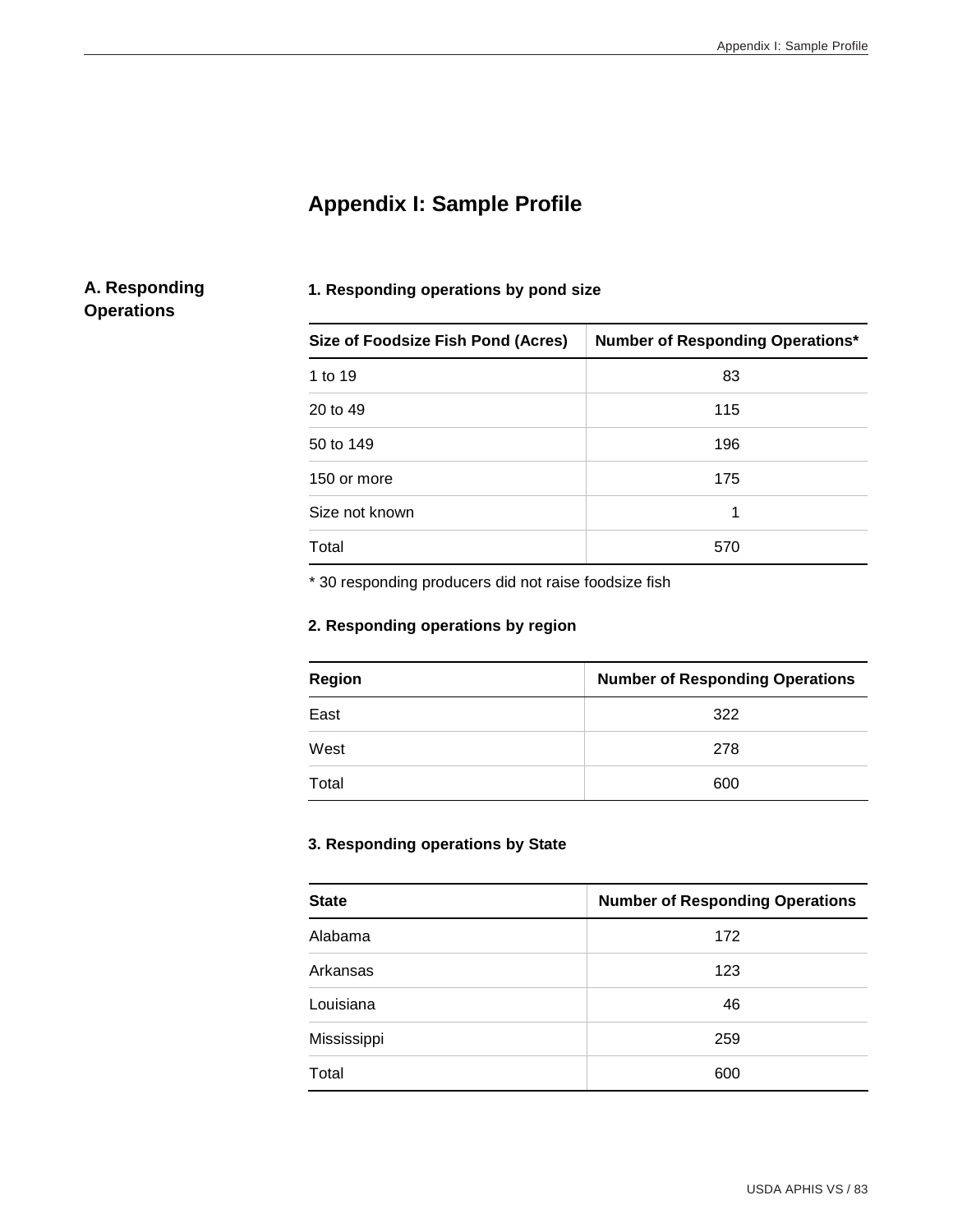# Appendix I: Sample Profile

## A. Responding Operations

**1. Responding operations by pond size**

| Size of Foodsize Fish Pond (Acres) | Number of Responding Operations* |
|---|---|
| 1 to 19 | 83 |
| 20 to 49 | 115 |
| 50 to 149 | 196 |
| 150 or more | 175 |
| Size not known | 1 |
| Total | 570 |

* 30 responding producers did not raise foodsize fish

**2. Responding operations by region**

| Region | Number of Responding Operations |
|---|---|
| East | 322 |
| West | 278 |
| Total | 600 |

**3. Responding operations by State**

| State | Number of Responding Operations |
|---|---|
| Alabama | 172 |
| Arkansas | 123 |
| Louisiana | 46 |
| Mississippi | 259 |
| Total | 600 |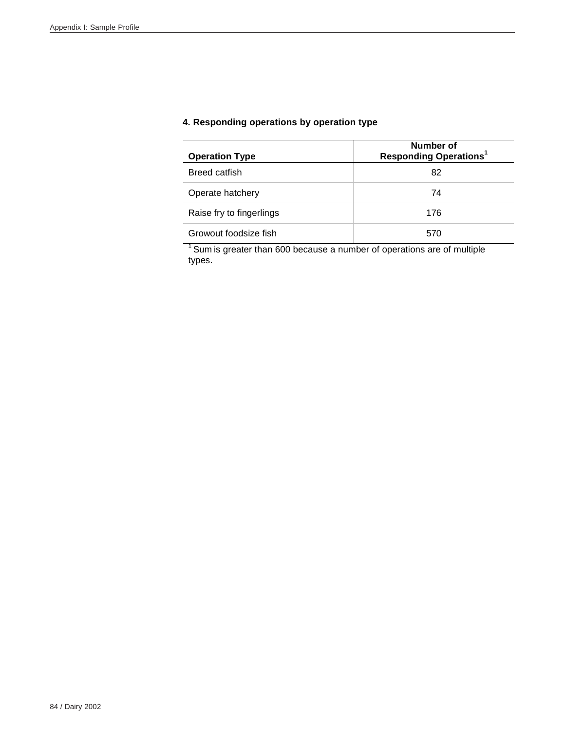**4. Responding operations by operation type**

| Operation Type | Number of Responding Operations[1] |
| --- | --- |
| Breed catfish | 82 |
| Operate hatchery | 74 |
| Raise fry to fingerlings | 176 |
| Growout foodsize fish | 570 |

[1] Sum is greater than 600 because a number of operations are of multiple types.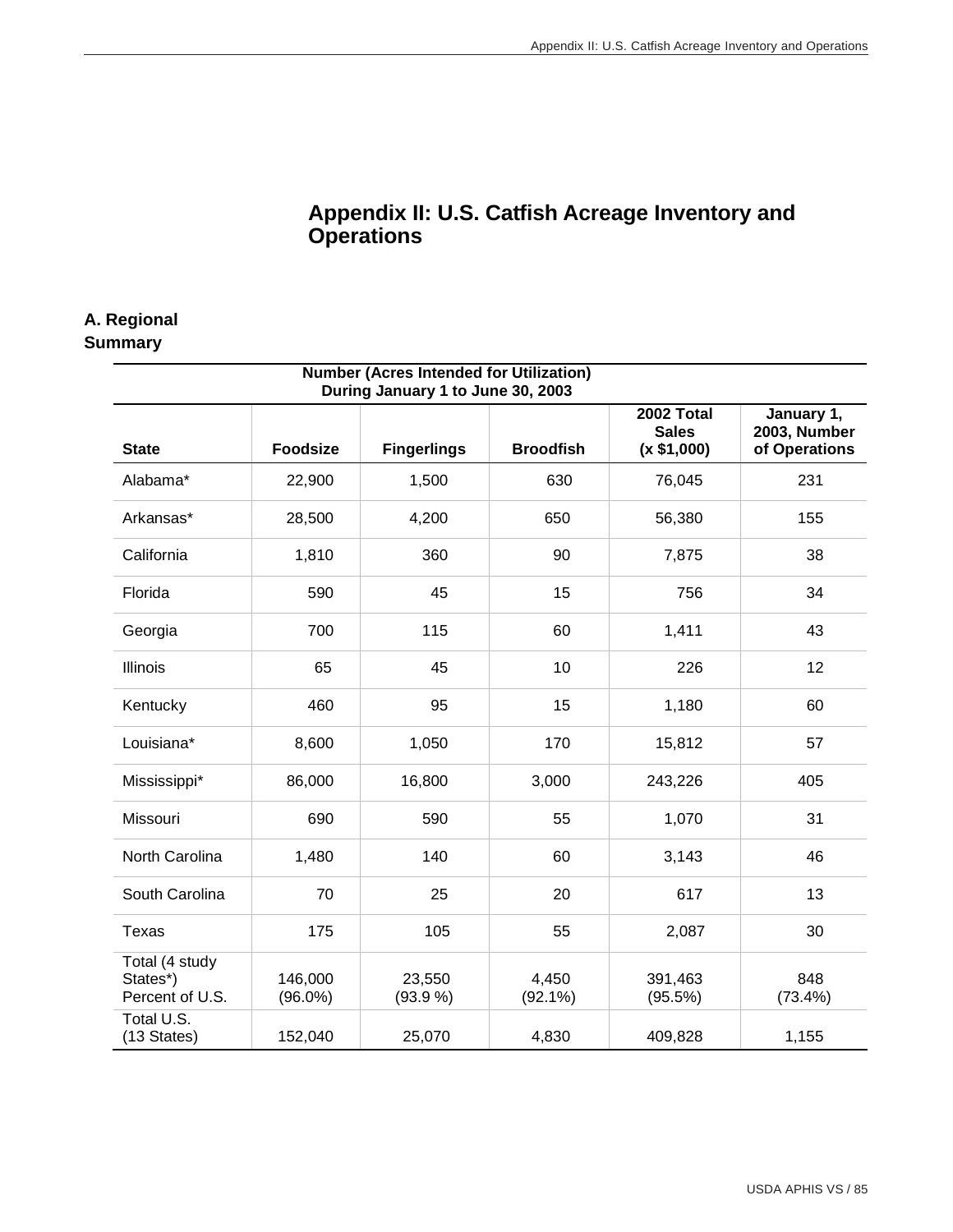# Appendix II: U.S. Catfish Acreage Inventory and Operations

## A. Regional Summary

| Number (Acres Intended for Utilization) During January 1 to June 30, 2003 | | | | | |
|---|---|---|---|---|---|
| **State** | **Foodsize** | **Fingerlings** | **Broodfish** | **2002 Total Sales (x $1,000)** | **January 1, 2003, Number of Operations** |
| Alabama* | 22,900 | 1,500 | 630 | 76,045 | 231 |
| Arkansas* | 28,500 | 4,200 | 650 | 56,380 | 155 |
| California | 1,810 | 360 | 90 | 7,875 | 38 |
| Florida | 590 | 45 | 15 | 756 | 34 |
| Georgia | 700 | 115 | 60 | 1,411 | 43 |
| Illinois | 65 | 45 | 10 | 226 | 12 |
| Kentucky | 460 | 95 | 15 | 1,180 | 60 |
| Louisiana* | 8,600 | 1,050 | 170 | 15,812 | 57 |
| Mississippi* | 86,000 | 16,800 | 3,000 | 243,226 | 405 |
| Missouri | 690 | 590 | 55 | 1,070 | 31 |
| North Carolina | 1,480 | 140 | 60 | 3,143 | 46 |
| South Carolina | 70 | 25 | 20 | 617 | 13 |
| Texas | 175 | 105 | 55 | 2,087 | 30 |
| Total (4 study States*) Percent of U.S. | 146,000 (96.0%) | 23,550 (93.9 %) | 4,450 (92.1%) | 391,463 (95.5%) | 848 (73.4%) |
| Total U.S. (13 States) | 152,040 | 25,070 | 4,830 | 409,828 | 1,155 |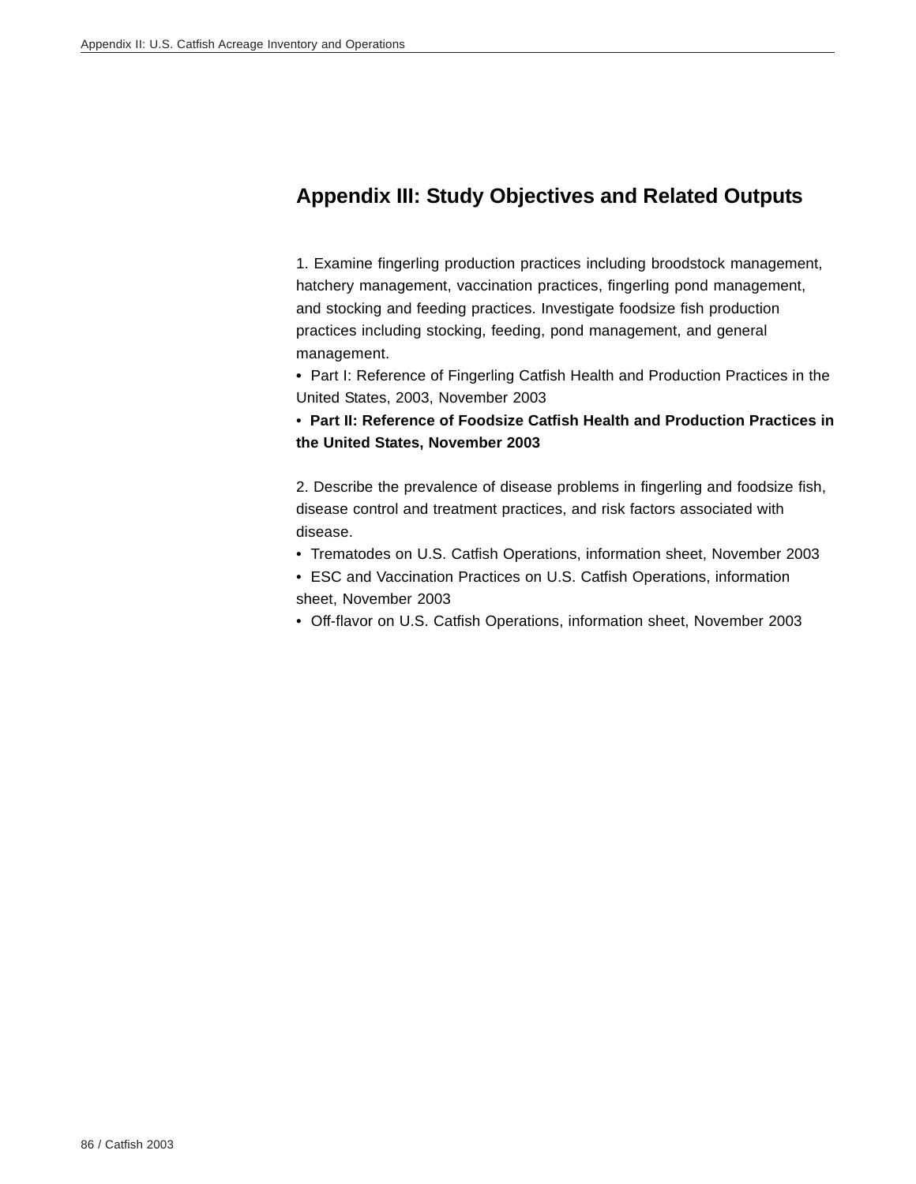# Appendix III: Study Objectives and Related Outputs

1. Examine fingerling production practices including broodstock management, hatchery management, vaccination practices, fingerling pond management, and stocking and feeding practices. Investigate foodsize fish production practices including stocking, feeding, pond management, and general management.

- Part I: Reference of Fingerling Catfish Health and Production Practices in the United States, 2003, November 2003
- **Part II: Reference of Foodsize Catfish Health and Production Practices in the United States, November 2003**

2. Describe the prevalence of disease problems in fingerling and foodsize fish, disease control and treatment practices, and risk factors associated with disease.

- Trematodes on U.S. Catfish Operations, information sheet, November 2003
- ESC and Vaccination Practices on U.S. Catfish Operations, information sheet, November 2003
- Off-flavor on U.S. Catfish Operations, information sheet, November 2003